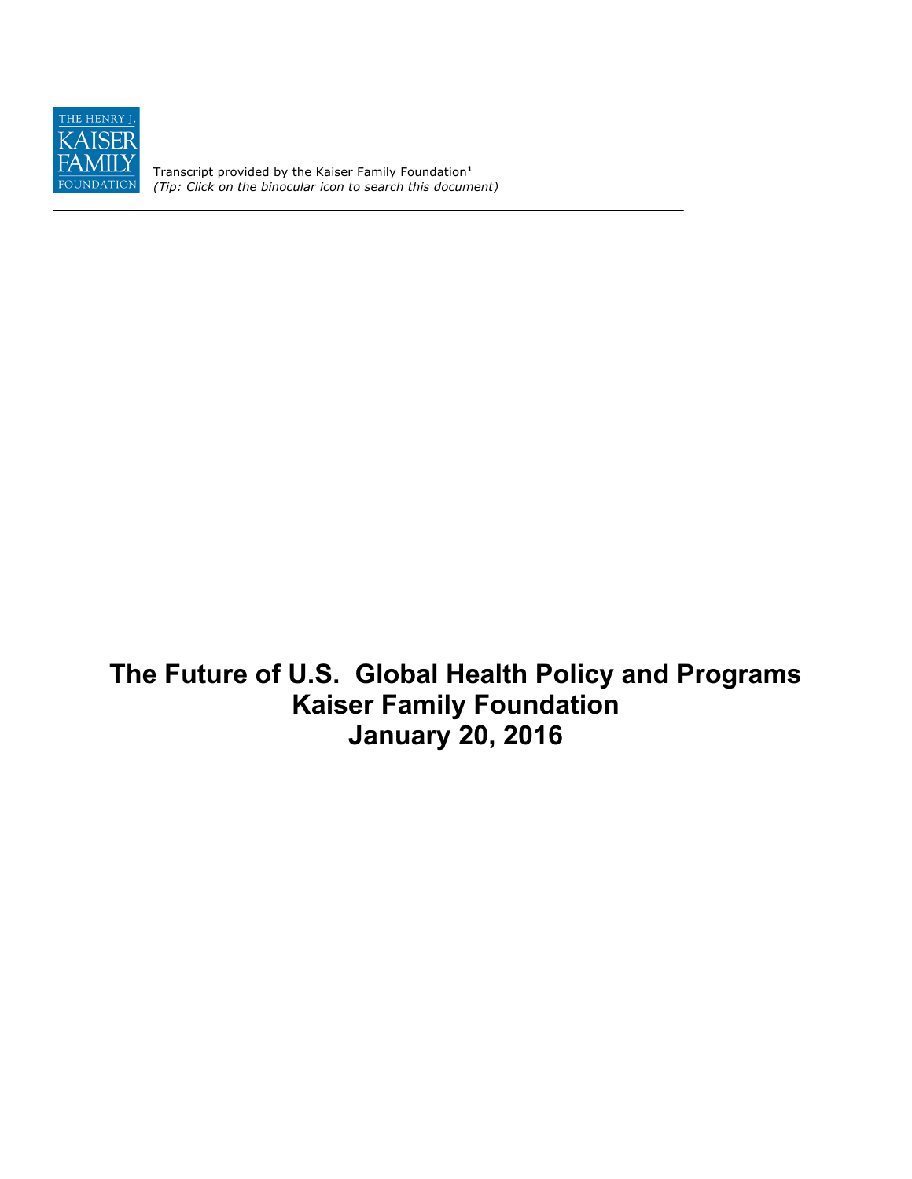THE HENRY J. KAISER FAMILY FOUNDATION

Transcript provided by the Kaiser Family Foundation[1]
*(Tip: Click on the binocular icon to search this document)*

---

# The Future of U.S. Global Health Policy and Programs
# Kaiser Family Foundation
# January 20, 2016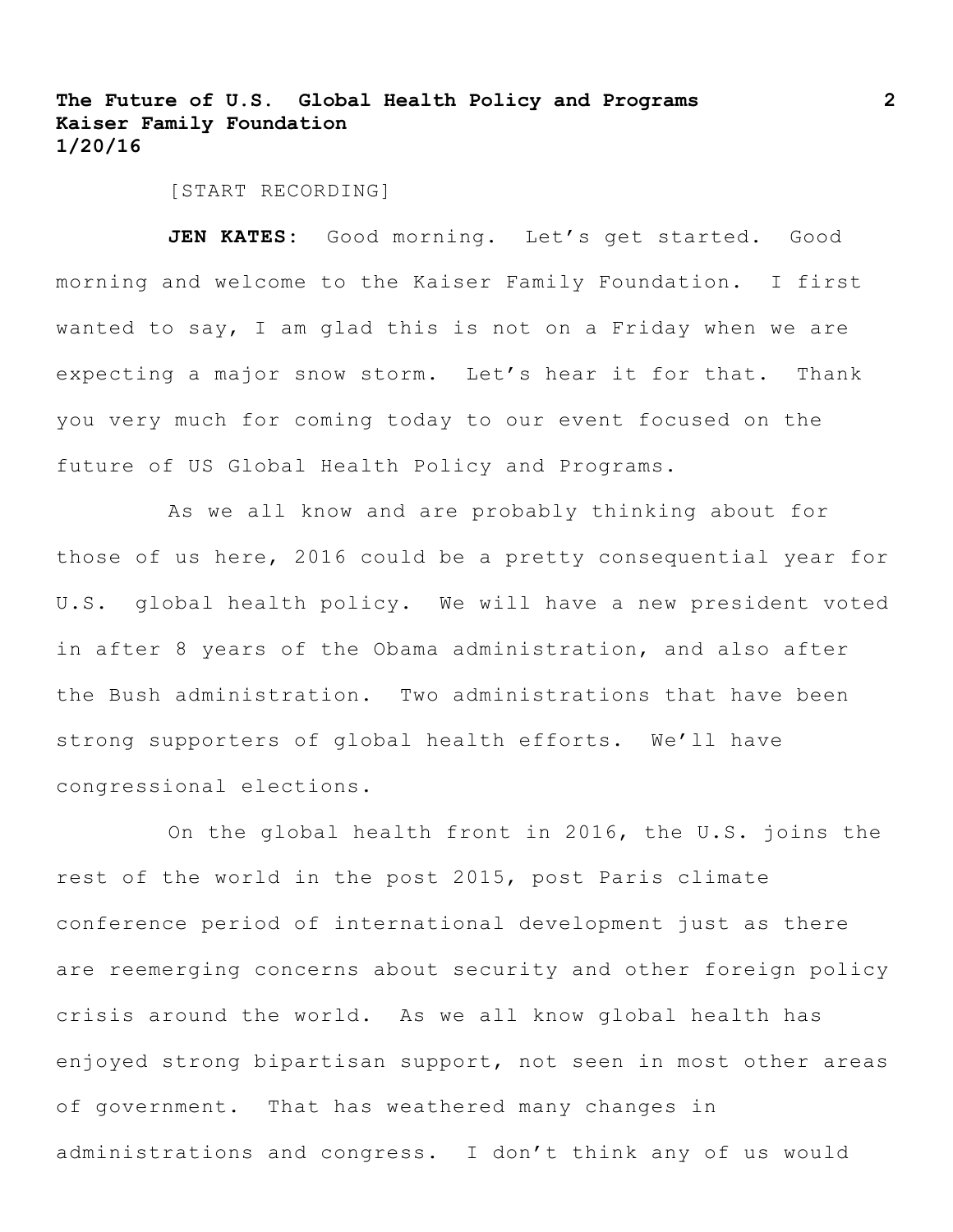[START RECORDING]

**JEN KATES:** Good morning. Let's get started. Good morning and welcome to the Kaiser Family Foundation. I first wanted to say, I am glad this is not on a Friday when we are expecting a major snow storm. Let's hear it for that. Thank you very much for coming today to our event focused on the future of US Global Health Policy and Programs.

As we all know and are probably thinking about for those of us here, 2016 could be a pretty consequential year for U.S. global health policy. We will have a new president voted in after 8 years of the Obama administration, and also after the Bush administration. Two administrations that have been strong supporters of global health efforts. We'll have congressional elections.

On the global health front in 2016, the U.S. joins the rest of the world in the post 2015, post Paris climate conference period of international development just as there are reemerging concerns about security and other foreign policy crisis around the world. As we all know global health has enjoyed strong bipartisan support, not seen in most other areas of government. That has weathered many changes in administrations and congress. I don't think any of us would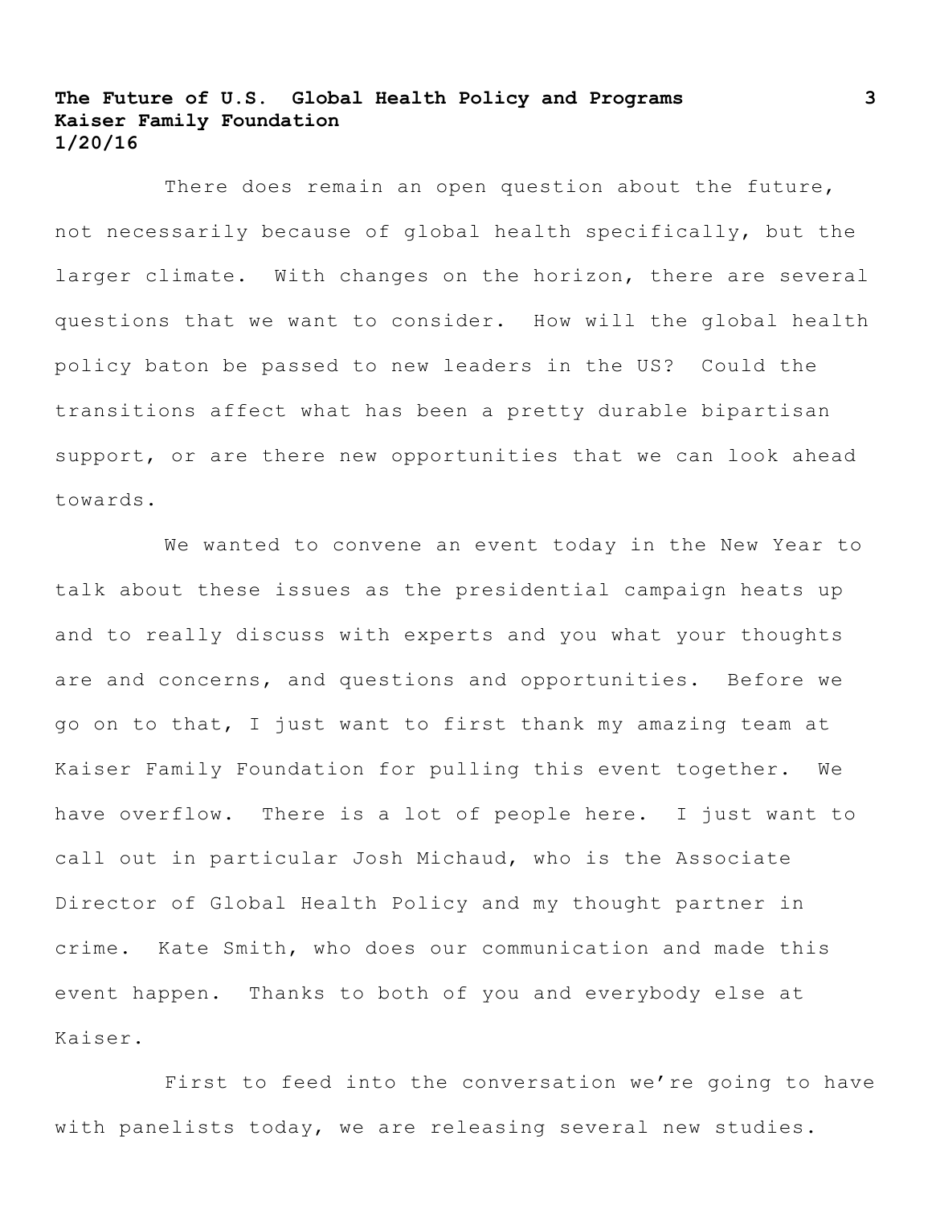There does remain an open question about the future, not necessarily because of global health specifically, but the larger climate. With changes on the horizon, there are several questions that we want to consider. How will the global health policy baton be passed to new leaders in the US? Could the transitions affect what has been a pretty durable bipartisan support, or are there new opportunities that we can look ahead towards.

We wanted to convene an event today in the New Year to talk about these issues as the presidential campaign heats up and to really discuss with experts and you what your thoughts are and concerns, and questions and opportunities. Before we go on to that, I just want to first thank my amazing team at Kaiser Family Foundation for pulling this event together. We have overflow. There is a lot of people here. I just want to call out in particular Josh Michaud, who is the Associate Director of Global Health Policy and my thought partner in crime. Kate Smith, who does our communication and made this event happen. Thanks to both of you and everybody else at Kaiser.

First to feed into the conversation we're going to have with panelists today, we are releasing several new studies.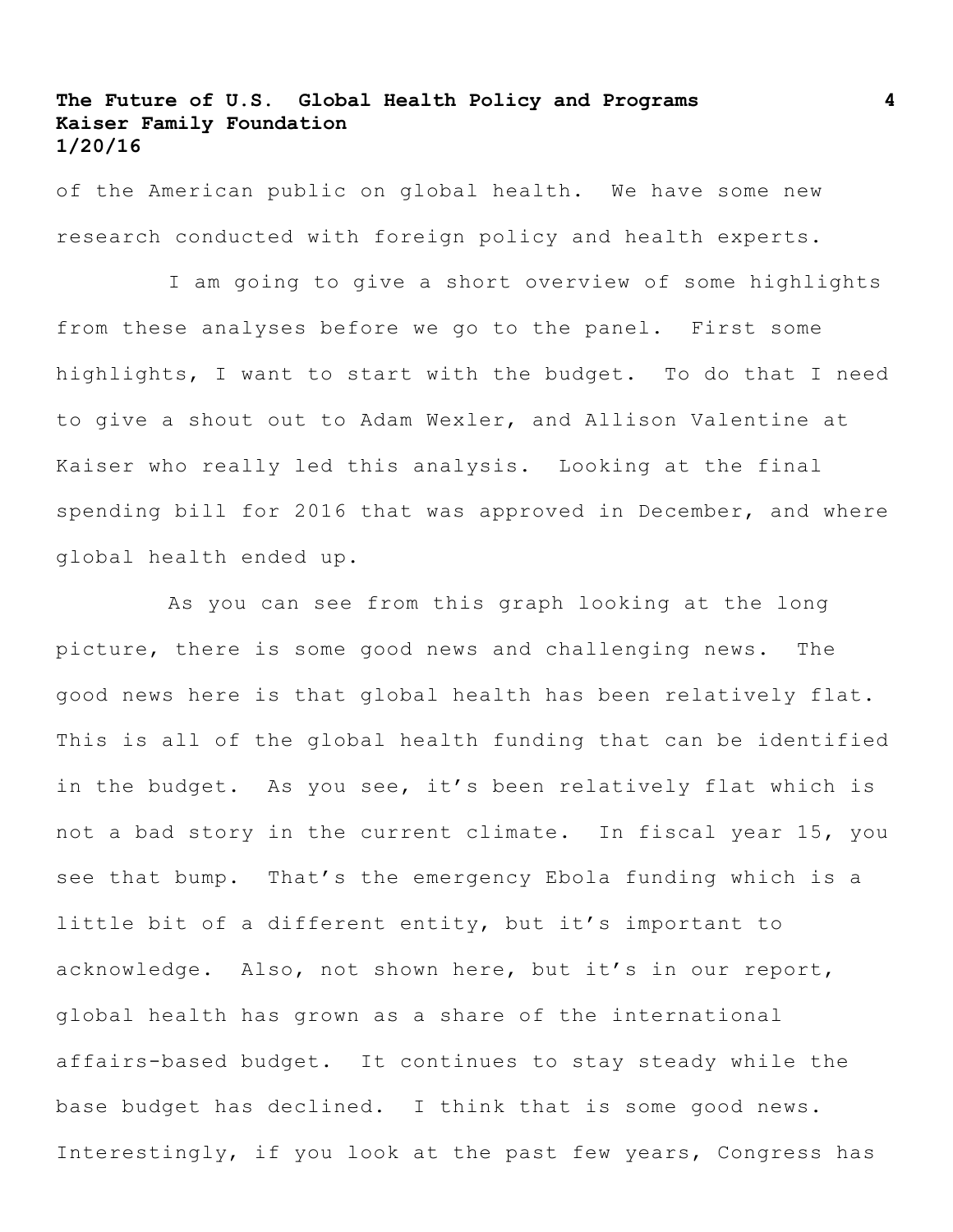of the American public on global health. We have some new research conducted with foreign policy and health experts.

I am going to give a short overview of some highlights from these analyses before we go to the panel. First some highlights, I want to start with the budget. To do that I need to give a shout out to Adam Wexler, and Allison Valentine at Kaiser who really led this analysis. Looking at the final spending bill for 2016 that was approved in December, and where global health ended up.

As you can see from this graph looking at the long picture, there is some good news and challenging news. The good news here is that global health has been relatively flat. This is all of the global health funding that can be identified in the budget. As you see, it's been relatively flat which is not a bad story in the current climate. In fiscal year 15, you see that bump. That's the emergency Ebola funding which is a little bit of a different entity, but it's important to acknowledge. Also, not shown here, but it's in our report, global health has grown as a share of the international affairs-based budget. It continues to stay steady while the base budget has declined. I think that is some good news. Interestingly, if you look at the past few years, Congress has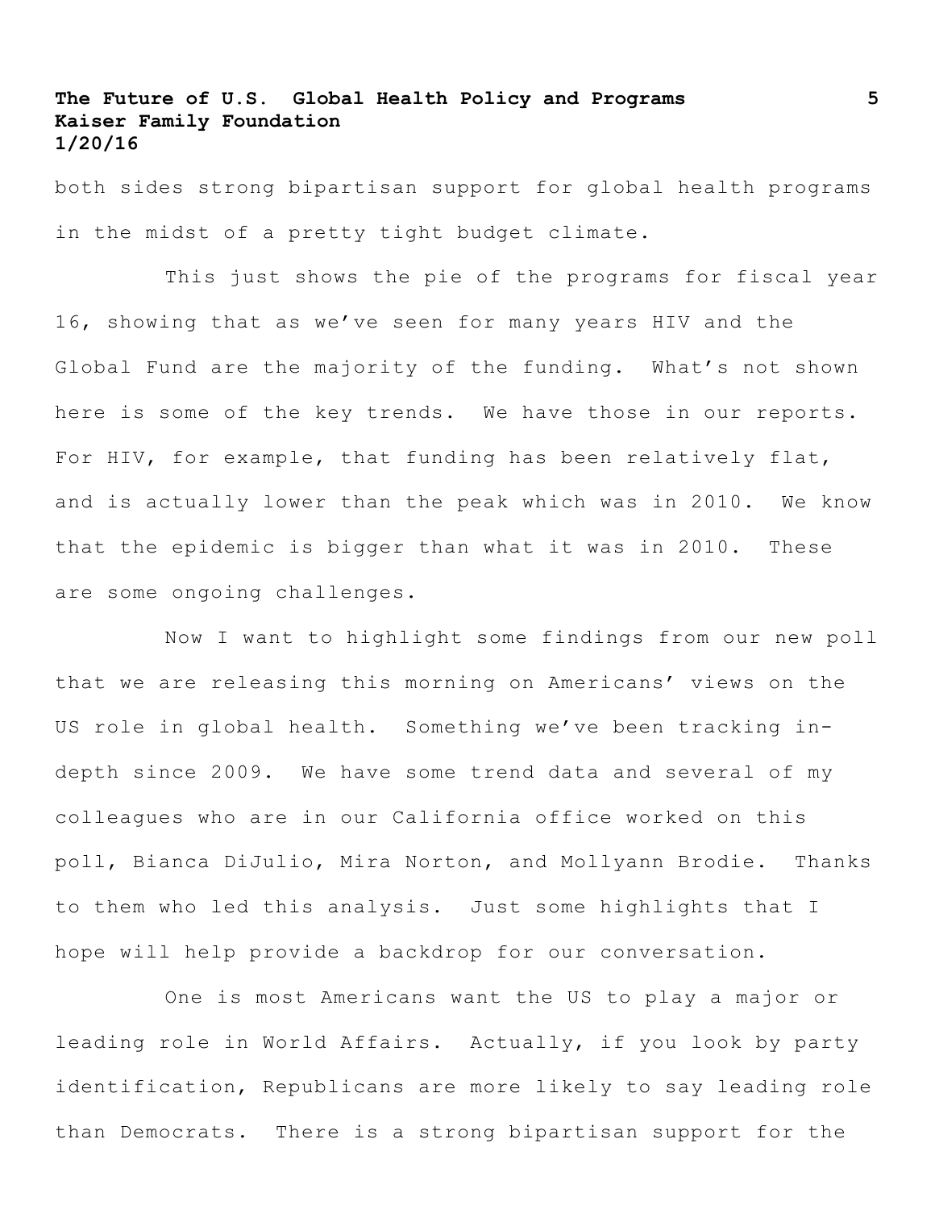both sides strong bipartisan support for global health programs in the midst of a pretty tight budget climate.

This just shows the pie of the programs for fiscal year 16, showing that as we've seen for many years HIV and the Global Fund are the majority of the funding. What's not shown here is some of the key trends. We have those in our reports. For HIV, for example, that funding has been relatively flat, and is actually lower than the peak which was in 2010. We know that the epidemic is bigger than what it was in 2010. These are some ongoing challenges.

Now I want to highlight some findings from our new poll that we are releasing this morning on Americans' views on the US role in global health. Something we've been tracking in-depth since 2009. We have some trend data and several of my colleagues who are in our California office worked on this poll, Bianca DiJulio, Mira Norton, and Mollyann Brodie. Thanks to them who led this analysis. Just some highlights that I hope will help provide a backdrop for our conversation.

One is most Americans want the US to play a major or leading role in World Affairs. Actually, if you look by party identification, Republicans are more likely to say leading role than Democrats. There is a strong bipartisan support for the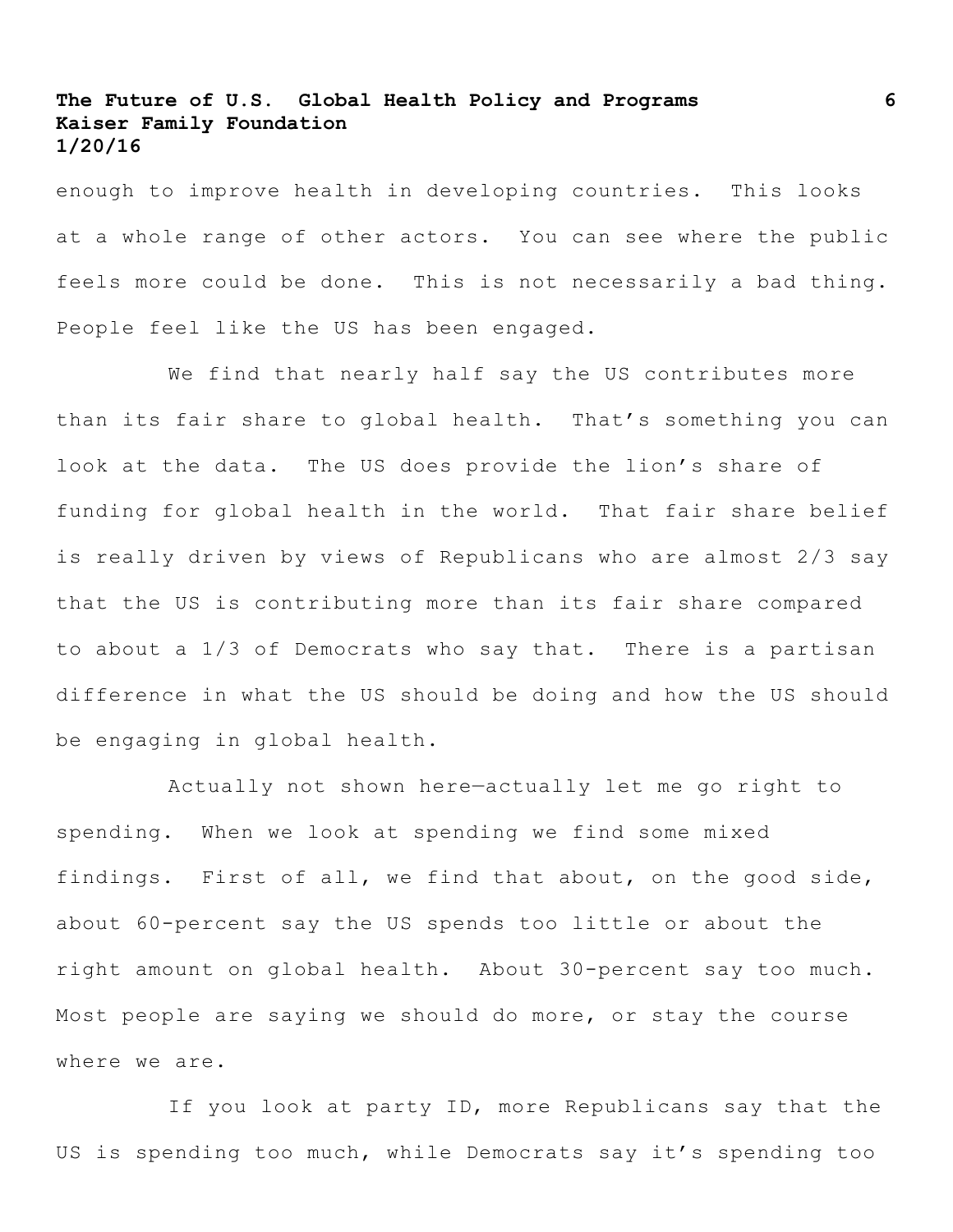enough to improve health in developing countries. This looks at a whole range of other actors. You can see where the public feels more could be done. This is not necessarily a bad thing. People feel like the US has been engaged.

We find that nearly half say the US contributes more than its fair share to global health. That's something you can look at the data. The US does provide the lion's share of funding for global health in the world. That fair share belief is really driven by views of Republicans who are almost 2/3 say that the US is contributing more than its fair share compared to about a 1/3 of Democrats who say that. There is a partisan difference in what the US should be doing and how the US should be engaging in global health.

Actually not shown here—actually let me go right to spending. When we look at spending we find some mixed findings. First of all, we find that about, on the good side, about 60-percent say the US spends too little or about the right amount on global health. About 30-percent say too much. Most people are saying we should do more, or stay the course where we are.

If you look at party ID, more Republicans say that the US is spending too much, while Democrats say it's spending too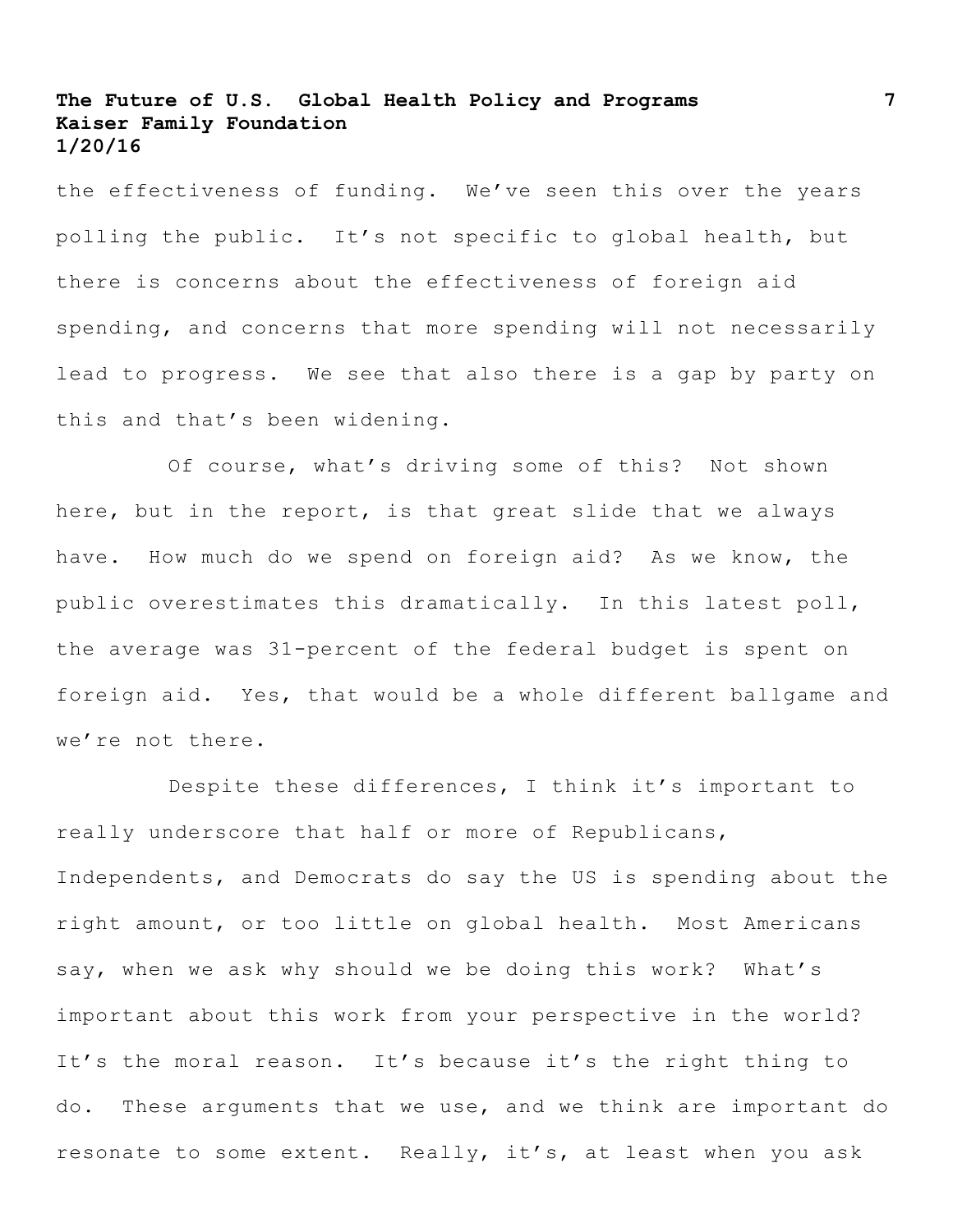the effectiveness of funding. We've seen this over the years polling the public. It's not specific to global health, but there is concerns about the effectiveness of foreign aid spending, and concerns that more spending will not necessarily lead to progress. We see that also there is a gap by party on this and that's been widening.

Of course, what's driving some of this? Not shown here, but in the report, is that great slide that we always have. How much do we spend on foreign aid? As we know, the public overestimates this dramatically. In this latest poll, the average was 31-percent of the federal budget is spent on foreign aid. Yes, that would be a whole different ballgame and we're not there.

Despite these differences, I think it's important to really underscore that half or more of Republicans, Independents, and Democrats do say the US is spending about the right amount, or too little on global health. Most Americans say, when we ask why should we be doing this work? What's important about this work from your perspective in the world? It's the moral reason. It's because it's the right thing to do. These arguments that we use, and we think are important do resonate to some extent. Really, it's, at least when you ask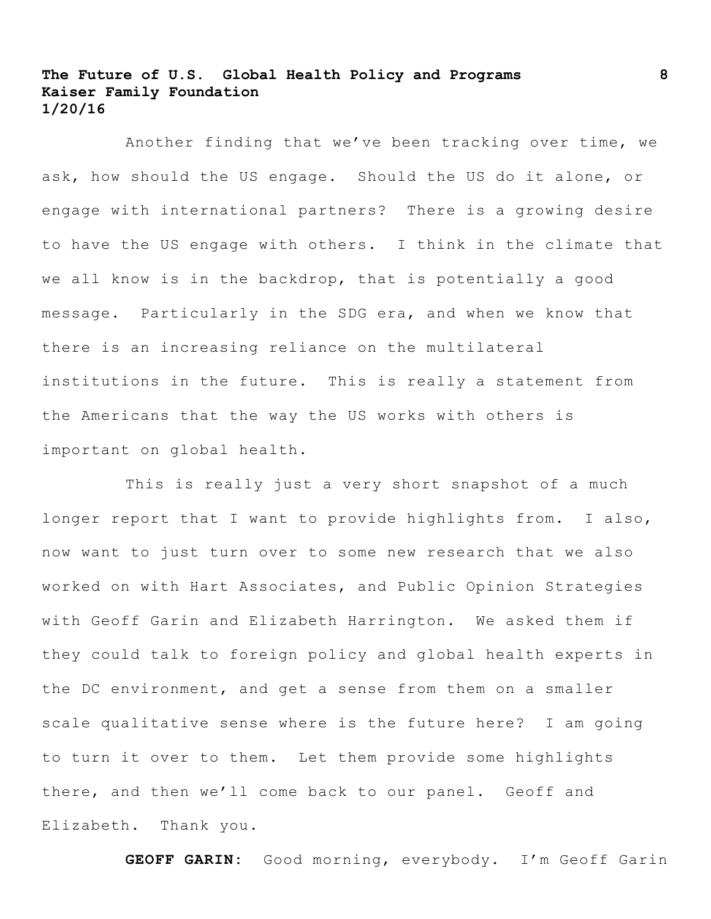Another finding that we've been tracking over time, we ask, how should the US engage. Should the US do it alone, or engage with international partners? There is a growing desire to have the US engage with others. I think in the climate that we all know is in the backdrop, that is potentially a good message. Particularly in the SDG era, and when we know that there is an increasing reliance on the multilateral institutions in the future. This is really a statement from the Americans that the way the US works with others is important on global health.

This is really just a very short snapshot of a much longer report that I want to provide highlights from. I also, now want to just turn over to some new research that we also worked on with Hart Associates, and Public Opinion Strategies with Geoff Garin and Elizabeth Harrington. We asked them if they could talk to foreign policy and global health experts in the DC environment, and get a sense from them on a smaller scale qualitative sense where is the future here? I am going to turn it over to them. Let them provide some highlights there, and then we'll come back to our panel. Geoff and Elizabeth. Thank you.

**GEOFF GARIN:** Good morning, everybody. I'm Geoff Garin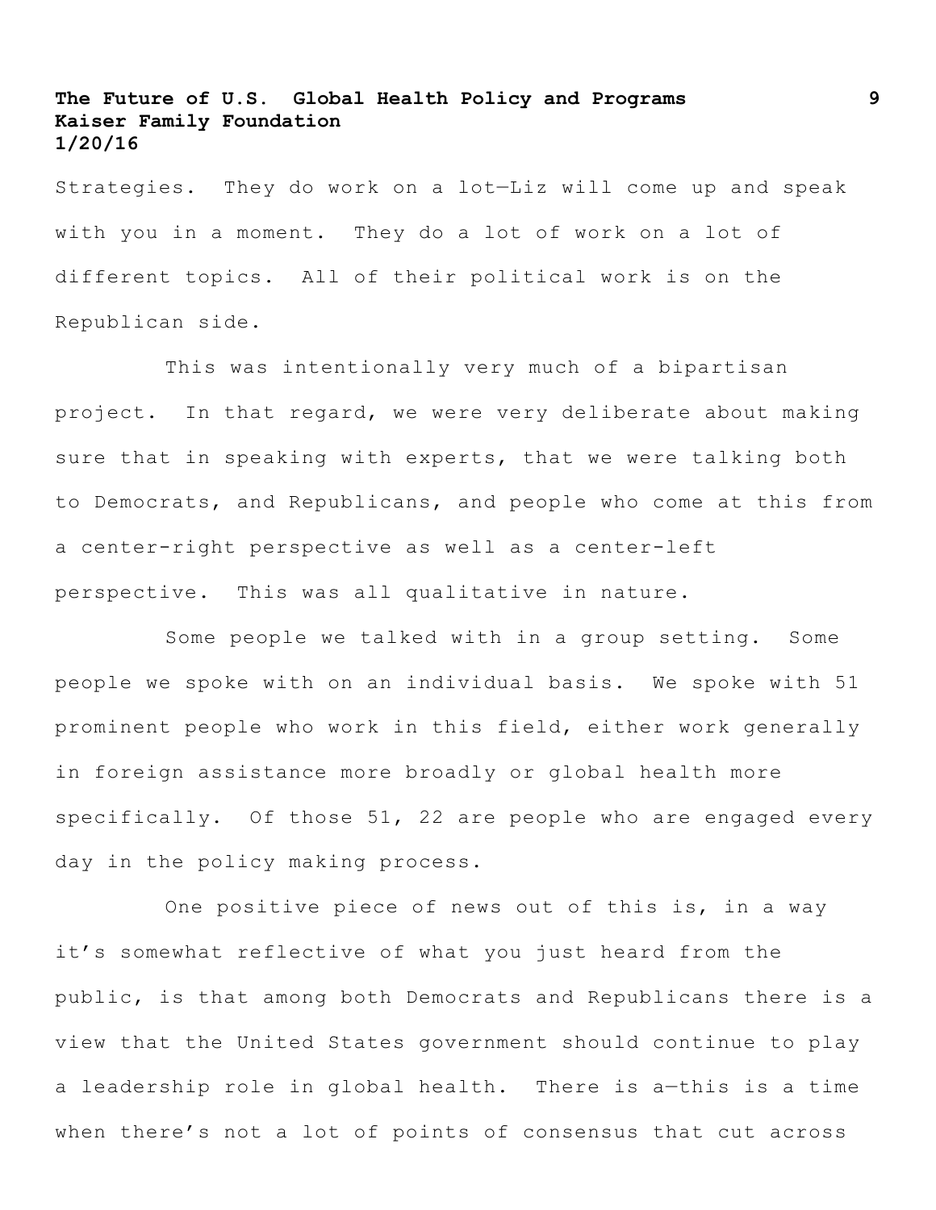Strategies. They do work on a lot—Liz will come up and speak with you in a moment. They do a lot of work on a lot of different topics. All of their political work is on the Republican side.

This was intentionally very much of a bipartisan project. In that regard, we were very deliberate about making sure that in speaking with experts, that we were talking both to Democrats, and Republicans, and people who come at this from a center-right perspective as well as a center-left perspective. This was all qualitative in nature.

Some people we talked with in a group setting. Some people we spoke with on an individual basis. We spoke with 51 prominent people who work in this field, either work generally in foreign assistance more broadly or global health more specifically. Of those 51, 22 are people who are engaged every day in the policy making process.

One positive piece of news out of this is, in a way it's somewhat reflective of what you just heard from the public, is that among both Democrats and Republicans there is a view that the United States government should continue to play a leadership role in global health. There is a—this is a time when there's not a lot of points of consensus that cut across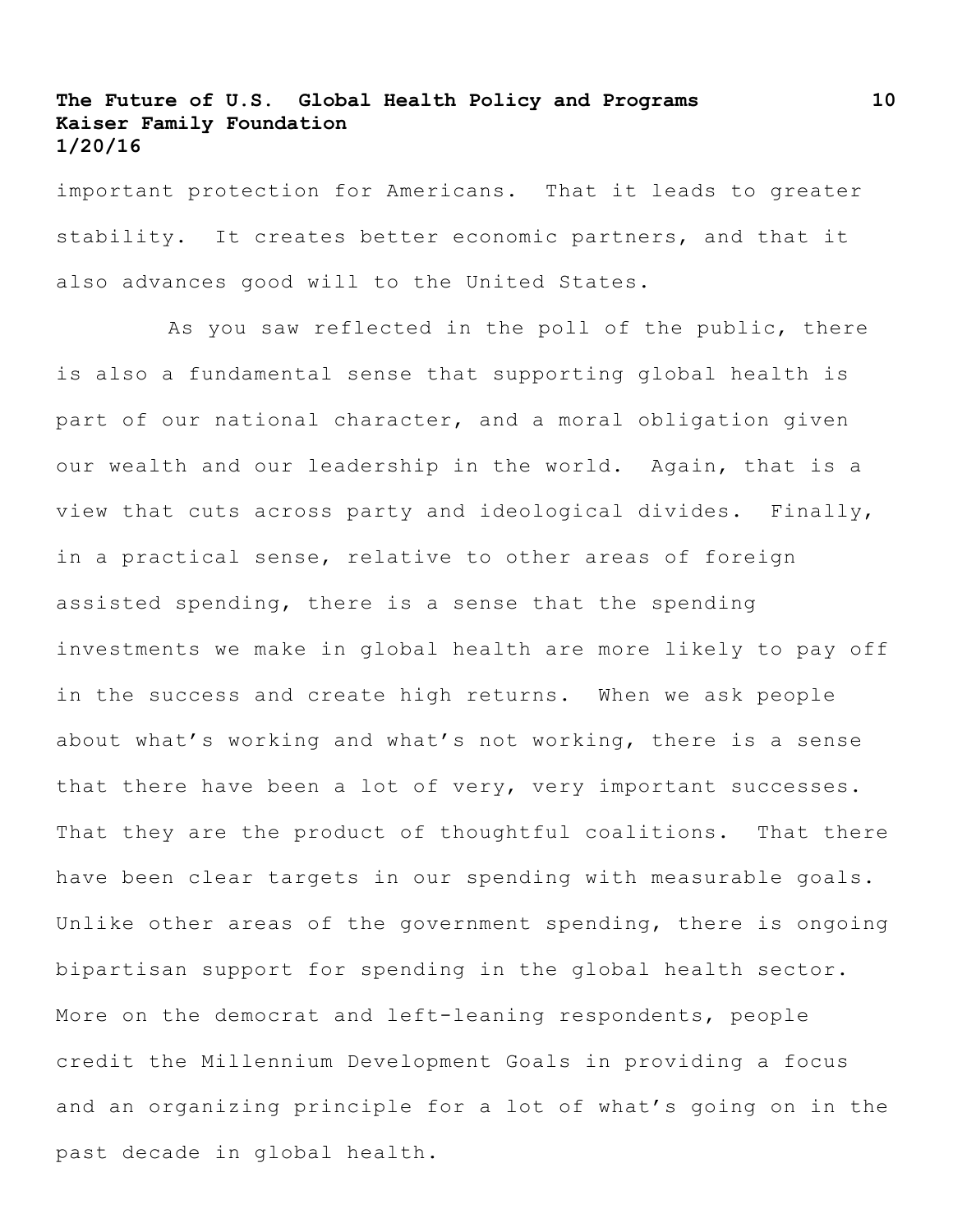important protection for Americans. That it leads to greater stability. It creates better economic partners, and that it also advances good will to the United States.

As you saw reflected in the poll of the public, there is also a fundamental sense that supporting global health is part of our national character, and a moral obligation given our wealth and our leadership in the world. Again, that is a view that cuts across party and ideological divides. Finally, in a practical sense, relative to other areas of foreign assisted spending, there is a sense that the spending investments we make in global health are more likely to pay off in the success and create high returns. When we ask people about what's working and what's not working, there is a sense that there have been a lot of very, very important successes. That they are the product of thoughtful coalitions. That there have been clear targets in our spending with measurable goals. Unlike other areas of the government spending, there is ongoing bipartisan support for spending in the global health sector. More on the democrat and left-leaning respondents, people credit the Millennium Development Goals in providing a focus and an organizing principle for a lot of what's going on in the past decade in global health.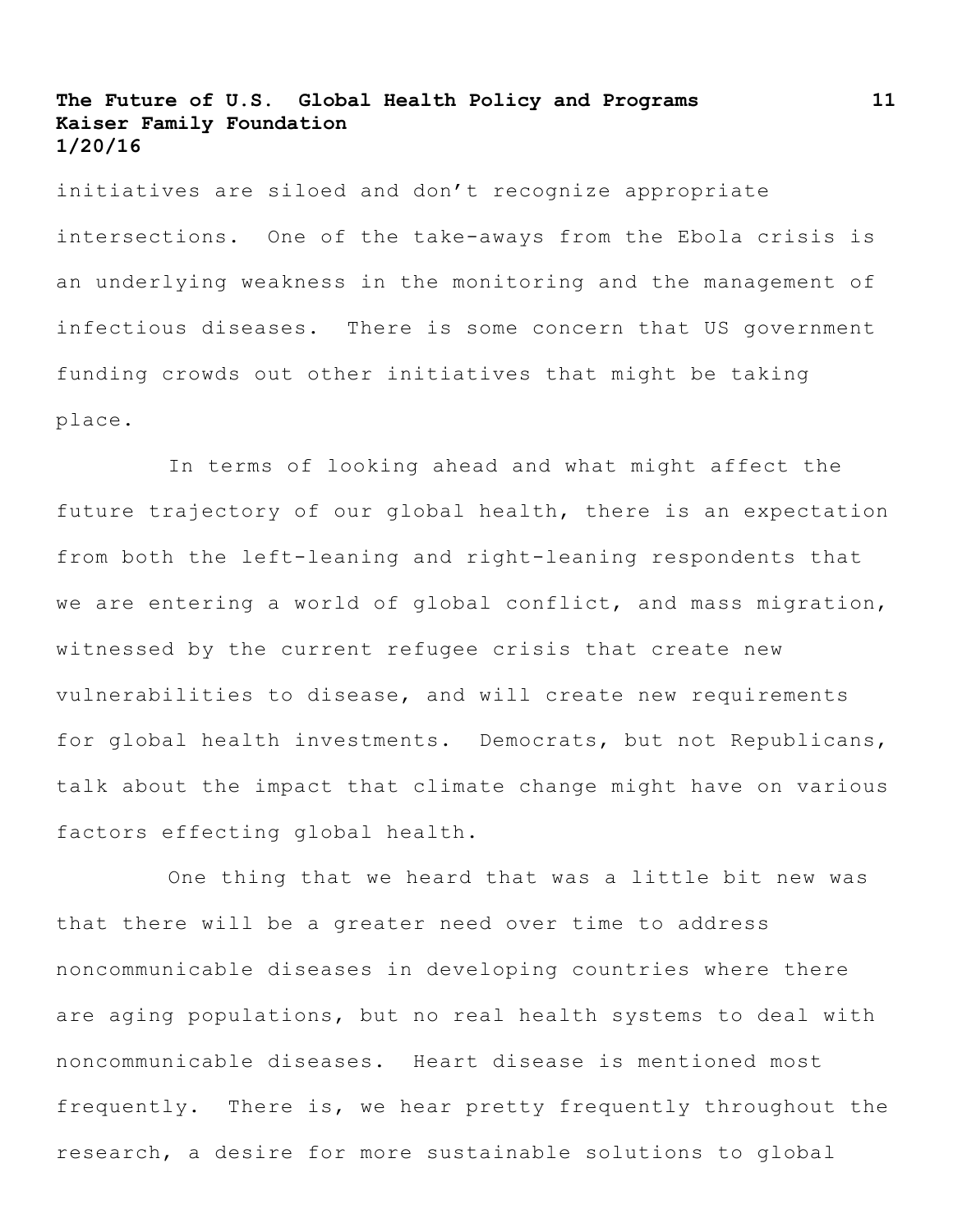initiatives are siloed and don't recognize appropriate intersections. One of the take-aways from the Ebola crisis is an underlying weakness in the monitoring and the management of infectious diseases. There is some concern that US government funding crowds out other initiatives that might be taking place.

In terms of looking ahead and what might affect the future trajectory of our global health, there is an expectation from both the left-leaning and right-leaning respondents that we are entering a world of global conflict, and mass migration, witnessed by the current refugee crisis that create new vulnerabilities to disease, and will create new requirements for global health investments. Democrats, but not Republicans, talk about the impact that climate change might have on various factors effecting global health.

One thing that we heard that was a little bit new was that there will be a greater need over time to address noncommunicable diseases in developing countries where there are aging populations, but no real health systems to deal with noncommunicable diseases. Heart disease is mentioned most frequently. There is, we hear pretty frequently throughout the research, a desire for more sustainable solutions to global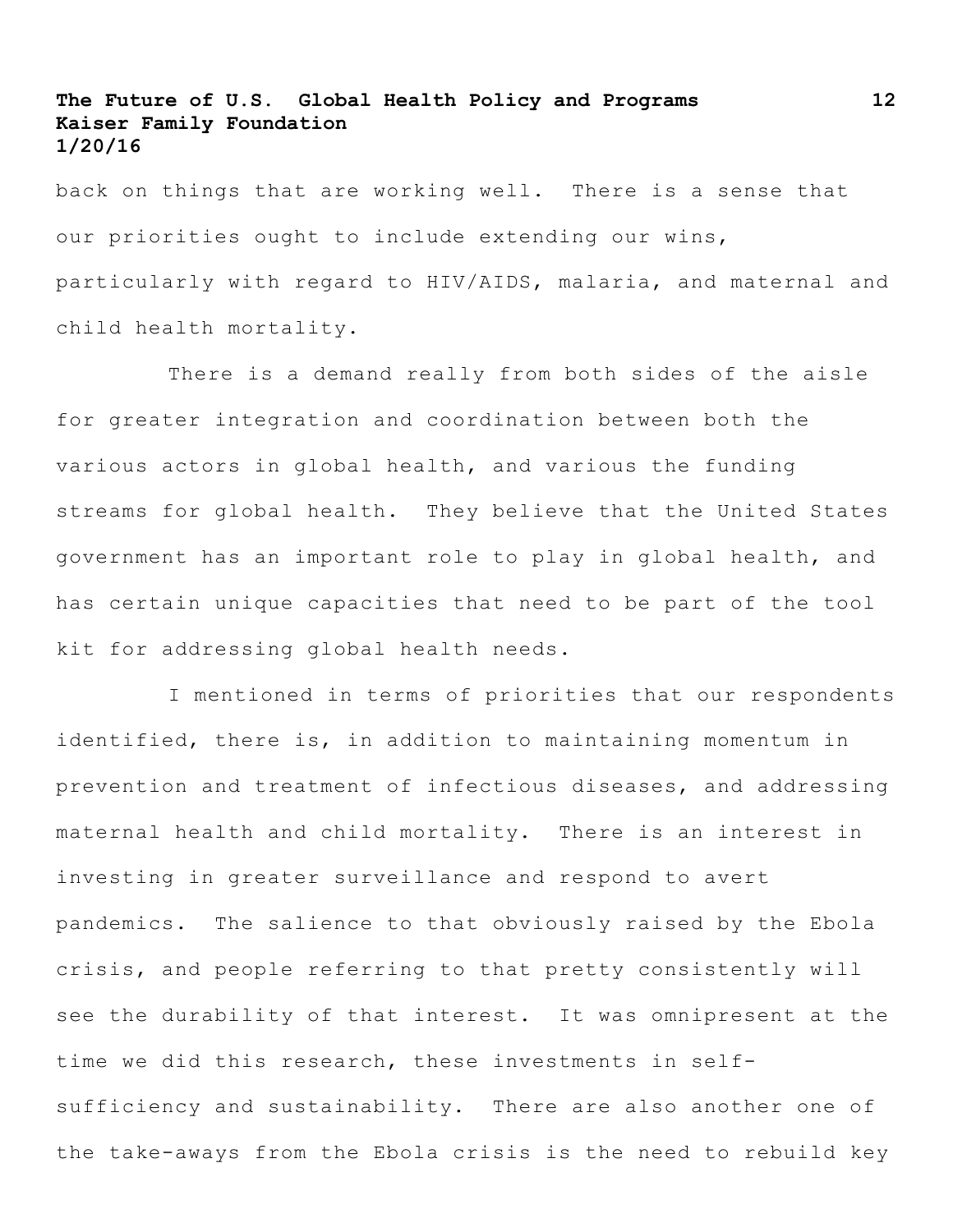back on things that are working well. There is a sense that our priorities ought to include extending our wins, particularly with regard to HIV/AIDS, malaria, and maternal and child health mortality.

There is a demand really from both sides of the aisle for greater integration and coordination between both the various actors in global health, and various the funding streams for global health. They believe that the United States government has an important role to play in global health, and has certain unique capacities that need to be part of the tool kit for addressing global health needs.

I mentioned in terms of priorities that our respondents identified, there is, in addition to maintaining momentum in prevention and treatment of infectious diseases, and addressing maternal health and child mortality. There is an interest in investing in greater surveillance and respond to avert pandemics. The salience to that obviously raised by the Ebola crisis, and people referring to that pretty consistently will see the durability of that interest. It was omnipresent at the time we did this research, these investments in self-sufficiency and sustainability. There are also another one of the take-aways from the Ebola crisis is the need to rebuild key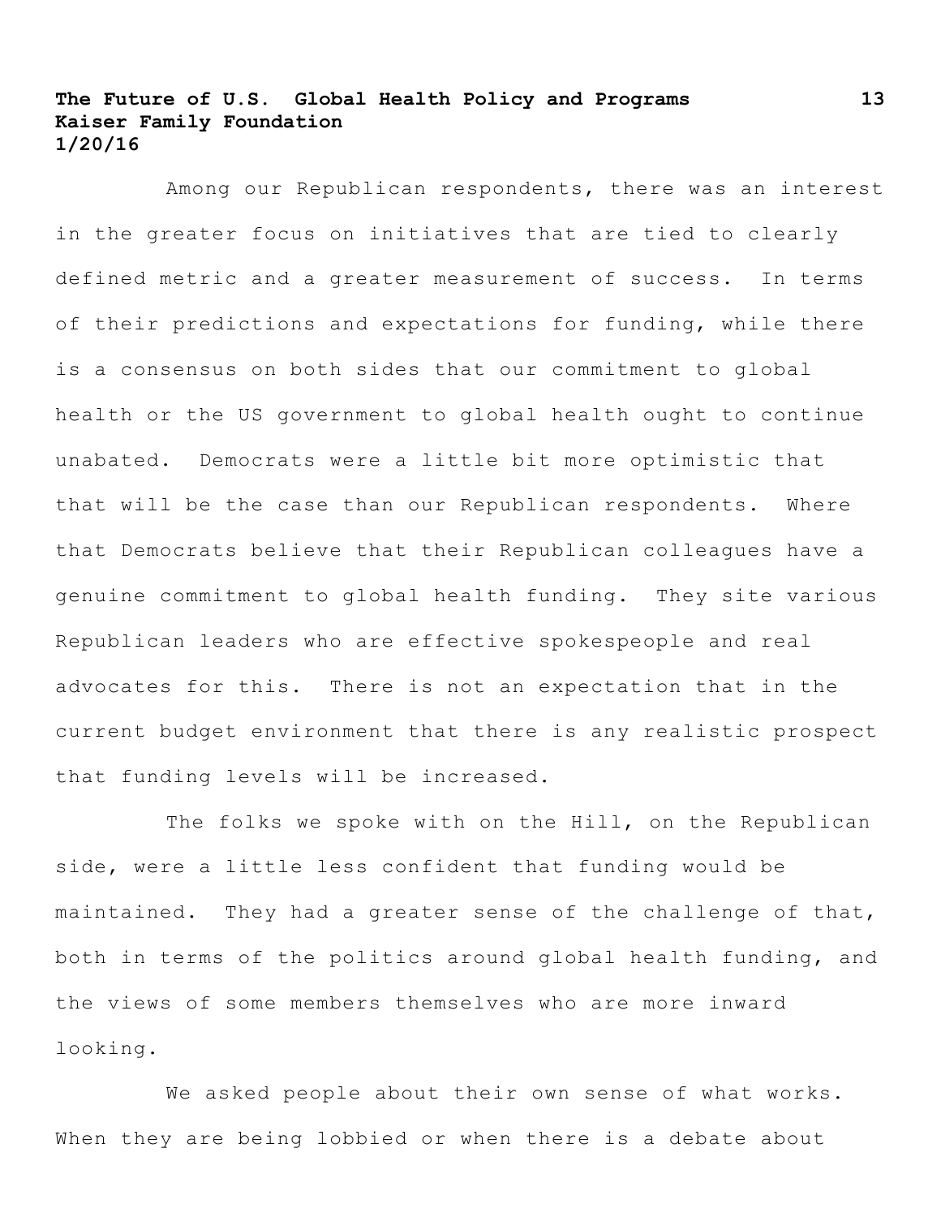Among our Republican respondents, there was an interest in the greater focus on initiatives that are tied to clearly defined metric and a greater measurement of success. In terms of their predictions and expectations for funding, while there is a consensus on both sides that our commitment to global health or the US government to global health ought to continue unabated. Democrats were a little bit more optimistic that that will be the case than our Republican respondents. Where that Democrats believe that their Republican colleagues have a genuine commitment to global health funding. They site various Republican leaders who are effective spokespeople and real advocates for this. There is not an expectation that in the current budget environment that there is any realistic prospect that funding levels will be increased.

The folks we spoke with on the Hill, on the Republican side, were a little less confident that funding would be maintained. They had a greater sense of the challenge of that, both in terms of the politics around global health funding, and the views of some members themselves who are more inward looking.

We asked people about their own sense of what works. When they are being lobbied or when there is a debate about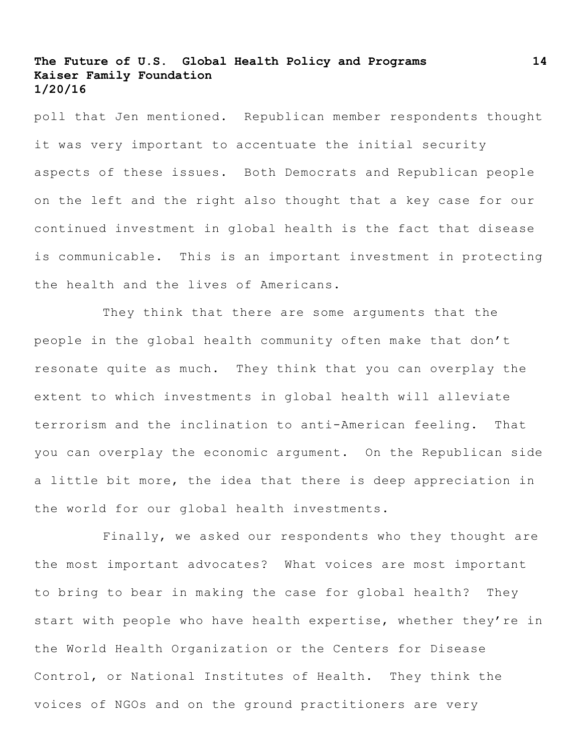poll that Jen mentioned. Republican member respondents thought it was very important to accentuate the initial security aspects of these issues. Both Democrats and Republican people on the left and the right also thought that a key case for our continued investment in global health is the fact that disease is communicable. This is an important investment in protecting the health and the lives of Americans.

They think that there are some arguments that the people in the global health community often make that don't resonate quite as much. They think that you can overplay the extent to which investments in global health will alleviate terrorism and the inclination to anti-American feeling. That you can overplay the economic argument. On the Republican side a little bit more, the idea that there is deep appreciation in the world for our global health investments.

Finally, we asked our respondents who they thought are the most important advocates? What voices are most important to bring to bear in making the case for global health? They start with people who have health expertise, whether they're in the World Health Organization or the Centers for Disease Control, or National Institutes of Health. They think the voices of NGOs and on the ground practitioners are very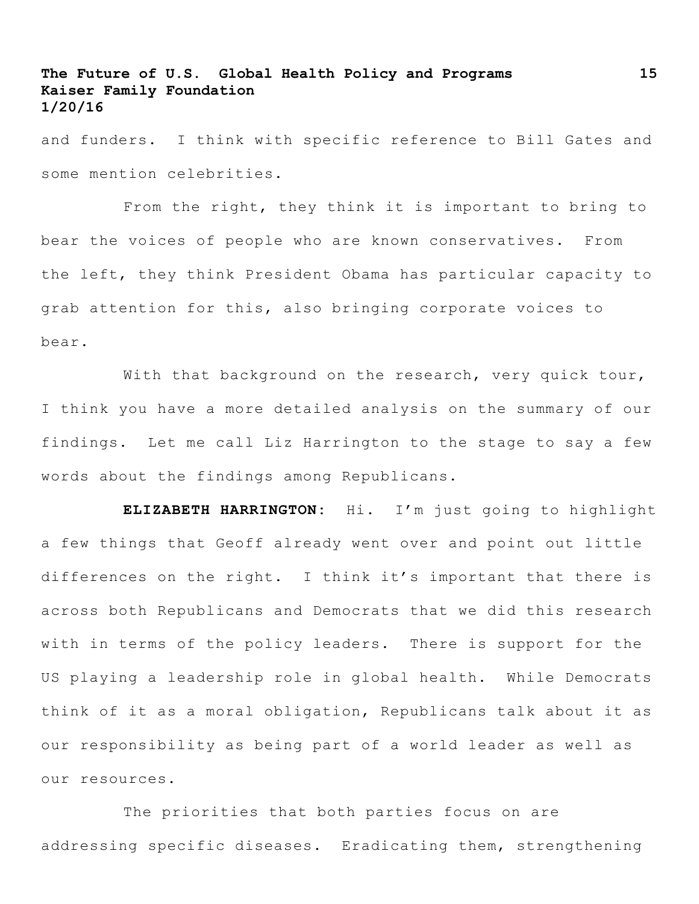and funders. I think with specific reference to Bill Gates and some mention celebrities.

From the right, they think it is important to bring to bear the voices of people who are known conservatives. From the left, they think President Obama has particular capacity to grab attention for this, also bringing corporate voices to bear.

With that background on the research, very quick tour, I think you have a more detailed analysis on the summary of our findings. Let me call Liz Harrington to the stage to say a few words about the findings among Republicans.

**ELIZABETH HARRINGTON:** Hi. I'm just going to highlight a few things that Geoff already went over and point out little differences on the right. I think it's important that there is across both Republicans and Democrats that we did this research with in terms of the policy leaders. There is support for the US playing a leadership role in global health. While Democrats think of it as a moral obligation, Republicans talk about it as our responsibility as being part of a world leader as well as our resources.

The priorities that both parties focus on are addressing specific diseases. Eradicating them, strengthening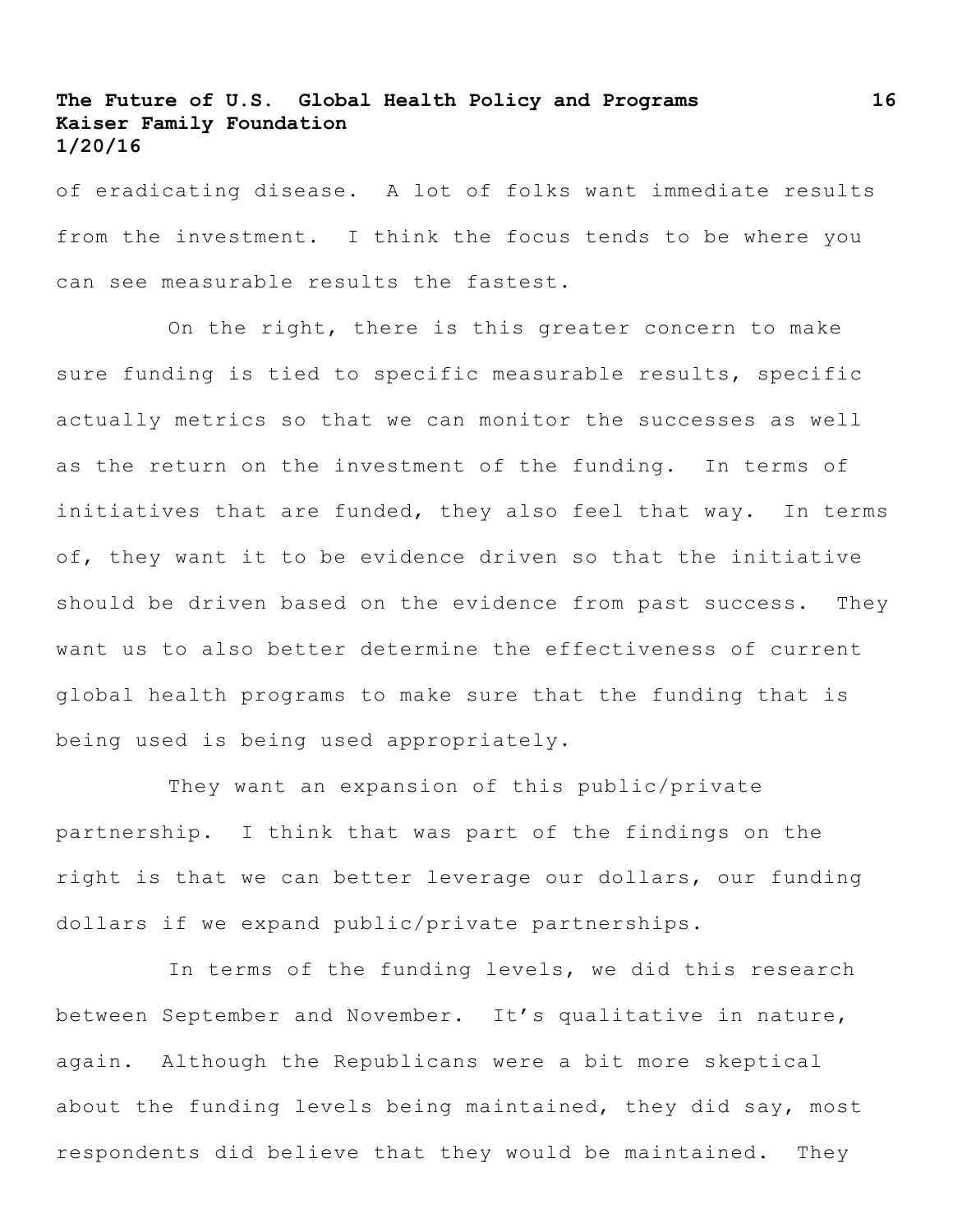of eradicating disease. A lot of folks want immediate results from the investment. I think the focus tends to be where you can see measurable results the fastest.

On the right, there is this greater concern to make sure funding is tied to specific measurable results, specific actually metrics so that we can monitor the successes as well as the return on the investment of the funding. In terms of initiatives that are funded, they also feel that way. In terms of, they want it to be evidence driven so that the initiative should be driven based on the evidence from past success. They want us to also better determine the effectiveness of current global health programs to make sure that the funding that is being used is being used appropriately.

They want an expansion of this public/private partnership. I think that was part of the findings on the right is that we can better leverage our dollars, our funding dollars if we expand public/private partnerships.

In terms of the funding levels, we did this research between September and November. It's qualitative in nature, again. Although the Republicans were a bit more skeptical about the funding levels being maintained, they did say, most respondents did believe that they would be maintained. They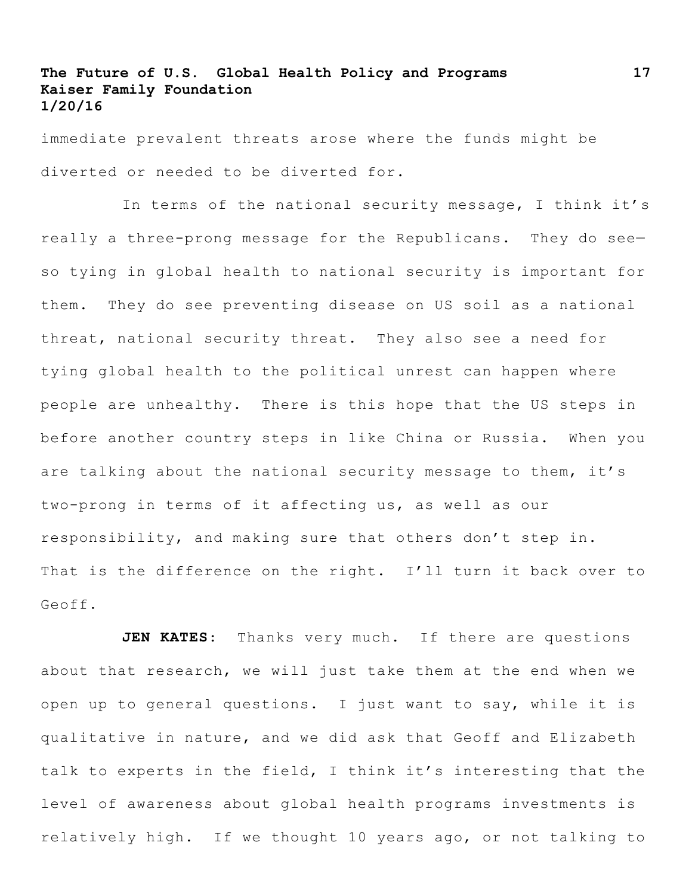immediate prevalent threats arose where the funds might be diverted or needed to be diverted for.

In terms of the national security message, I think it's really a three-prong message for the Republicans. They do see—so tying in global health to national security is important for them. They do see preventing disease on US soil as a national threat, national security threat. They also see a need for tying global health to the political unrest can happen where people are unhealthy. There is this hope that the US steps in before another country steps in like China or Russia. When you are talking about the national security message to them, it's two-prong in terms of it affecting us, as well as our responsibility, and making sure that others don't step in. That is the difference on the right. I'll turn it back over to Geoff.

**JEN KATES:** Thanks very much. If there are questions about that research, we will just take them at the end when we open up to general questions. I just want to say, while it is qualitative in nature, and we did ask that Geoff and Elizabeth talk to experts in the field, I think it's interesting that the level of awareness about global health programs investments is relatively high. If we thought 10 years ago, or not talking to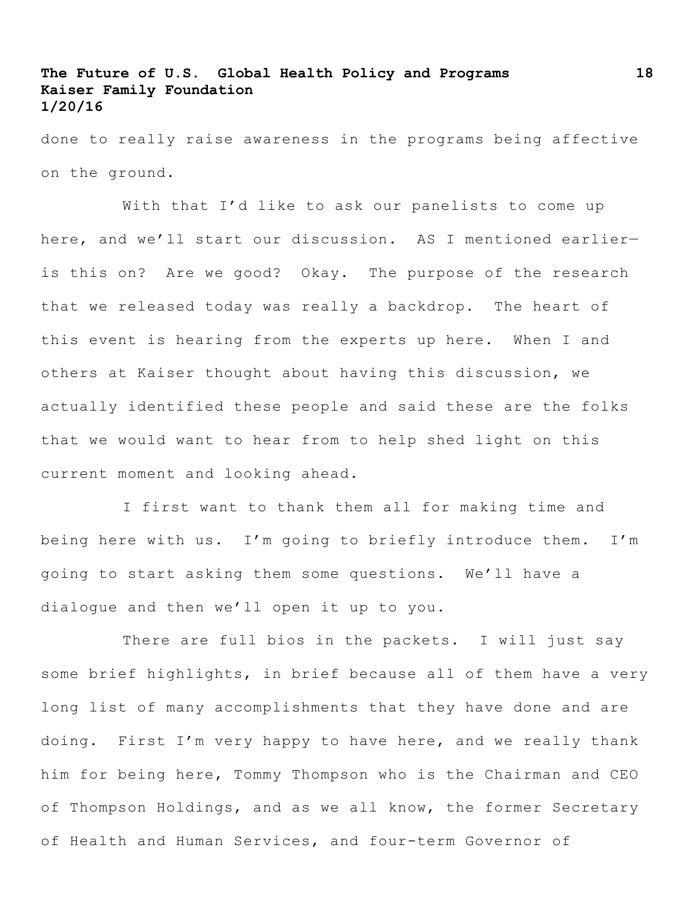done to really raise awareness in the programs being affective on the ground.

With that I'd like to ask our panelists to come up here, and we'll start our discussion. AS I mentioned earlier—is this on? Are we good? Okay. The purpose of the research that we released today was really a backdrop. The heart of this event is hearing from the experts up here. When I and others at Kaiser thought about having this discussion, we actually identified these people and said these are the folks that we would want to hear from to help shed light on this current moment and looking ahead.

I first want to thank them all for making time and being here with us. I'm going to briefly introduce them. I'm going to start asking them some questions. We'll have a dialogue and then we'll open it up to you.

There are full bios in the packets. I will just say some brief highlights, in brief because all of them have a very long list of many accomplishments that they have done and are doing. First I'm very happy to have here, and we really thank him for being here, Tommy Thompson who is the Chairman and CEO of Thompson Holdings, and as we all know, the former Secretary of Health and Human Services, and four-term Governor of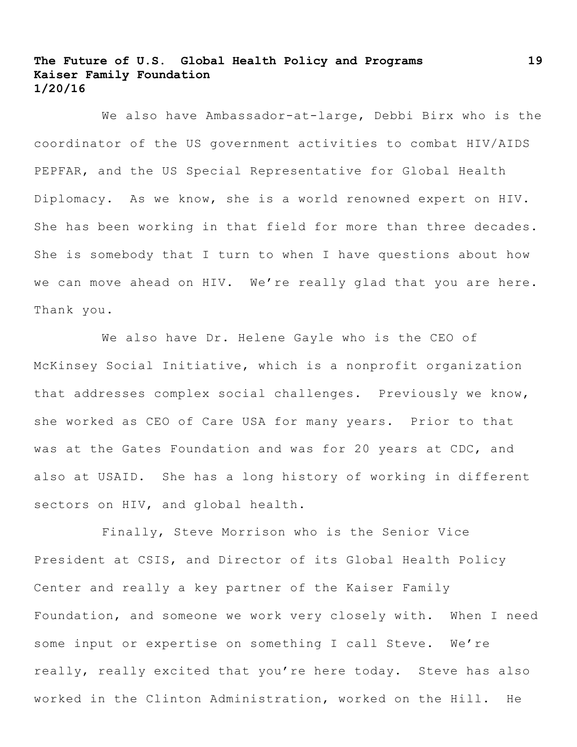We also have Ambassador-at-large, Debbi Birx who is the coordinator of the US government activities to combat HIV/AIDS PEPFAR, and the US Special Representative for Global Health Diplomacy. As we know, she is a world renowned expert on HIV. She has been working in that field for more than three decades. She is somebody that I turn to when I have questions about how we can move ahead on HIV. We're really glad that you are here. Thank you.

We also have Dr. Helene Gayle who is the CEO of McKinsey Social Initiative, which is a nonprofit organization that addresses complex social challenges. Previously we know, she worked as CEO of Care USA for many years. Prior to that was at the Gates Foundation and was for 20 years at CDC, and also at USAID. She has a long history of working in different sectors on HIV, and global health.

Finally, Steve Morrison who is the Senior Vice President at CSIS, and Director of its Global Health Policy Center and really a key partner of the Kaiser Family Foundation, and someone we work very closely with. When I need some input or expertise on something I call Steve. We're really, really excited that you're here today. Steve has also worked in the Clinton Administration, worked on the Hill. He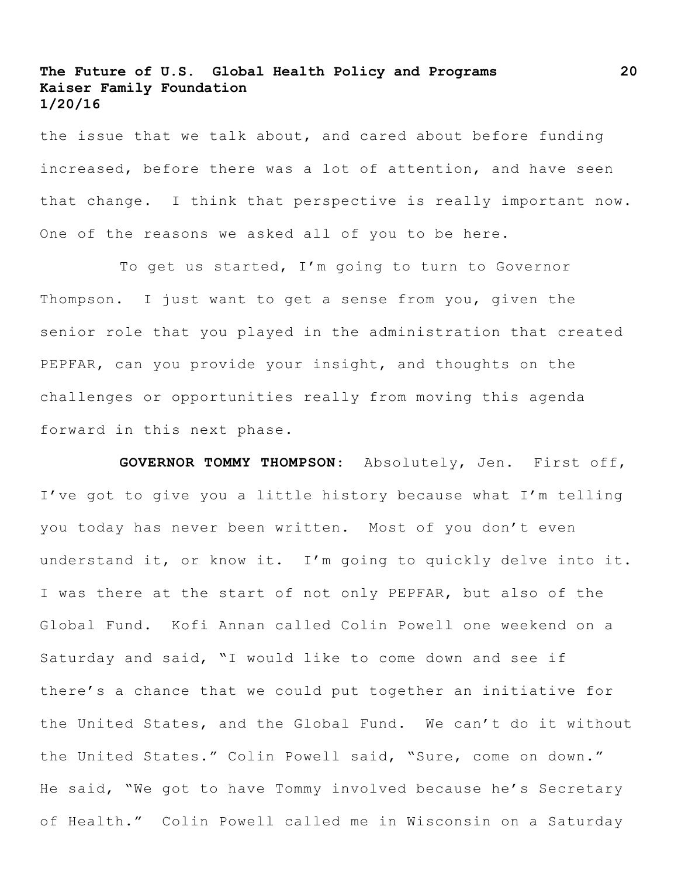the issue that we talk about, and cared about before funding increased, before there was a lot of attention, and have seen that change. I think that perspective is really important now. One of the reasons we asked all of you to be here.

To get us started, I'm going to turn to Governor Thompson. I just want to get a sense from you, given the senior role that you played in the administration that created PEPFAR, can you provide your insight, and thoughts on the challenges or opportunities really from moving this agenda forward in this next phase.

**GOVERNOR TOMMY THOMPSON:** Absolutely, Jen. First off, I've got to give you a little history because what I'm telling you today has never been written. Most of you don't even understand it, or know it. I'm going to quickly delve into it. I was there at the start of not only PEPFAR, but also of the Global Fund. Kofi Annan called Colin Powell one weekend on a Saturday and said, "I would like to come down and see if there's a chance that we could put together an initiative for the United States, and the Global Fund. We can't do it without the United States." Colin Powell said, "Sure, come on down." He said, "We got to have Tommy involved because he's Secretary of Health." Colin Powell called me in Wisconsin on a Saturday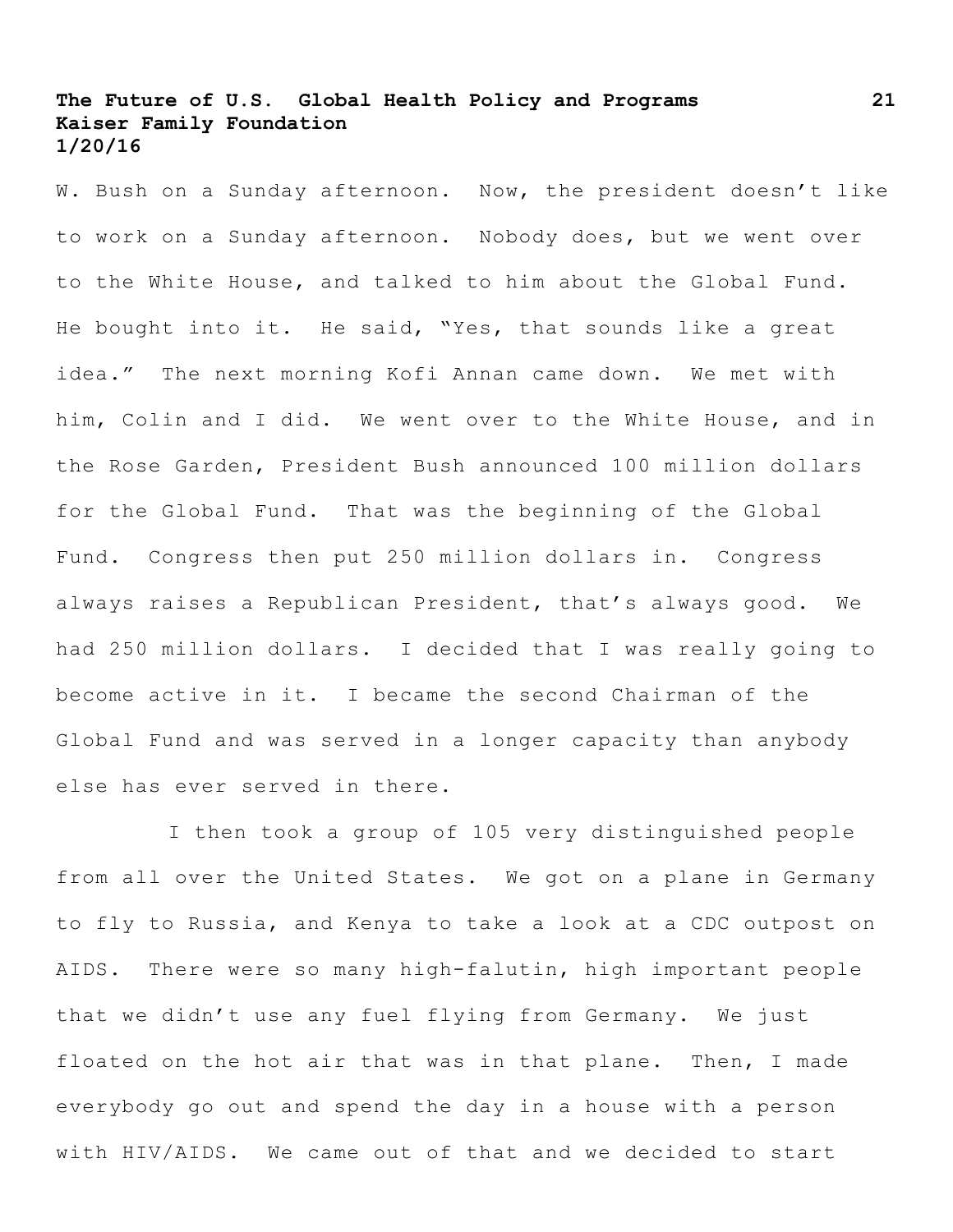W. Bush on a Sunday afternoon. Now, the president doesn't like to work on a Sunday afternoon. Nobody does, but we went over to the White House, and talked to him about the Global Fund. He bought into it. He said, "Yes, that sounds like a great idea." The next morning Kofi Annan came down. We met with him, Colin and I did. We went over to the White House, and in the Rose Garden, President Bush announced 100 million dollars for the Global Fund. That was the beginning of the Global Fund. Congress then put 250 million dollars in. Congress always raises a Republican President, that's always good. We had 250 million dollars. I decided that I was really going to become active in it. I became the second Chairman of the Global Fund and was served in a longer capacity than anybody else has ever served in there.

I then took a group of 105 very distinguished people from all over the United States. We got on a plane in Germany to fly to Russia, and Kenya to take a look at a CDC outpost on AIDS. There were so many high-falutin, high important people that we didn't use any fuel flying from Germany. We just floated on the hot air that was in that plane. Then, I made everybody go out and spend the day in a house with a person with HIV/AIDS. We came out of that and we decided to start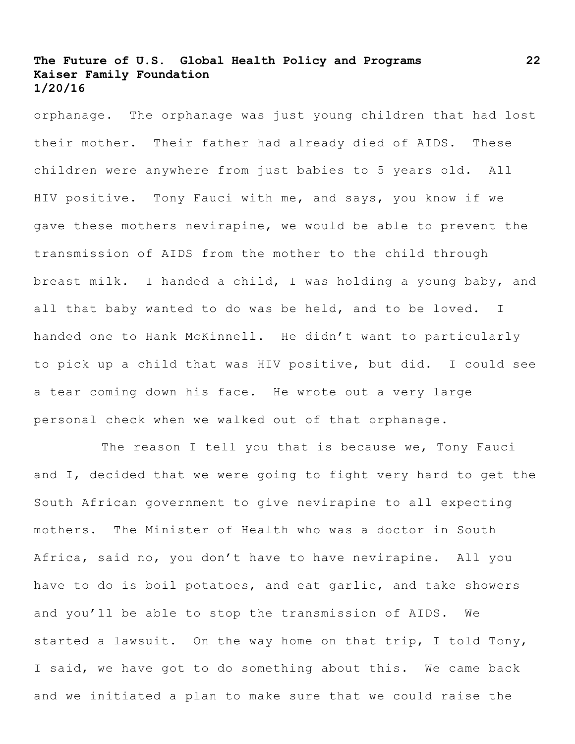orphanage. The orphanage was just young children that had lost their mother. Their father had already died of AIDS. These children were anywhere from just babies to 5 years old. All HIV positive. Tony Fauci with me, and says, you know if we gave these mothers nevirapine, we would be able to prevent the transmission of AIDS from the mother to the child through breast milk. I handed a child, I was holding a young baby, and all that baby wanted to do was be held, and to be loved. I handed one to Hank McKinnell. He didn't want to particularly to pick up a child that was HIV positive, but did. I could see a tear coming down his face. He wrote out a very large personal check when we walked out of that orphanage.

The reason I tell you that is because we, Tony Fauci and I, decided that we were going to fight very hard to get the South African government to give nevirapine to all expecting mothers. The Minister of Health who was a doctor in South Africa, said no, you don't have to have nevirapine. All you have to do is boil potatoes, and eat garlic, and take showers and you'll be able to stop the transmission of AIDS. We started a lawsuit. On the way home on that trip, I told Tony, I said, we have got to do something about this. We came back and we initiated a plan to make sure that we could raise the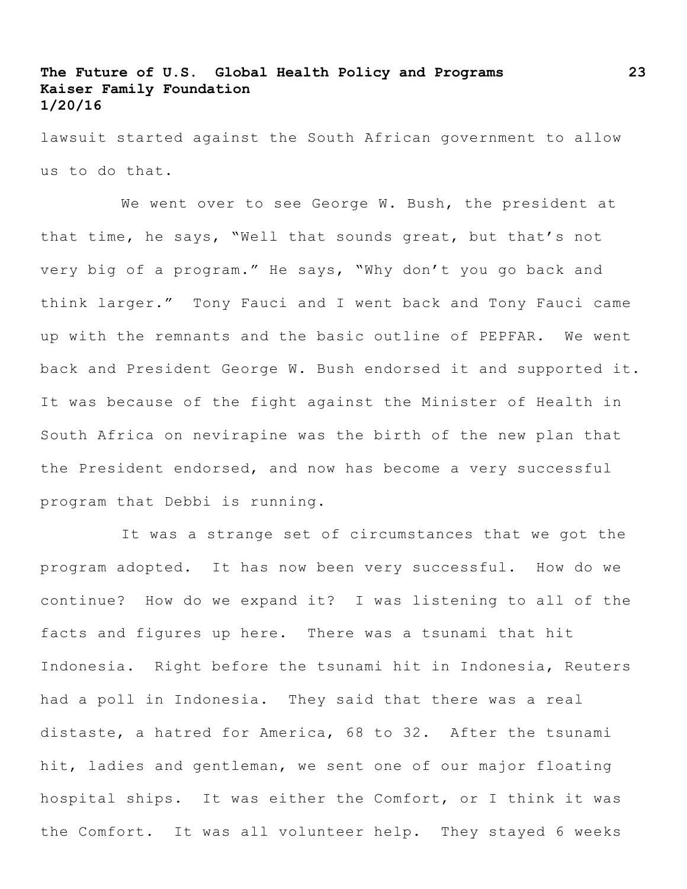lawsuit started against the South African government to allow us to do that.

We went over to see George W. Bush, the president at that time, he says, "Well that sounds great, but that's not very big of a program." He says, "Why don't you go back and think larger." Tony Fauci and I went back and Tony Fauci came up with the remnants and the basic outline of PEPFAR. We went back and President George W. Bush endorsed it and supported it. It was because of the fight against the Minister of Health in South Africa on nevirapine was the birth of the new plan that the President endorsed, and now has become a very successful program that Debbi is running.

It was a strange set of circumstances that we got the program adopted. It has now been very successful. How do we continue? How do we expand it? I was listening to all of the facts and figures up here. There was a tsunami that hit Indonesia. Right before the tsunami hit in Indonesia, Reuters had a poll in Indonesia. They said that there was a real distaste, a hatred for America, 68 to 32. After the tsunami hit, ladies and gentleman, we sent one of our major floating hospital ships. It was either the Comfort, or I think it was the Comfort. It was all volunteer help. They stayed 6 weeks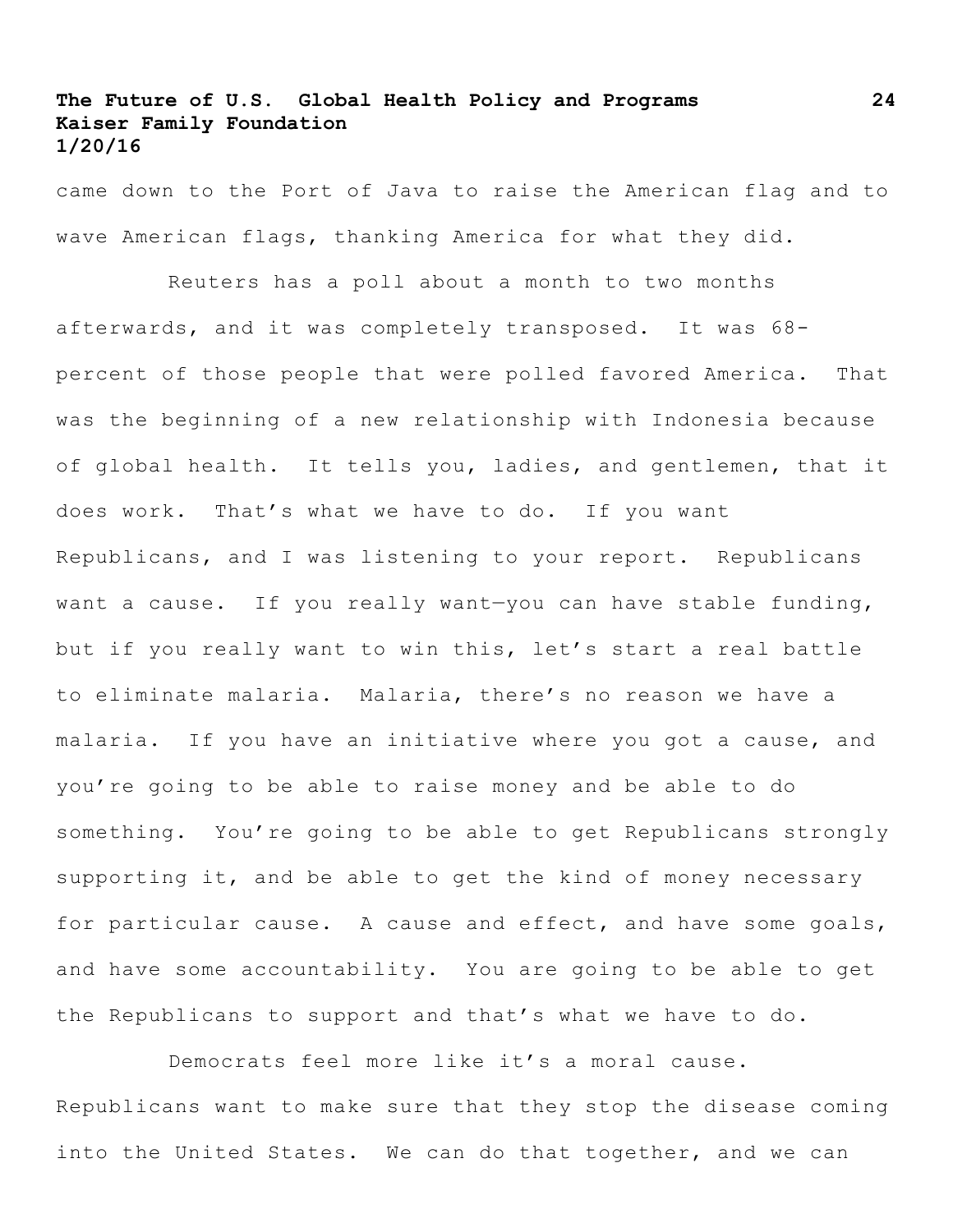came down to the Port of Java to raise the American flag and to wave American flags, thanking America for what they did.

Reuters has a poll about a month to two months afterwards, and it was completely transposed. It was 68-percent of those people that were polled favored America. That was the beginning of a new relationship with Indonesia because of global health. It tells you, ladies, and gentlemen, that it does work. That's what we have to do. If you want Republicans, and I was listening to your report. Republicans want a cause. If you really want—you can have stable funding, but if you really want to win this, let's start a real battle to eliminate malaria. Malaria, there's no reason we have a malaria. If you have an initiative where you got a cause, and you're going to be able to raise money and be able to do something. You're going to be able to get Republicans strongly supporting it, and be able to get the kind of money necessary for particular cause. A cause and effect, and have some goals, and have some accountability. You are going to be able to get the Republicans to support and that's what we have to do.

Democrats feel more like it's a moral cause. Republicans want to make sure that they stop the disease coming into the United States. We can do that together, and we can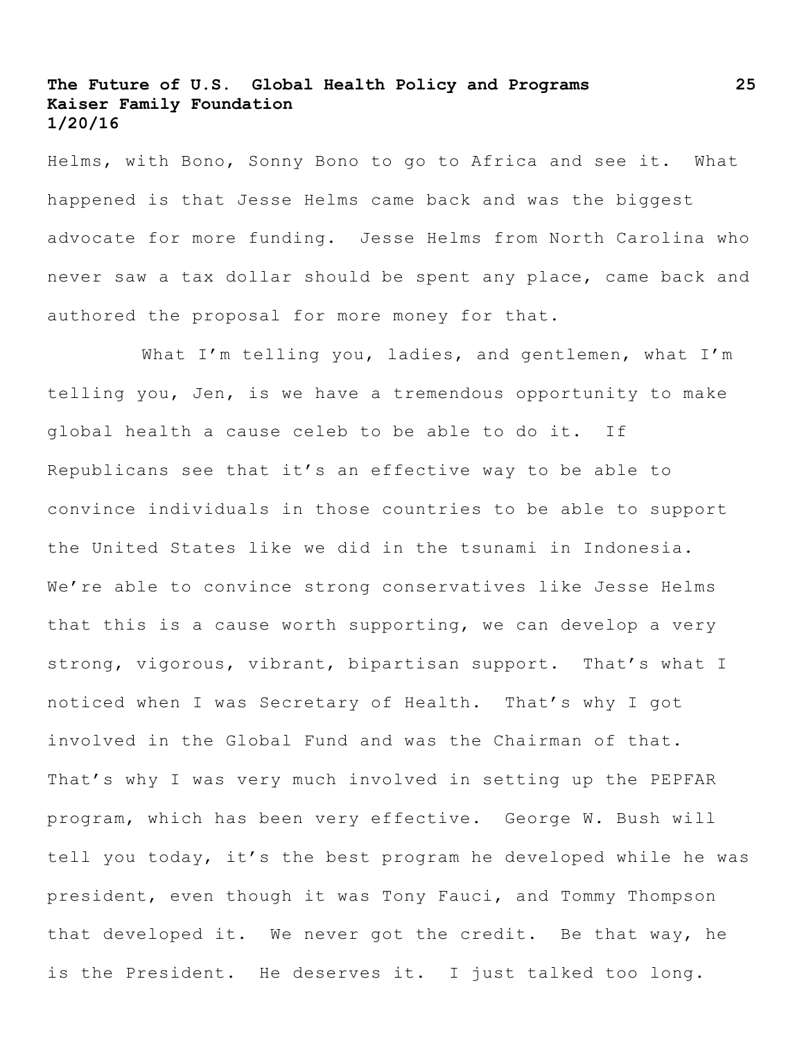Helms, with Bono, Sonny Bono to go to Africa and see it. What happened is that Jesse Helms came back and was the biggest advocate for more funding. Jesse Helms from North Carolina who never saw a tax dollar should be spent any place, came back and authored the proposal for more money for that.

What I'm telling you, ladies, and gentlemen, what I'm telling you, Jen, is we have a tremendous opportunity to make global health a cause celeb to be able to do it. If Republicans see that it's an effective way to be able to convince individuals in those countries to be able to support the United States like we did in the tsunami in Indonesia. We're able to convince strong conservatives like Jesse Helms that this is a cause worth supporting, we can develop a very strong, vigorous, vibrant, bipartisan support. That's what I noticed when I was Secretary of Health. That's why I got involved in the Global Fund and was the Chairman of that. That's why I was very much involved in setting up the PEPFAR program, which has been very effective. George W. Bush will tell you today, it's the best program he developed while he was president, even though it was Tony Fauci, and Tommy Thompson that developed it. We never got the credit. Be that way, he is the President. He deserves it. I just talked too long.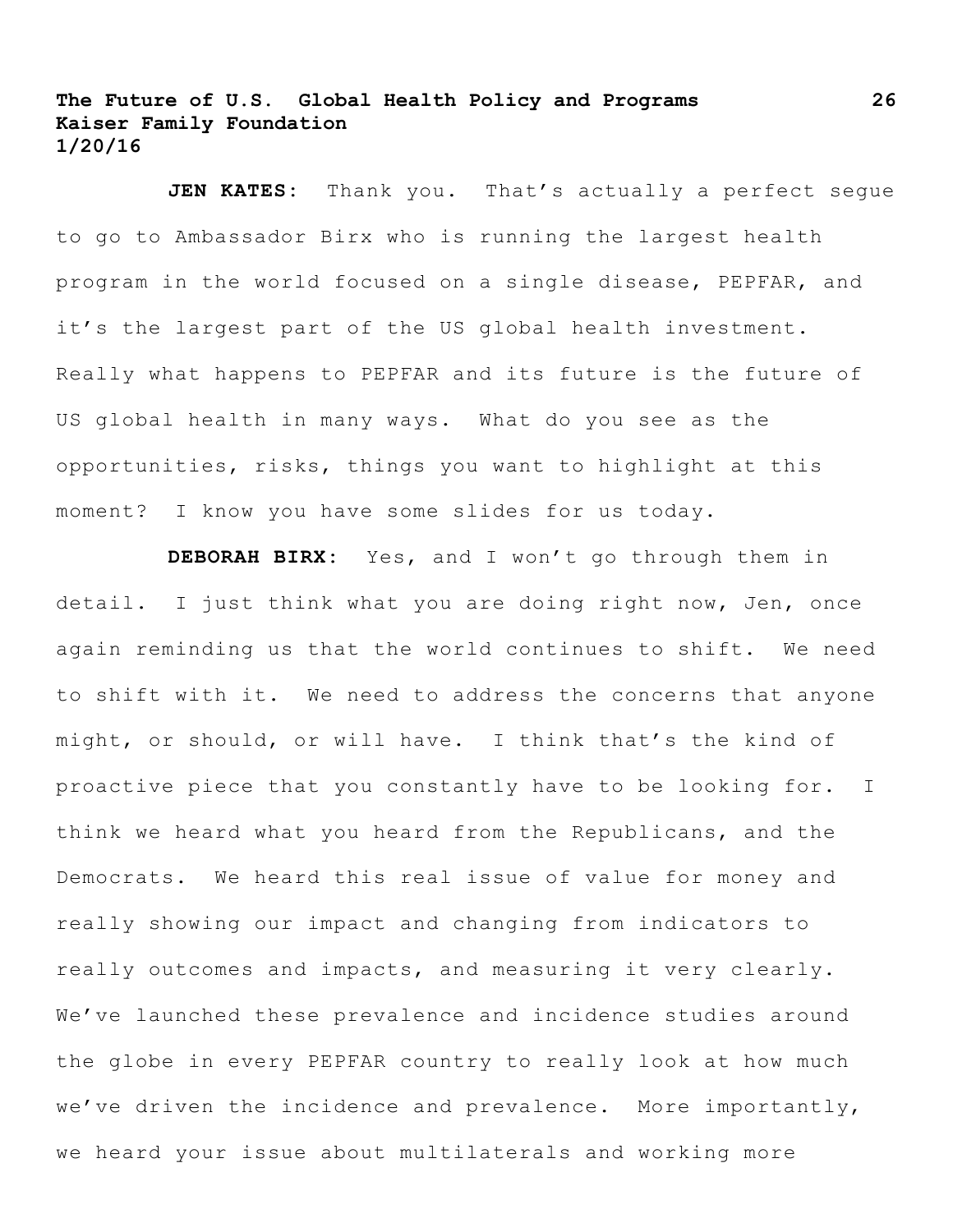**JEN KATES:** Thank you. That's actually a perfect segue to go to Ambassador Birx who is running the largest health program in the world focused on a single disease, PEPFAR, and it's the largest part of the US global health investment. Really what happens to PEPFAR and its future is the future of US global health in many ways. What do you see as the opportunities, risks, things you want to highlight at this moment? I know you have some slides for us today.

**DEBORAH BIRX:** Yes, and I won't go through them in detail. I just think what you are doing right now, Jen, once again reminding us that the world continues to shift. We need to shift with it. We need to address the concerns that anyone might, or should, or will have. I think that's the kind of proactive piece that you constantly have to be looking for. I think we heard what you heard from the Republicans, and the Democrats. We heard this real issue of value for money and really showing our impact and changing from indicators to really outcomes and impacts, and measuring it very clearly. We've launched these prevalence and incidence studies around the globe in every PEPFAR country to really look at how much we've driven the incidence and prevalence. More importantly, we heard your issue about multilaterals and working more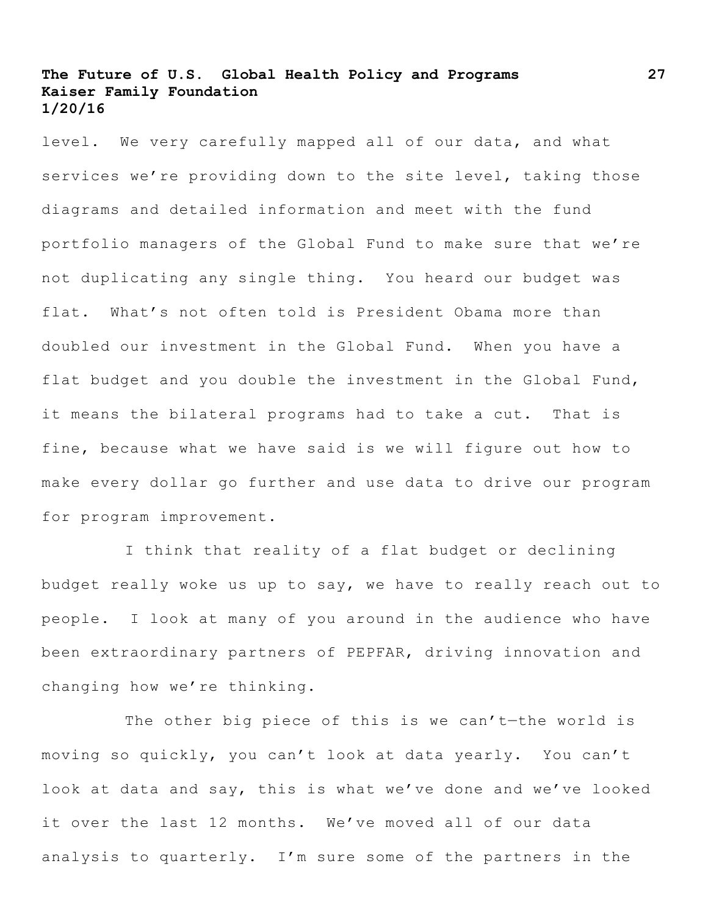level. We very carefully mapped all of our data, and what services we’re providing down to the site level, taking those diagrams and detailed information and meet with the fund portfolio managers of the Global Fund to make sure that we’re not duplicating any single thing. You heard our budget was flat. What’s not often told is President Obama more than doubled our investment in the Global Fund. When you have a flat budget and you double the investment in the Global Fund, it means the bilateral programs had to take a cut. That is fine, because what we have said is we will figure out how to make every dollar go further and use data to drive our program for program improvement.

I think that reality of a flat budget or declining budget really woke us up to say, we have to really reach out to people. I look at many of you around in the audience who have been extraordinary partners of PEPFAR, driving innovation and changing how we’re thinking.

The other big piece of this is we can’t—the world is moving so quickly, you can’t look at data yearly. You can’t look at data and say, this is what we’ve done and we’ve looked it over the last 12 months. We’ve moved all of our data analysis to quarterly. I’m sure some of the partners in the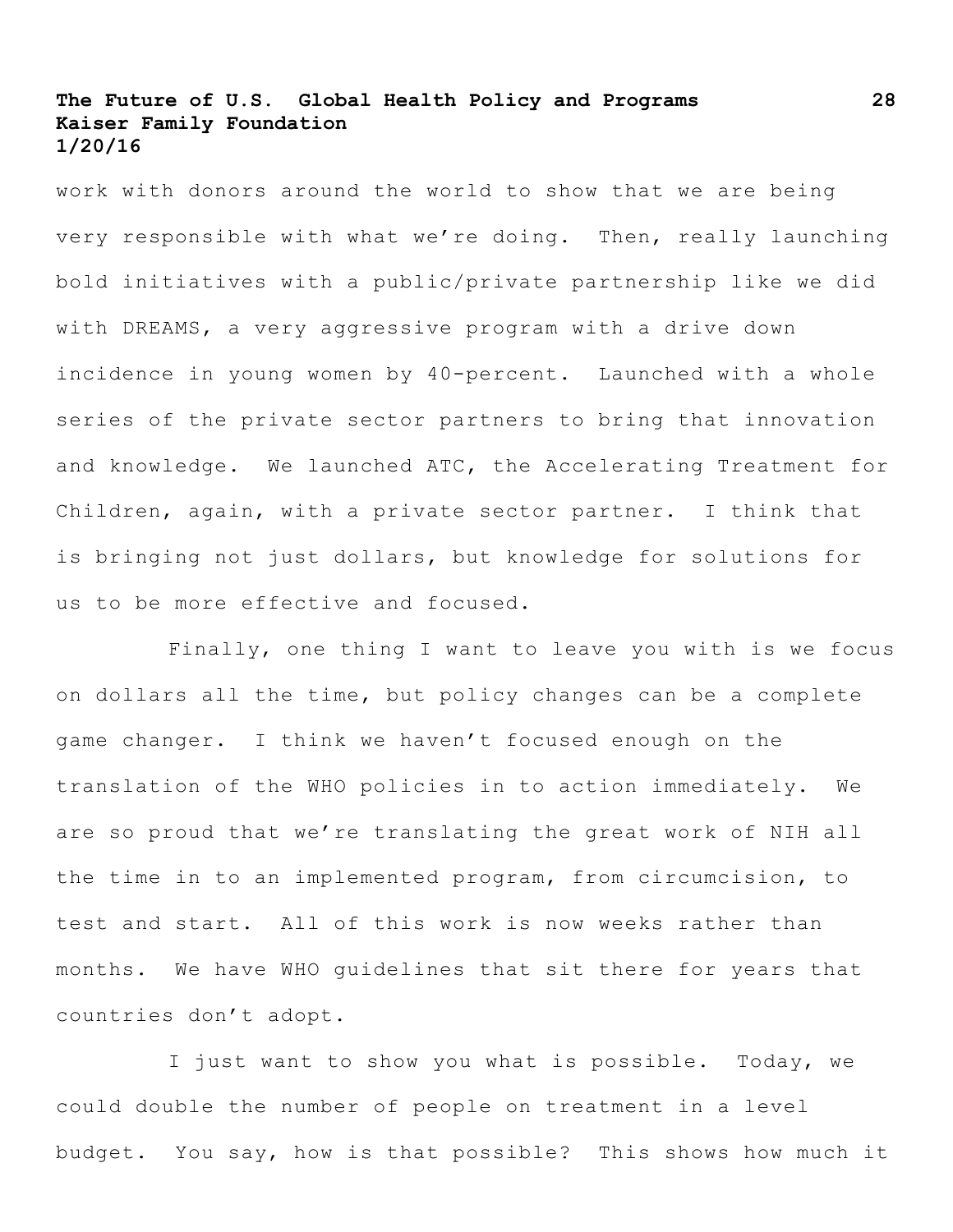work with donors around the world to show that we are being very responsible with what we're doing. Then, really launching bold initiatives with a public/private partnership like we did with DREAMS, a very aggressive program with a drive down incidence in young women by 40-percent. Launched with a whole series of the private sector partners to bring that innovation and knowledge. We launched ATC, the Accelerating Treatment for Children, again, with a private sector partner. I think that is bringing not just dollars, but knowledge for solutions for us to be more effective and focused.

Finally, one thing I want to leave you with is we focus on dollars all the time, but policy changes can be a complete game changer. I think we haven't focused enough on the translation of the WHO policies in to action immediately. We are so proud that we're translating the great work of NIH all the time in to an implemented program, from circumcision, to test and start. All of this work is now weeks rather than months. We have WHO guidelines that sit there for years that countries don't adopt.

I just want to show you what is possible. Today, we could double the number of people on treatment in a level budget. You say, how is that possible? This shows how much it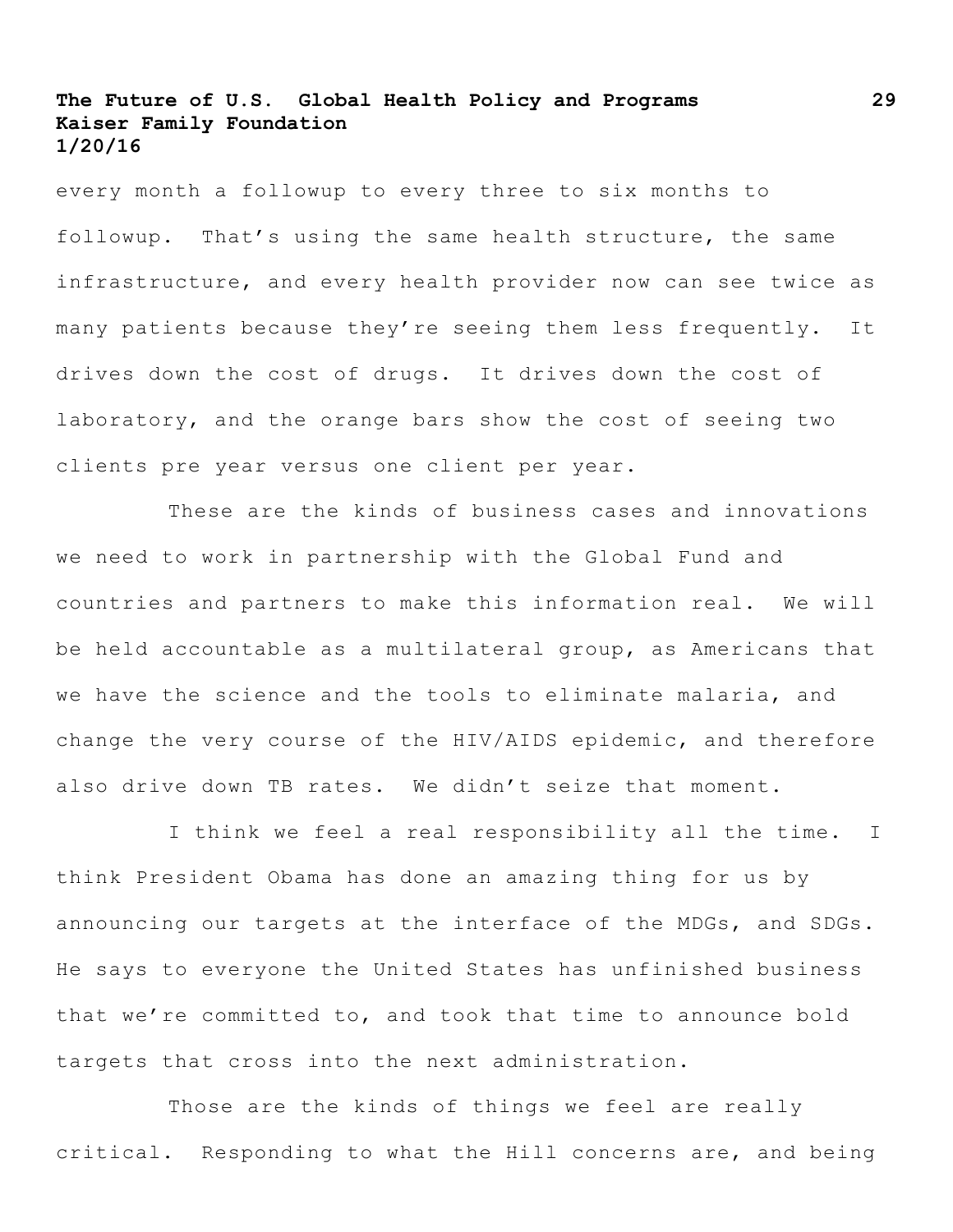every month a followup to every three to six months to followup. That's using the same health structure, the same infrastructure, and every health provider now can see twice as many patients because they're seeing them less frequently. It drives down the cost of drugs. It drives down the cost of laboratory, and the orange bars show the cost of seeing two clients pre year versus one client per year.

These are the kinds of business cases and innovations we need to work in partnership with the Global Fund and countries and partners to make this information real. We will be held accountable as a multilateral group, as Americans that we have the science and the tools to eliminate malaria, and change the very course of the HIV/AIDS epidemic, and therefore also drive down TB rates. We didn't seize that moment.

I think we feel a real responsibility all the time. I think President Obama has done an amazing thing for us by announcing our targets at the interface of the MDGs, and SDGs. He says to everyone the United States has unfinished business that we're committed to, and took that time to announce bold targets that cross into the next administration.

Those are the kinds of things we feel are really critical. Responding to what the Hill concerns are, and being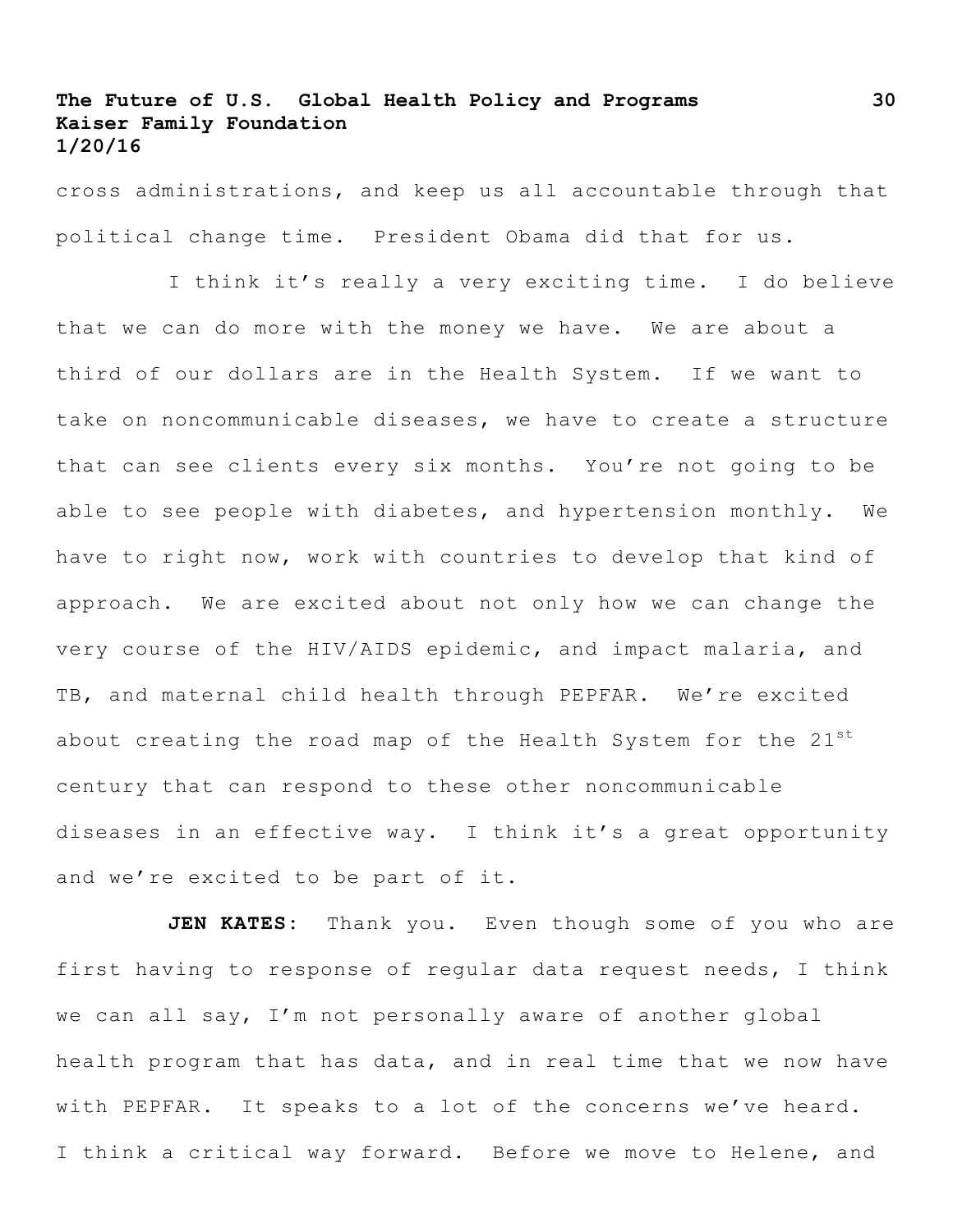cross administrations, and keep us all accountable through that political change time. President Obama did that for us.

I think it's really a very exciting time. I do believe that we can do more with the money we have. We are about a third of our dollars are in the Health System. If we want to take on noncommunicable diseases, we have to create a structure that can see clients every six months. You're not going to be able to see people with diabetes, and hypertension monthly. We have to right now, work with countries to develop that kind of approach. We are excited about not only how we can change the very course of the HIV/AIDS epidemic, and impact malaria, and TB, and maternal child health through PEPFAR. We're excited about creating the road map of the Health System for the 21st century that can respond to these other noncommunicable diseases in an effective way. I think it's a great opportunity and we're excited to be part of it.

**JEN KATES:** Thank you. Even though some of you who are first having to response of regular data request needs, I think we can all say, I'm not personally aware of another global health program that has data, and in real time that we now have with PEPFAR. It speaks to a lot of the concerns we've heard. I think a critical way forward. Before we move to Helene, and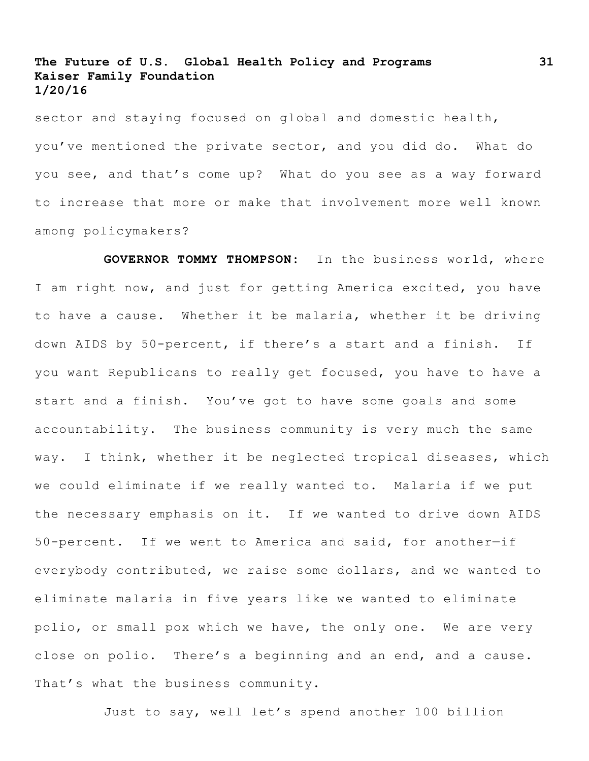sector and staying focused on global and domestic health, you've mentioned the private sector, and you did do. What do you see, and that's come up? What do you see as a way forward to increase that more or make that involvement more well known among policymakers?

**GOVERNOR TOMMY THOMPSON:** In the business world, where I am right now, and just for getting America excited, you have to have a cause. Whether it be malaria, whether it be driving down AIDS by 50-percent, if there's a start and a finish. If you want Republicans to really get focused, you have to have a start and a finish. You've got to have some goals and some accountability. The business community is very much the same way. I think, whether it be neglected tropical diseases, which we could eliminate if we really wanted to. Malaria if we put the necessary emphasis on it. If we wanted to drive down AIDS 50-percent. If we went to America and said, for another—if everybody contributed, we raise some dollars, and we wanted to eliminate malaria in five years like we wanted to eliminate polio, or small pox which we have, the only one. We are very close on polio. There's a beginning and an end, and a cause. That's what the business community.

Just to say, well let's spend another 100 billion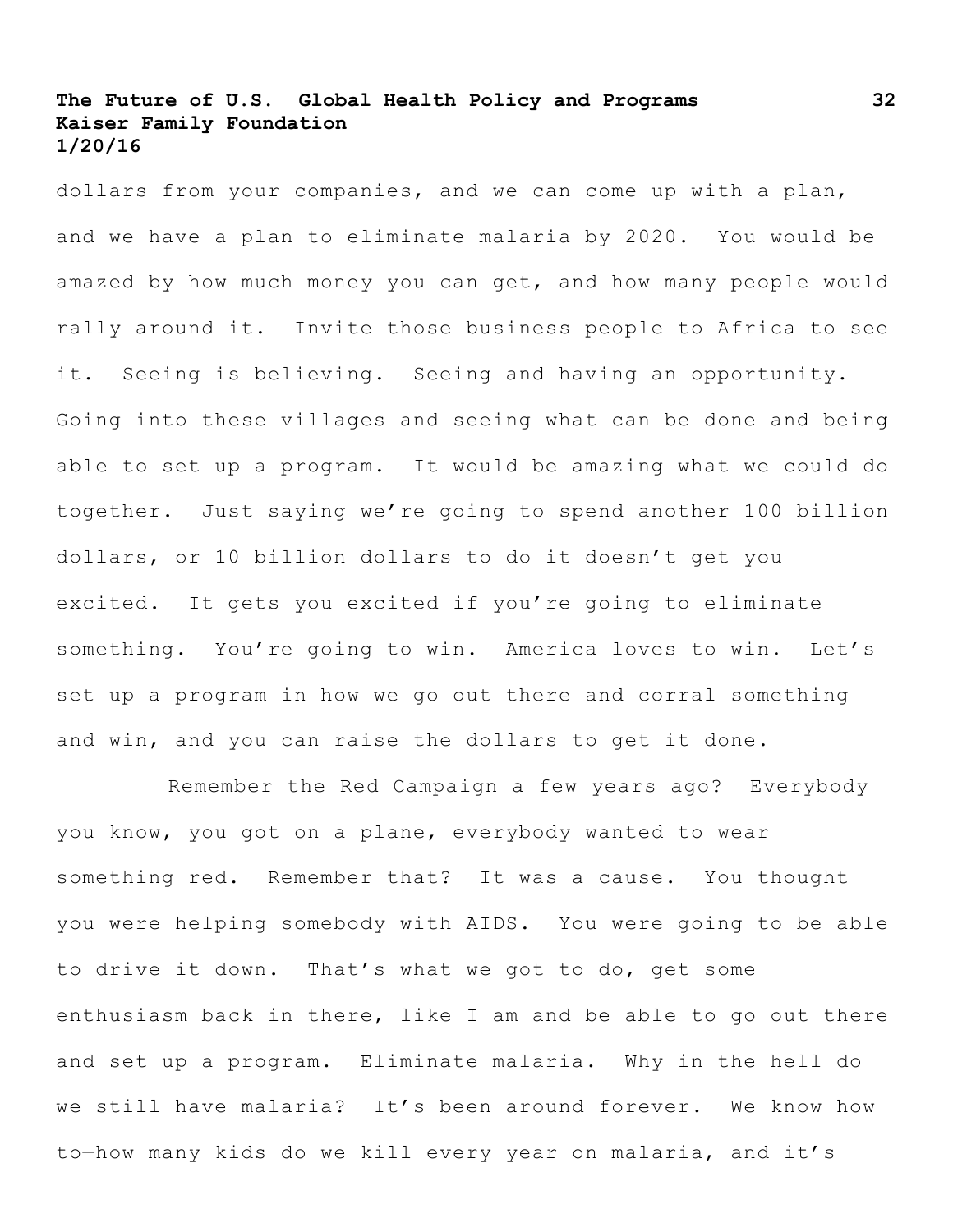dollars from your companies, and we can come up with a plan, and we have a plan to eliminate malaria by 2020. You would be amazed by how much money you can get, and how many people would rally around it. Invite those business people to Africa to see it. Seeing is believing. Seeing and having an opportunity. Going into these villages and seeing what can be done and being able to set up a program. It would be amazing what we could do together. Just saying we're going to spend another 100 billion dollars, or 10 billion dollars to do it doesn't get you excited. It gets you excited if you're going to eliminate something. You're going to win. America loves to win. Let's set up a program in how we go out there and corral something and win, and you can raise the dollars to get it done.

Remember the Red Campaign a few years ago? Everybody you know, you got on a plane, everybody wanted to wear something red. Remember that? It was a cause. You thought you were helping somebody with AIDS. You were going to be able to drive it down. That's what we got to do, get some enthusiasm back in there, like I am and be able to go out there and set up a program. Eliminate malaria. Why in the hell do we still have malaria? It's been around forever. We know how to—how many kids do we kill every year on malaria, and it's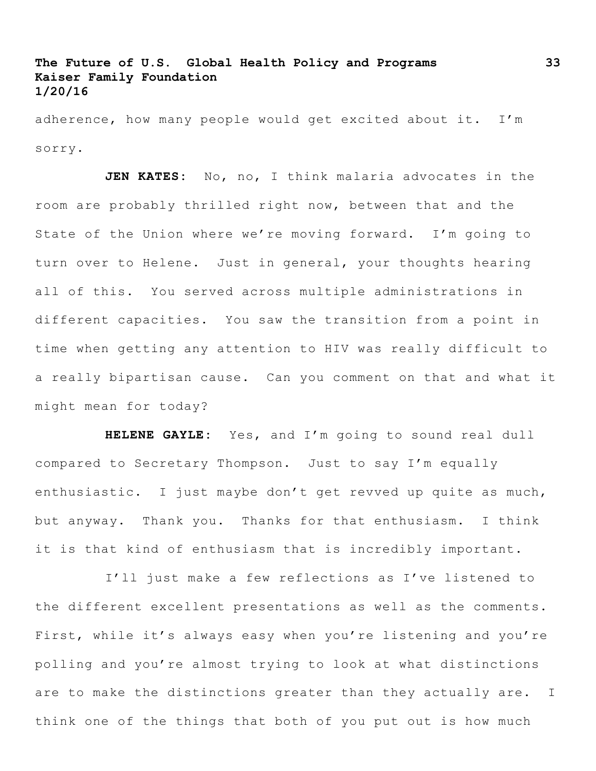adherence, how many people would get excited about it. I'm sorry.

**JEN KATES:** No, no, I think malaria advocates in the room are probably thrilled right now, between that and the State of the Union where we're moving forward. I'm going to turn over to Helene. Just in general, your thoughts hearing all of this. You served across multiple administrations in different capacities. You saw the transition from a point in time when getting any attention to HIV was really difficult to a really bipartisan cause. Can you comment on that and what it might mean for today?

**HELENE GAYLE:** Yes, and I'm going to sound real dull compared to Secretary Thompson. Just to say I'm equally enthusiastic. I just maybe don't get revved up quite as much, but anyway. Thank you. Thanks for that enthusiasm. I think it is that kind of enthusiasm that is incredibly important.

I'll just make a few reflections as I've listened to the different excellent presentations as well as the comments. First, while it's always easy when you're listening and you're polling and you're almost trying to look at what distinctions are to make the distinctions greater than they actually are. I think one of the things that both of you put out is how much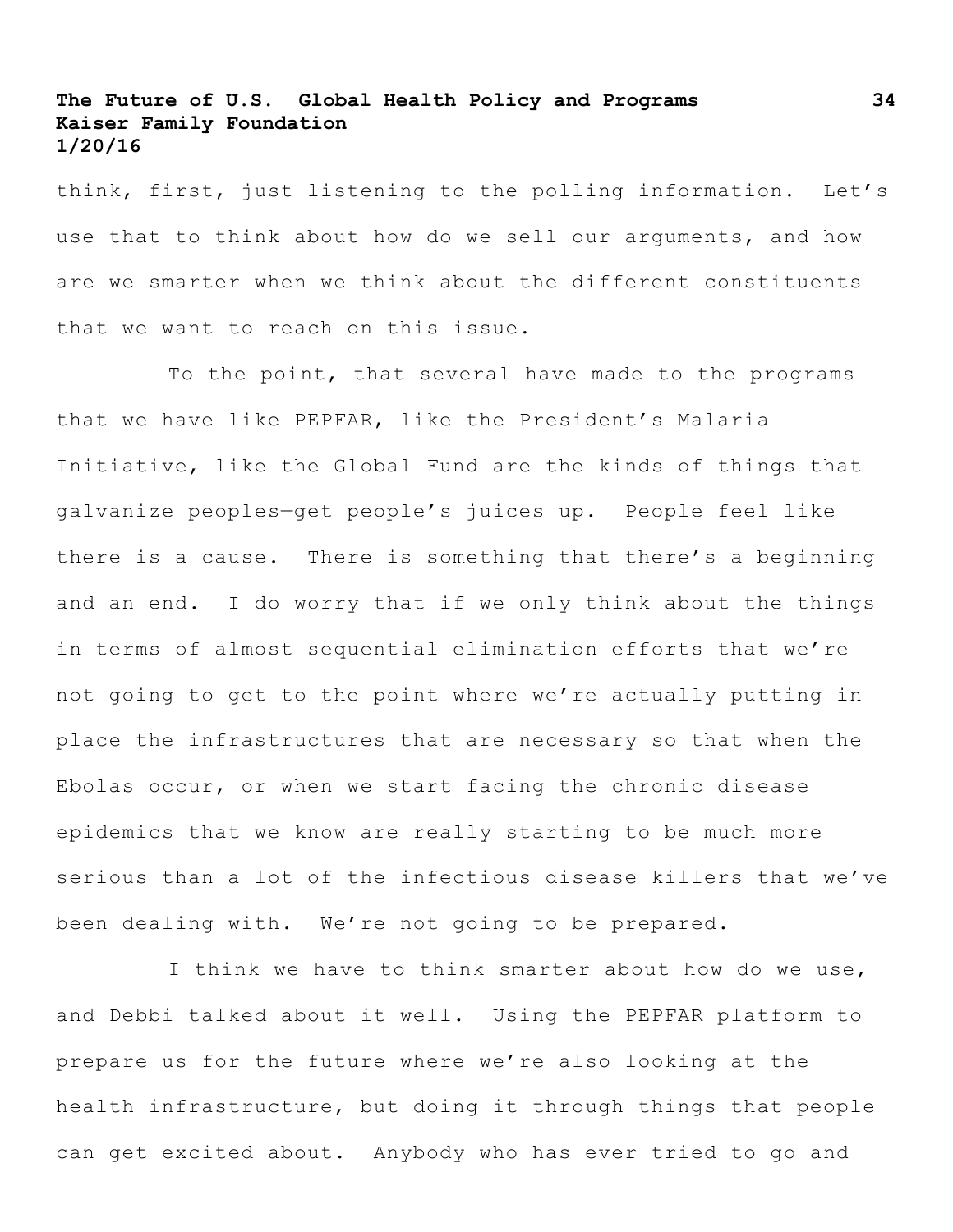think, first, just listening to the polling information. Let's use that to think about how do we sell our arguments, and how are we smarter when we think about the different constituents that we want to reach on this issue.

To the point, that several have made to the programs that we have like PEPFAR, like the President's Malaria Initiative, like the Global Fund are the kinds of things that galvanize peoples—get people's juices up. People feel like there is a cause. There is something that there's a beginning and an end. I do worry that if we only think about the things in terms of almost sequential elimination efforts that we're not going to get to the point where we're actually putting in place the infrastructures that are necessary so that when the Ebolas occur, or when we start facing the chronic disease epidemics that we know are really starting to be much more serious than a lot of the infectious disease killers that we've been dealing with. We're not going to be prepared.

I think we have to think smarter about how do we use, and Debbi talked about it well. Using the PEPFAR platform to prepare us for the future where we're also looking at the health infrastructure, but doing it through things that people can get excited about. Anybody who has ever tried to go and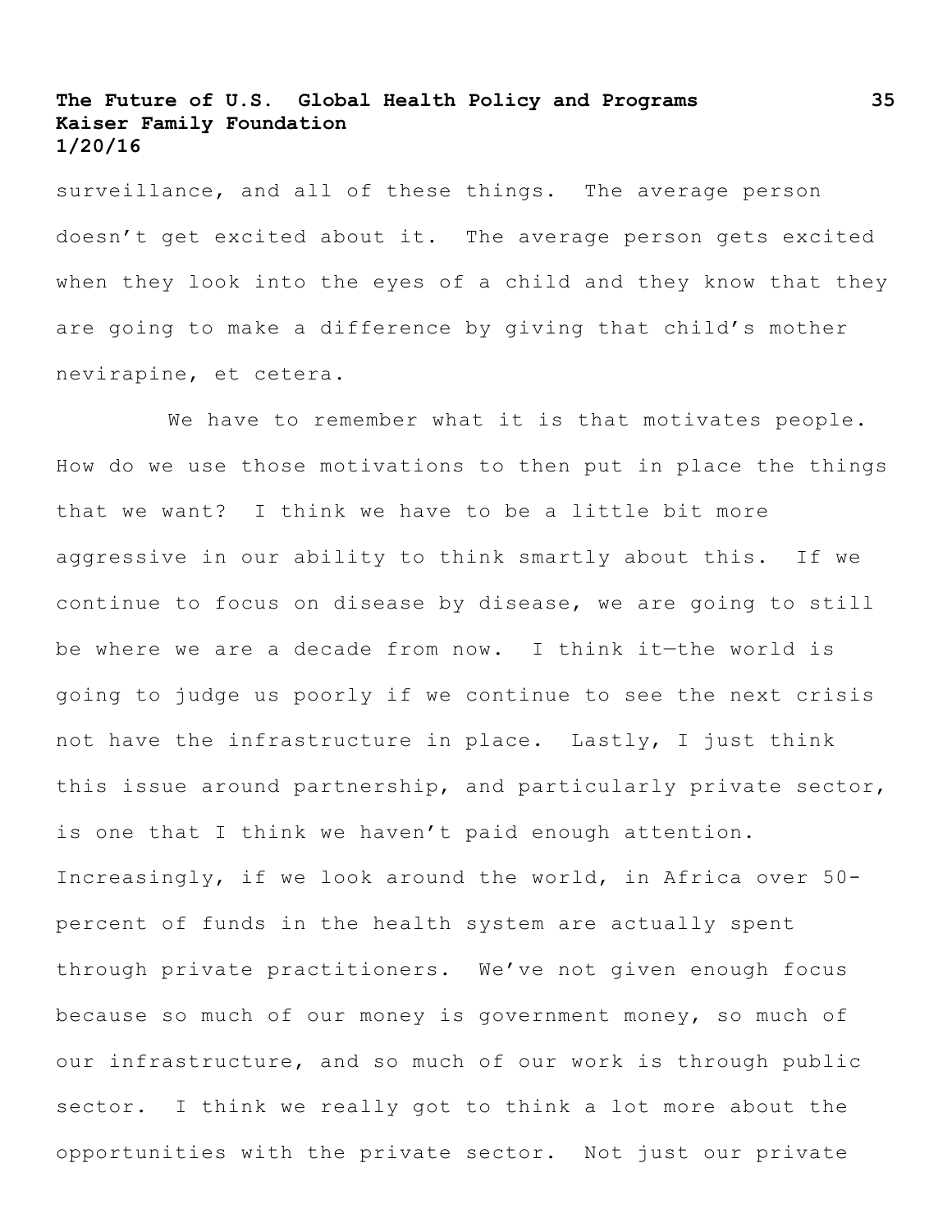surveillance, and all of these things. The average person doesn't get excited about it. The average person gets excited when they look into the eyes of a child and they know that they are going to make a difference by giving that child's mother nevirapine, et cetera.

We have to remember what it is that motivates people. How do we use those motivations to then put in place the things that we want? I think we have to be a little bit more aggressive in our ability to think smartly about this. If we continue to focus on disease by disease, we are going to still be where we are a decade from now. I think it—the world is going to judge us poorly if we continue to see the next crisis not have the infrastructure in place. Lastly, I just think this issue around partnership, and particularly private sector, is one that I think we haven't paid enough attention. Increasingly, if we look around the world, in Africa over 50-percent of funds in the health system are actually spent through private practitioners. We've not given enough focus because so much of our money is government money, so much of our infrastructure, and so much of our work is through public sector. I think we really got to think a lot more about the opportunities with the private sector. Not just our private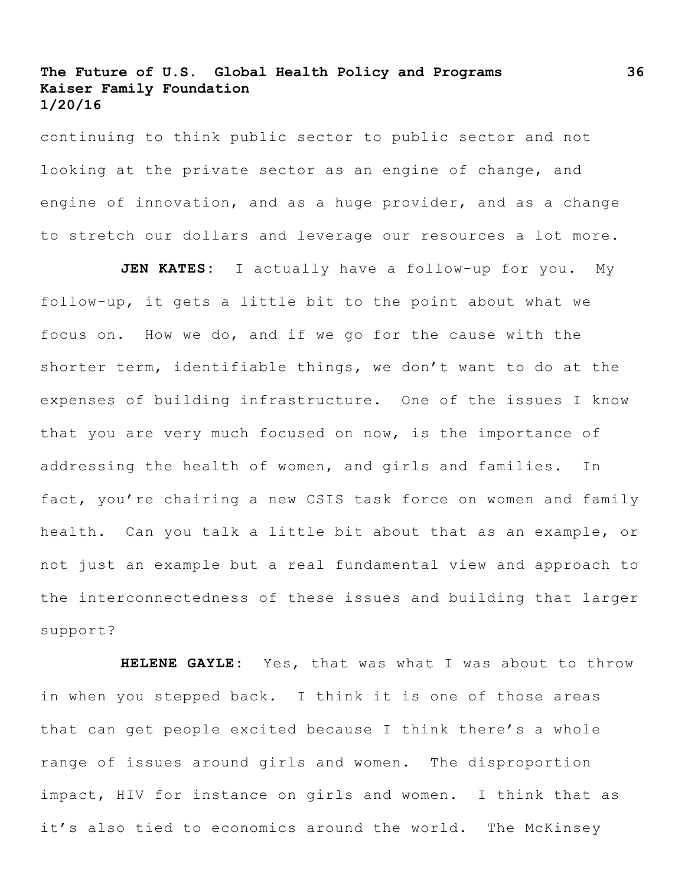continuing to think public sector to public sector and not looking at the private sector as an engine of change, and engine of innovation, and as a huge provider, and as a change to stretch our dollars and leverage our resources a lot more.

**JEN KATES:** I actually have a follow-up for you. My follow-up, it gets a little bit to the point about what we focus on. How we do, and if we go for the cause with the shorter term, identifiable things, we don't want to do at the expenses of building infrastructure. One of the issues I know that you are very much focused on now, is the importance of addressing the health of women, and girls and families. In fact, you're chairing a new CSIS task force on women and family health. Can you talk a little bit about that as an example, or not just an example but a real fundamental view and approach to the interconnectedness of these issues and building that larger support?

**HELENE GAYLE:** Yes, that was what I was about to throw in when you stepped back. I think it is one of those areas that can get people excited because I think there's a whole range of issues around girls and women. The disproportion impact, HIV for instance on girls and women. I think that as it's also tied to economics around the world. The McKinsey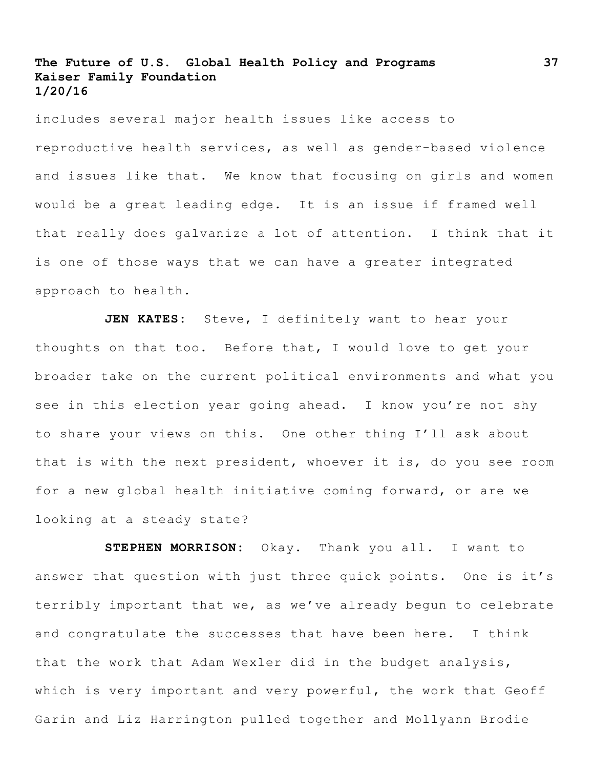includes several major health issues like access to reproductive health services, as well as gender-based violence and issues like that. We know that focusing on girls and women would be a great leading edge. It is an issue if framed well that really does galvanize a lot of attention. I think that it is one of those ways that we can have a greater integrated approach to health.

**JEN KATES:** Steve, I definitely want to hear your thoughts on that too. Before that, I would love to get your broader take on the current political environments and what you see in this election year going ahead. I know you're not shy to share your views on this. One other thing I'll ask about that is with the next president, whoever it is, do you see room for a new global health initiative coming forward, or are we looking at a steady state?

**STEPHEN MORRISON:** Okay. Thank you all. I want to answer that question with just three quick points. One is it's terribly important that we, as we've already begun to celebrate and congratulate the successes that have been here. I think that the work that Adam Wexler did in the budget analysis, which is very important and very powerful, the work that Geoff Garin and Liz Harrington pulled together and Mollyann Brodie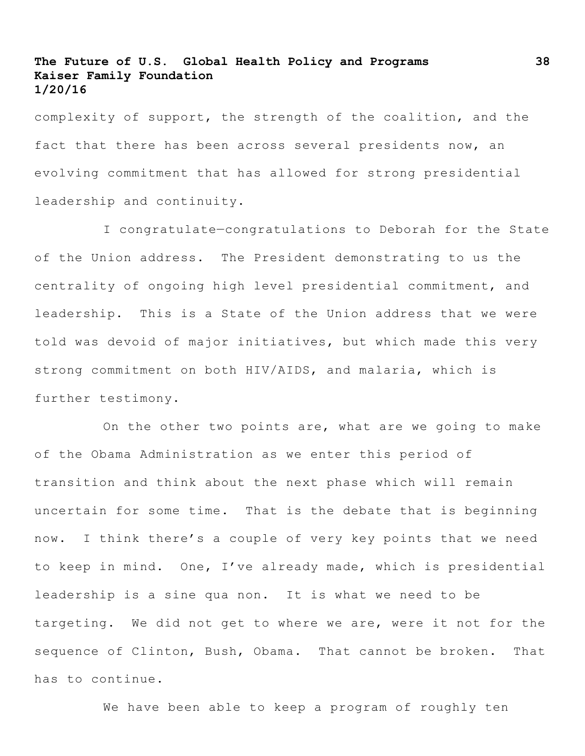complexity of support, the strength of the coalition, and the fact that there has been across several presidents now, an evolving commitment that has allowed for strong presidential leadership and continuity.

I congratulate—congratulations to Deborah for the State of the Union address. The President demonstrating to us the centrality of ongoing high level presidential commitment, and leadership. This is a State of the Union address that we were told was devoid of major initiatives, but which made this very strong commitment on both HIV/AIDS, and malaria, which is further testimony.

On the other two points are, what are we going to make of the Obama Administration as we enter this period of transition and think about the next phase which will remain uncertain for some time. That is the debate that is beginning now. I think there's a couple of very key points that we need to keep in mind. One, I've already made, which is presidential leadership is a sine qua non. It is what we need to be targeting. We did not get to where we are, were it not for the sequence of Clinton, Bush, Obama. That cannot be broken. That has to continue.

We have been able to keep a program of roughly ten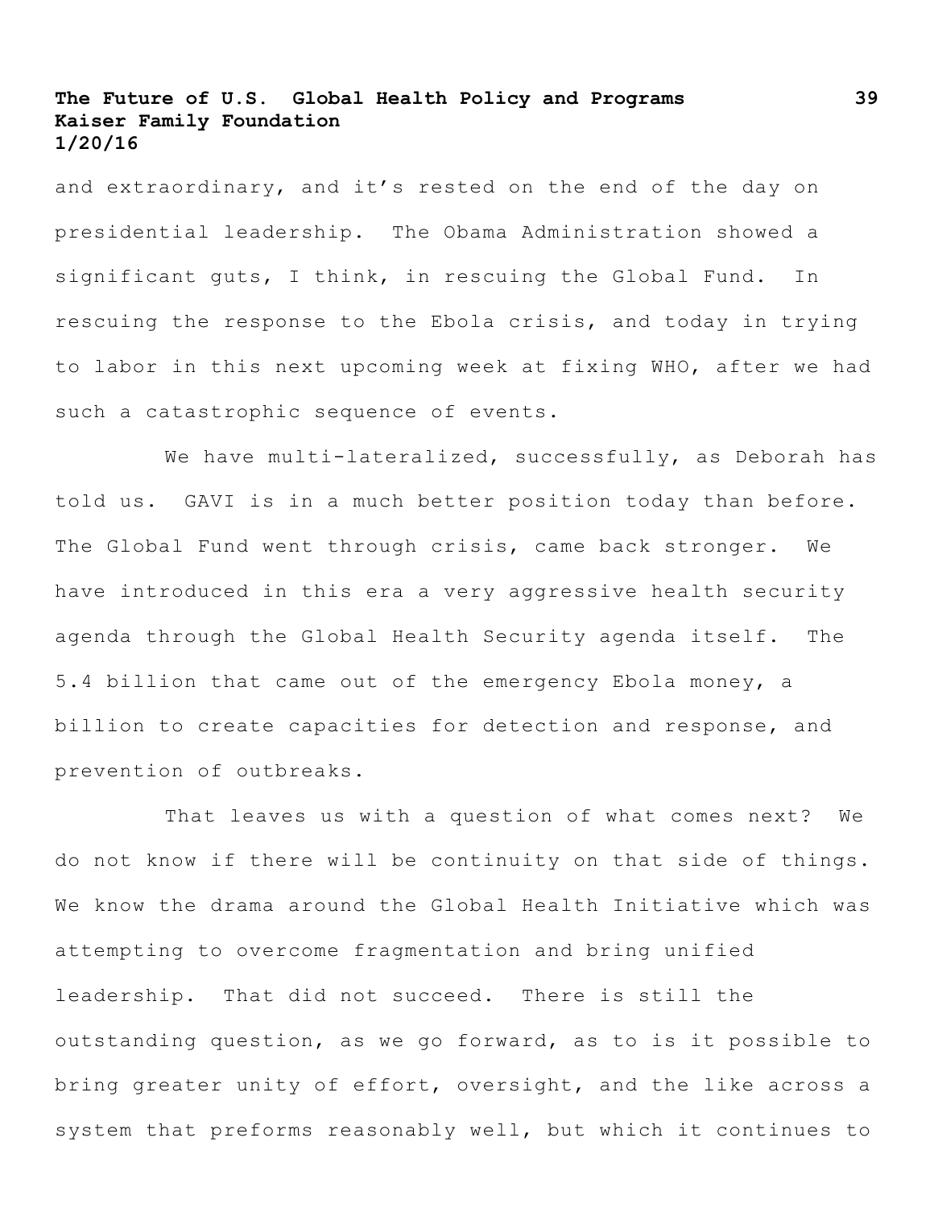and extraordinary, and it's rested on the end of the day on presidential leadership. The Obama Administration showed a significant guts, I think, in rescuing the Global Fund. In rescuing the response to the Ebola crisis, and today in trying to labor in this next upcoming week at fixing WHO, after we had such a catastrophic sequence of events.

We have multi-lateralized, successfully, as Deborah has told us. GAVI is in a much better position today than before. The Global Fund went through crisis, came back stronger. We have introduced in this era a very aggressive health security agenda through the Global Health Security agenda itself. The 5.4 billion that came out of the emergency Ebola money, a billion to create capacities for detection and response, and prevention of outbreaks.

That leaves us with a question of what comes next? We do not know if there will be continuity on that side of things. We know the drama around the Global Health Initiative which was attempting to overcome fragmentation and bring unified leadership. That did not succeed. There is still the outstanding question, as we go forward, as to is it possible to bring greater unity of effort, oversight, and the like across a system that preforms reasonably well, but which it continues to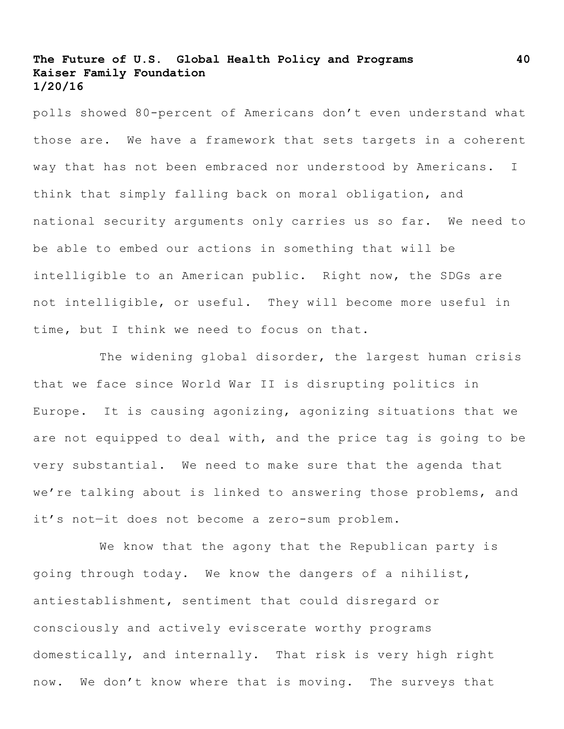polls showed 80-percent of Americans don't even understand what those are. We have a framework that sets targets in a coherent way that has not been embraced nor understood by Americans. I think that simply falling back on moral obligation, and national security arguments only carries us so far. We need to be able to embed our actions in something that will be intelligible to an American public. Right now, the SDGs are not intelligible, or useful. They will become more useful in time, but I think we need to focus on that.

The widening global disorder, the largest human crisis that we face since World War II is disrupting politics in Europe. It is causing agonizing, agonizing situations that we are not equipped to deal with, and the price tag is going to be very substantial. We need to make sure that the agenda that we're talking about is linked to answering those problems, and it's not—it does not become a zero-sum problem.

We know that the agony that the Republican party is going through today. We know the dangers of a nihilist, antiestablishment, sentiment that could disregard or consciously and actively eviscerate worthy programs domestically, and internally. That risk is very high right now. We don't know where that is moving. The surveys that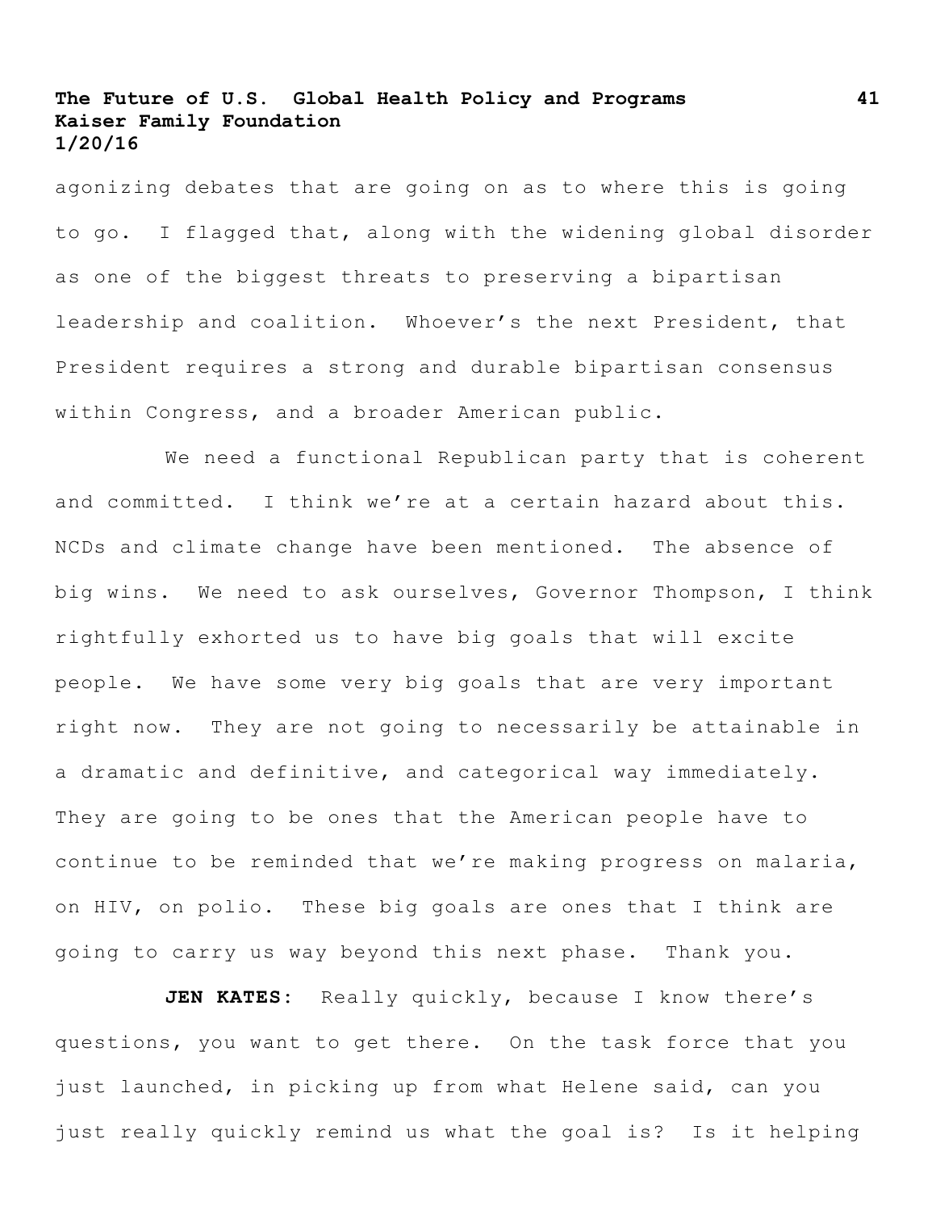agonizing debates that are going on as to where this is going to go. I flagged that, along with the widening global disorder as one of the biggest threats to preserving a bipartisan leadership and coalition. Whoever's the next President, that President requires a strong and durable bipartisan consensus within Congress, and a broader American public.

We need a functional Republican party that is coherent and committed. I think we're at a certain hazard about this. NCDs and climate change have been mentioned. The absence of big wins. We need to ask ourselves, Governor Thompson, I think rightfully exhorted us to have big goals that will excite people. We have some very big goals that are very important right now. They are not going to necessarily be attainable in a dramatic and definitive, and categorical way immediately. They are going to be ones that the American people have to continue to be reminded that we're making progress on malaria, on HIV, on polio. These big goals are ones that I think are going to carry us way beyond this next phase. Thank you.

**JEN KATES**: Really quickly, because I know there's questions, you want to get there. On the task force that you just launched, in picking up from what Helene said, can you just really quickly remind us what the goal is? Is it helping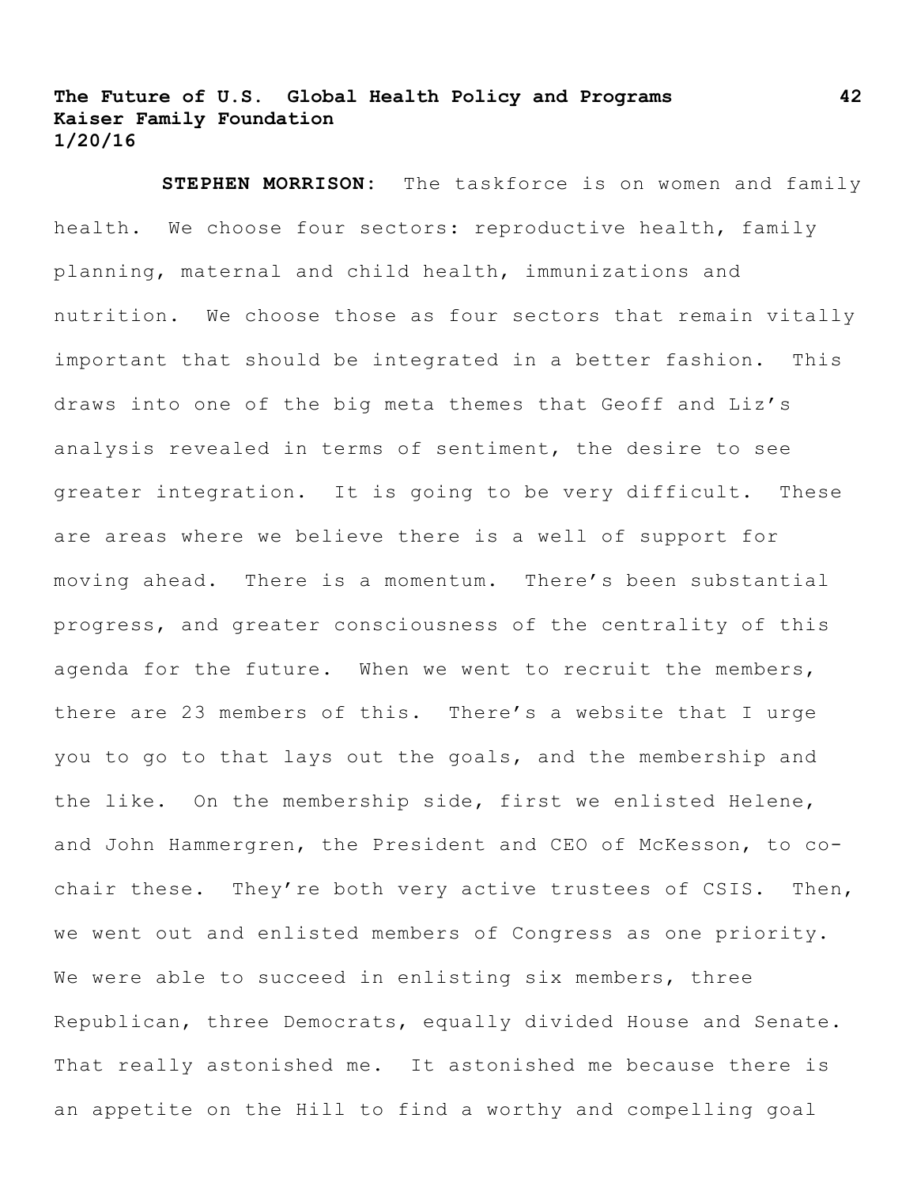**STEPHEN MORRISON:** The taskforce is on women and family health. We choose four sectors: reproductive health, family planning, maternal and child health, immunizations and nutrition. We choose those as four sectors that remain vitally important that should be integrated in a better fashion. This draws into one of the big meta themes that Geoff and Liz's analysis revealed in terms of sentiment, the desire to see greater integration. It is going to be very difficult. These are areas where we believe there is a well of support for moving ahead. There is a momentum. There's been substantial progress, and greater consciousness of the centrality of this agenda for the future. When we went to recruit the members, there are 23 members of this. There's a website that I urge you to go to that lays out the goals, and the membership and the like. On the membership side, first we enlisted Helene, and John Hammergren, the President and CEO of McKesson, to co-chair these. They're both very active trustees of CSIS. Then, we went out and enlisted members of Congress as one priority. We were able to succeed in enlisting six members, three Republican, three Democrats, equally divided House and Senate. That really astonished me. It astonished me because there is an appetite on the Hill to find a worthy and compelling goal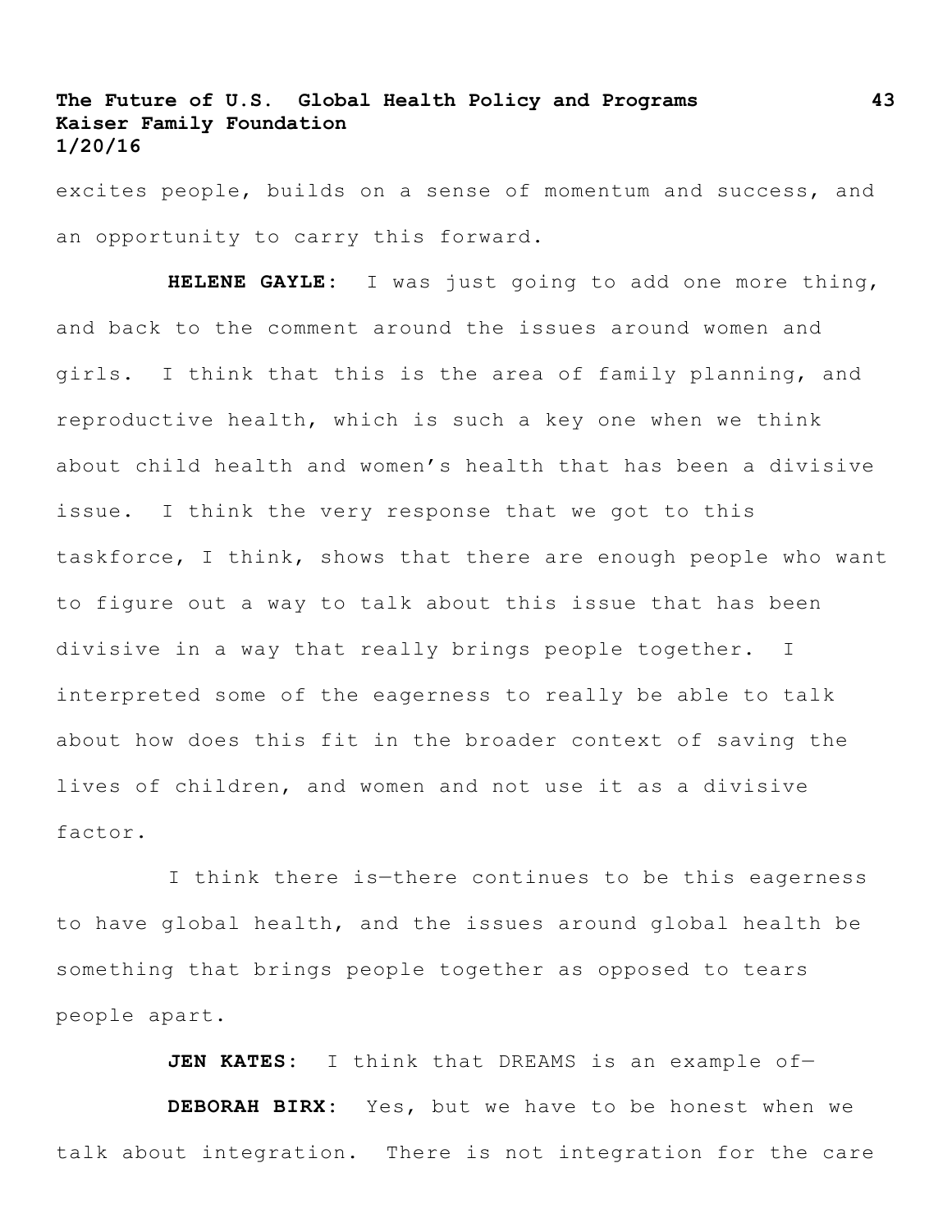excites people, builds on a sense of momentum and success, and an opportunity to carry this forward.

**HELENE GAYLE:** I was just going to add one more thing, and back to the comment around the issues around women and girls. I think that this is the area of family planning, and reproductive health, which is such a key one when we think about child health and women's health that has been a divisive issue. I think the very response that we got to this taskforce, I think, shows that there are enough people who want to figure out a way to talk about this issue that has been divisive in a way that really brings people together. I interpreted some of the eagerness to really be able to talk about how does this fit in the broader context of saving the lives of children, and women and not use it as a divisive factor.

I think there is—there continues to be this eagerness to have global health, and the issues around global health be something that brings people together as opposed to tears people apart.

**JEN KATES:** I think that DREAMS is an example of—

**DEBORAH BIRX:** Yes, but we have to be honest when we talk about integration. There is not integration for the care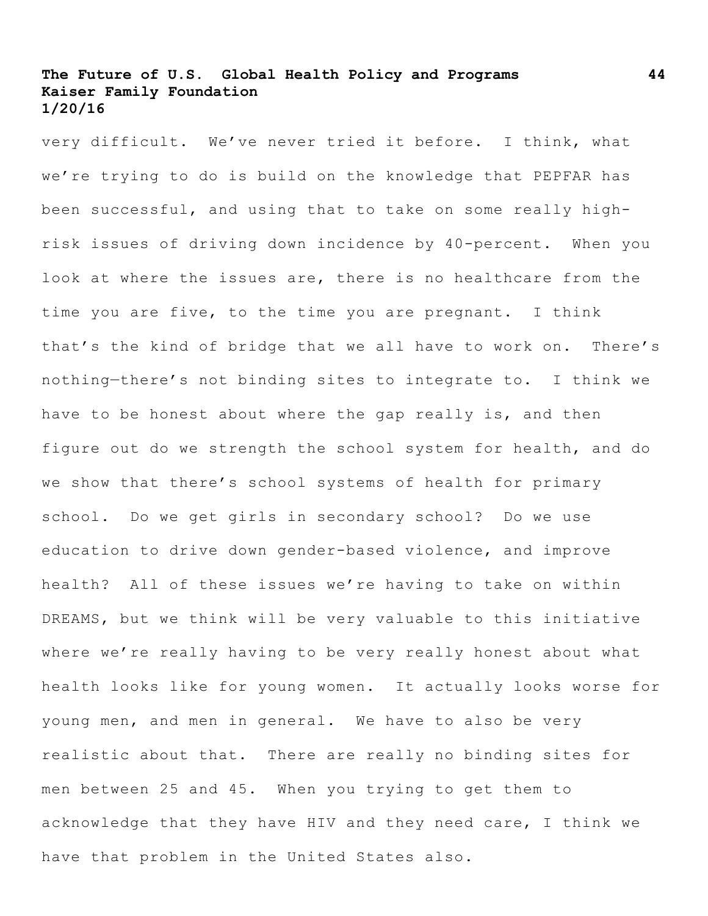very difficult. We've never tried it before. I think, what we're trying to do is build on the knowledge that PEPFAR has been successful, and using that to take on some really high-risk issues of driving down incidence by 40-percent. When you look at where the issues are, there is no healthcare from the time you are five, to the time you are pregnant. I think that's the kind of bridge that we all have to work on. There's nothing—there's not binding sites to integrate to. I think we have to be honest about where the gap really is, and then figure out do we strength the school system for health, and do we show that there's school systems of health for primary school. Do we get girls in secondary school? Do we use education to drive down gender-based violence, and improve health? All of these issues we're having to take on within DREAMS, but we think will be very valuable to this initiative where we're really having to be very really honest about what health looks like for young women. It actually looks worse for young men, and men in general. We have to also be very realistic about that. There are really no binding sites for men between 25 and 45. When you trying to get them to acknowledge that they have HIV and they need care, I think we have that problem in the United States also.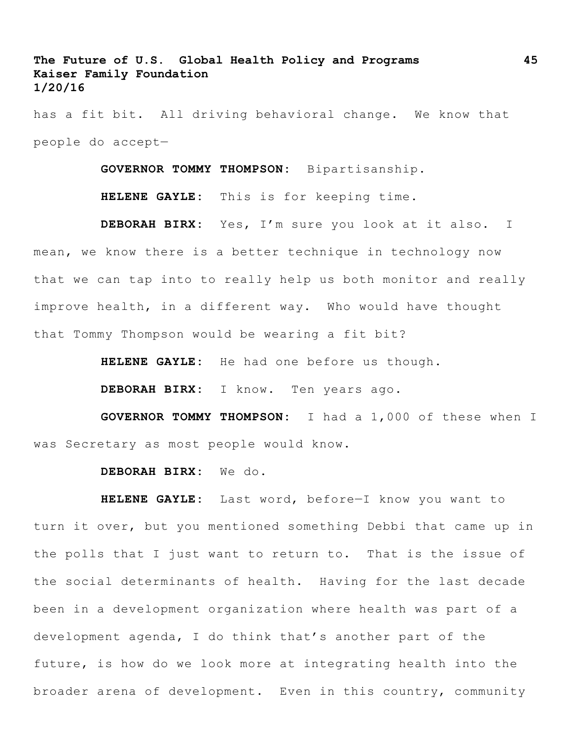has a fit bit. All driving behavioral change. We know that people do accept—

**GOVERNOR TOMMY THOMPSON:** Bipartisanship.

**HELENE GAYLE:** This is for keeping time.

**DEBORAH BIRX:** Yes, I'm sure you look at it also. I mean, we know there is a better technique in technology now that we can tap into to really help us both monitor and really improve health, in a different way. Who would have thought that Tommy Thompson would be wearing a fit bit?

**HELENE GAYLE:** He had one before us though.

**DEBORAH BIRX:** I know. Ten years ago.

**GOVERNOR TOMMY THOMPSON:** I had a 1,000 of these when I was Secretary as most people would know.

**DEBORAH BIRX:** We do.

**HELENE GAYLE:** Last word, before—I know you want to turn it over, but you mentioned something Debbi that came up in the polls that I just want to return to. That is the issue of the social determinants of health. Having for the last decade been in a development organization where health was part of a development agenda, I do think that's another part of the future, is how do we look more at integrating health into the broader arena of development. Even in this country, community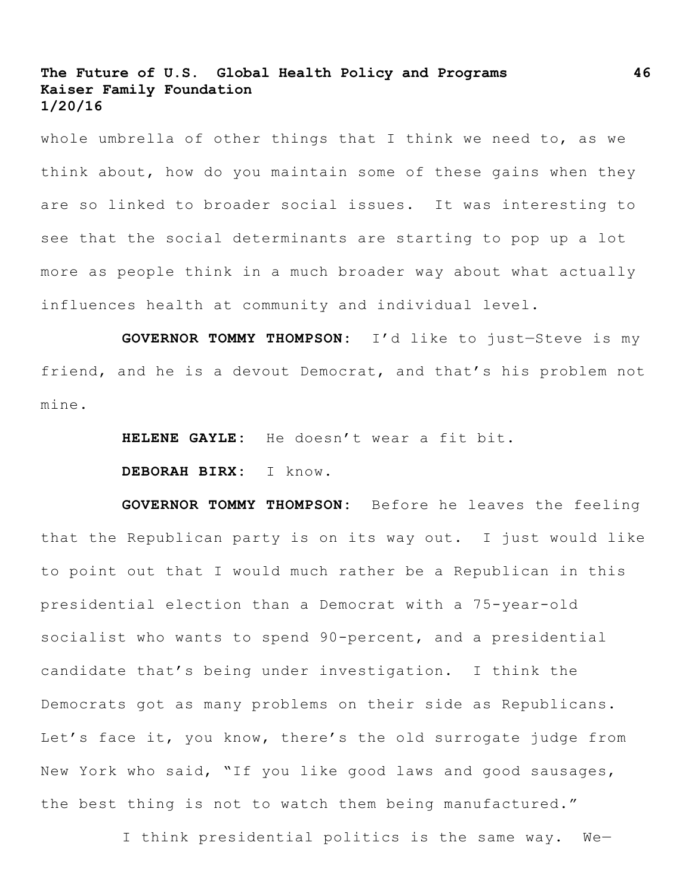whole umbrella of other things that I think we need to, as we think about, how do you maintain some of these gains when they are so linked to broader social issues. It was interesting to see that the social determinants are starting to pop up a lot more as people think in a much broader way about what actually influences health at community and individual level.

**GOVERNOR TOMMY THOMPSON:** I'd like to just—Steve is my friend, and he is a devout Democrat, and that's his problem not mine.

**HELENE GAYLE:** He doesn't wear a fit bit.

**DEBORAH BIRX:** I know.

**GOVERNOR TOMMY THOMPSON:** Before he leaves the feeling that the Republican party is on its way out. I just would like to point out that I would much rather be a Republican in this presidential election than a Democrat with a 75-year-old socialist who wants to spend 90-percent, and a presidential candidate that's being under investigation. I think the Democrats got as many problems on their side as Republicans. Let's face it, you know, there's the old surrogate judge from New York who said, "If you like good laws and good sausages, the best thing is not to watch them being manufactured."

I think presidential politics is the same way. We—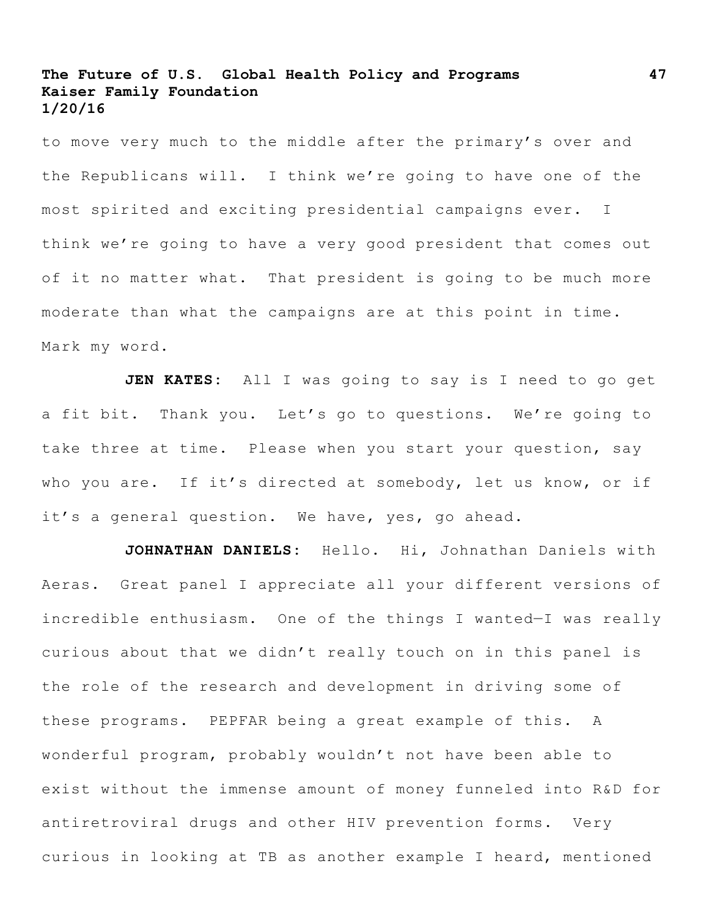to move very much to the middle after the primary's over and the Republicans will. I think we're going to have one of the most spirited and exciting presidential campaigns ever. I think we're going to have a very good president that comes out of it no matter what. That president is going to be much more moderate than what the campaigns are at this point in time. Mark my word.

**JEN KATES:** All I was going to say is I need to go get a fit bit. Thank you. Let's go to questions. We're going to take three at time. Please when you start your question, say who you are. If it's directed at somebody, let us know, or if it's a general question. We have, yes, go ahead.

**JOHNATHAN DANIELS:** Hello. Hi, Johnathan Daniels with Aeras. Great panel I appreciate all your different versions of incredible enthusiasm. One of the things I wanted—I was really curious about that we didn't really touch on in this panel is the role of the research and development in driving some of these programs. PEPFAR being a great example of this. A wonderful program, probably wouldn't not have been able to exist without the immense amount of money funneled into R&D for antiretroviral drugs and other HIV prevention forms. Very curious in looking at TB as another example I heard, mentioned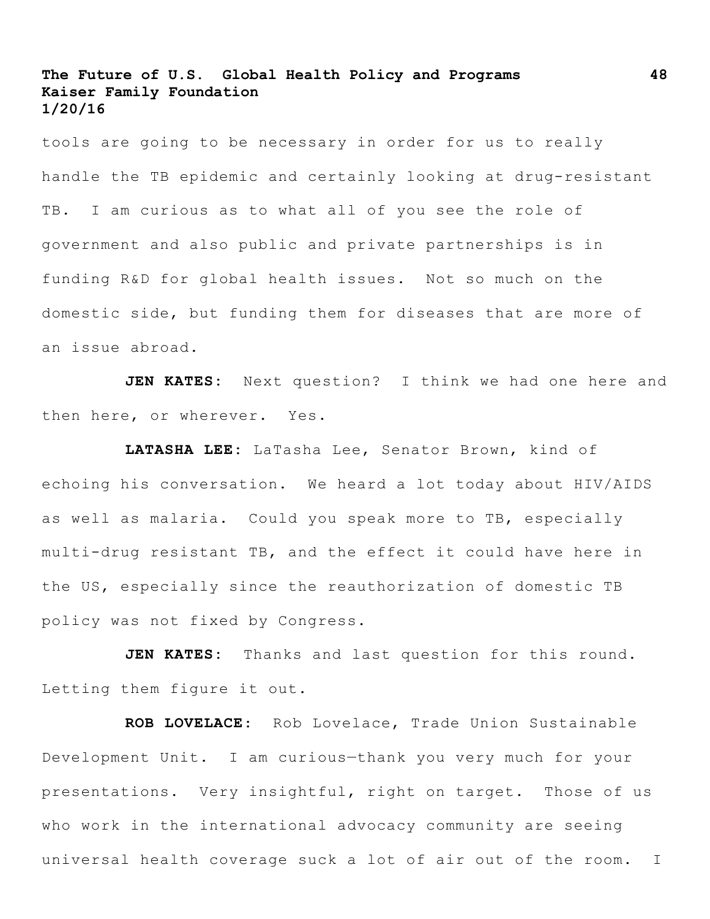tools are going to be necessary in order for us to really handle the TB epidemic and certainly looking at drug-resistant TB. I am curious as to what all of you see the role of government and also public and private partnerships is in funding R&D for global health issues. Not so much on the domestic side, but funding them for diseases that are more of an issue abroad.

**JEN KATES:** Next question? I think we had one here and then here, or wherever. Yes.

**LATASHA LEE:** LaTasha Lee, Senator Brown, kind of echoing his conversation. We heard a lot today about HIV/AIDS as well as malaria. Could you speak more to TB, especially multi-drug resistant TB, and the effect it could have here in the US, especially since the reauthorization of domestic TB policy was not fixed by Congress.

**JEN KATES:** Thanks and last question for this round. Letting them figure it out.

**ROB LOVELACE:** Rob Lovelace, Trade Union Sustainable Development Unit. I am curious—thank you very much for your presentations. Very insightful, right on target. Those of us who work in the international advocacy community are seeing universal health coverage suck a lot of air out of the room. I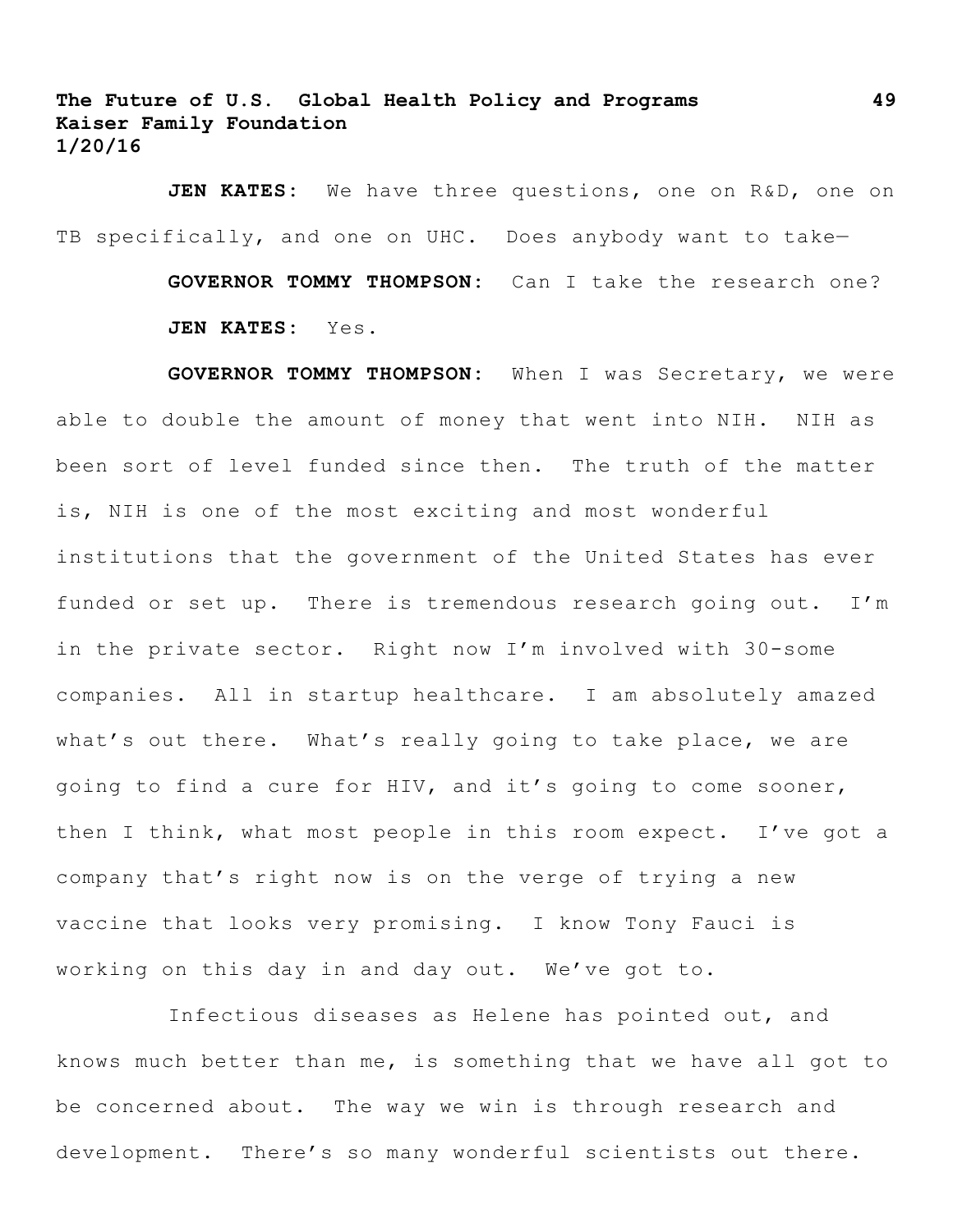**JEN KATES:** We have three questions, one on R&D, one on TB specifically, and one on UHC. Does anybody want to take—

**GOVERNOR TOMMY THOMPSON:** Can I take the research one?

**JEN KATES:** Yes.

**GOVERNOR TOMMY THOMPSON:** When I was Secretary, we were able to double the amount of money that went into NIH. NIH as been sort of level funded since then. The truth of the matter is, NIH is one of the most exciting and most wonderful institutions that the government of the United States has ever funded or set up. There is tremendous research going out. I'm in the private sector. Right now I'm involved with 30-some companies. All in startup healthcare. I am absolutely amazed what's out there. What's really going to take place, we are going to find a cure for HIV, and it's going to come sooner, then I think, what most people in this room expect. I've got a company that's right now is on the verge of trying a new vaccine that looks very promising. I know Tony Fauci is working on this day in and day out. We've got to.

Infectious diseases as Helene has pointed out, and knows much better than me, is something that we have all got to be concerned about. The way we win is through research and development. There's so many wonderful scientists out there.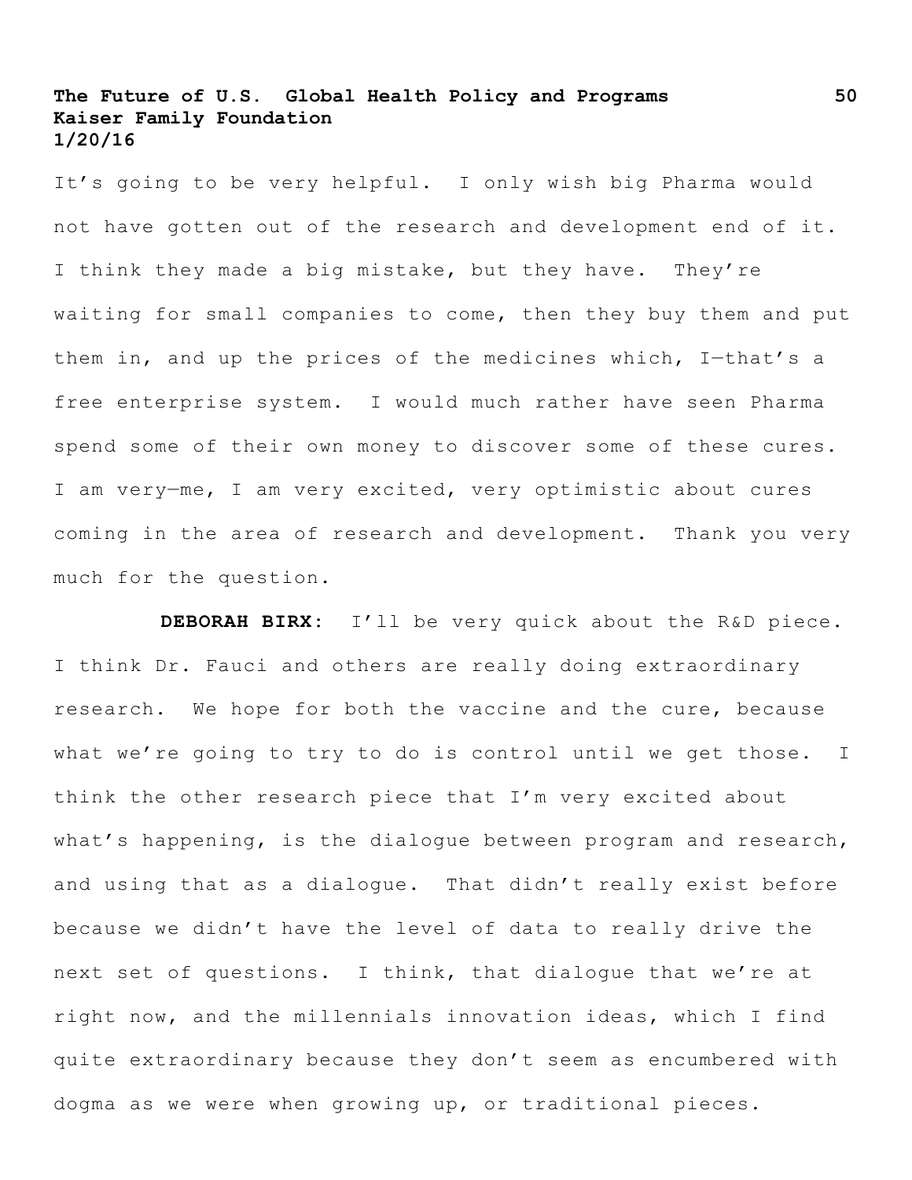It's going to be very helpful. I only wish big Pharma would not have gotten out of the research and development end of it. I think they made a big mistake, but they have. They're waiting for small companies to come, then they buy them and put them in, and up the prices of the medicines which, I—that's a free enterprise system. I would much rather have seen Pharma spend some of their own money to discover some of these cures. I am very—me, I am very excited, very optimistic about cures coming in the area of research and development. Thank you very much for the question.

**DEBORAH BIRX:** I'll be very quick about the R&D piece. I think Dr. Fauci and others are really doing extraordinary research. We hope for both the vaccine and the cure, because what we're going to try to do is control until we get those. I think the other research piece that I'm very excited about what's happening, is the dialogue between program and research, and using that as a dialogue. That didn't really exist before because we didn't have the level of data to really drive the next set of questions. I think, that dialogue that we're at right now, and the millennials innovation ideas, which I find quite extraordinary because they don't seem as encumbered with dogma as we were when growing up, or traditional pieces.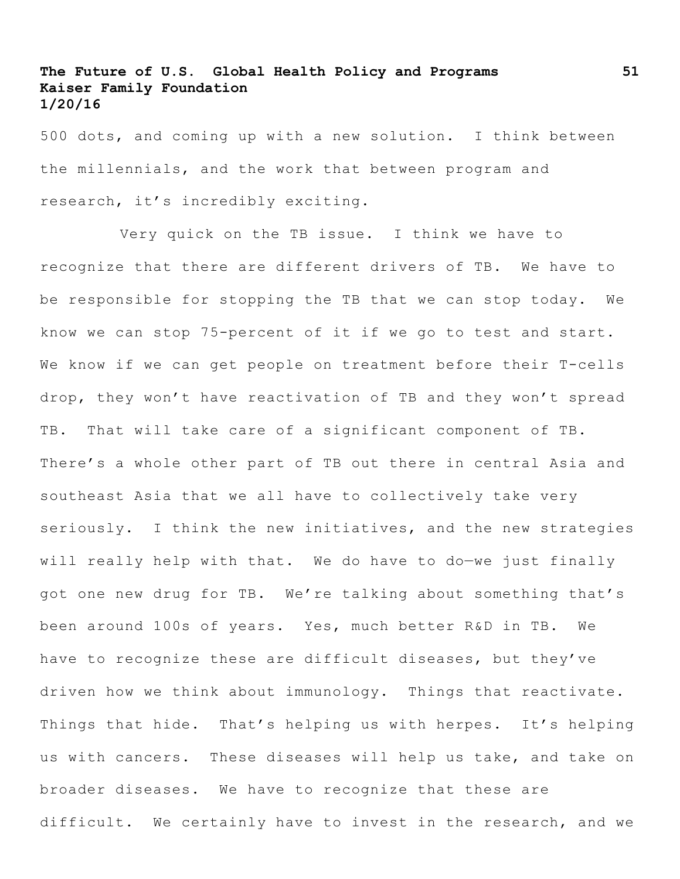500 dots, and coming up with a new solution. I think between the millennials, and the work that between program and research, it's incredibly exciting.

Very quick on the TB issue. I think we have to recognize that there are different drivers of TB. We have to be responsible for stopping the TB that we can stop today. We know we can stop 75-percent of it if we go to test and start. We know if we can get people on treatment before their T-cells drop, they won't have reactivation of TB and they won't spread TB. That will take care of a significant component of TB. There's a whole other part of TB out there in central Asia and southeast Asia that we all have to collectively take very seriously. I think the new initiatives, and the new strategies will really help with that. We do have to do—we just finally got one new drug for TB. We're talking about something that's been around 100s of years. Yes, much better R&D in TB. We have to recognize these are difficult diseases, but they've driven how we think about immunology. Things that reactivate. Things that hide. That's helping us with herpes. It's helping us with cancers. These diseases will help us take, and take on broader diseases. We have to recognize that these are difficult. We certainly have to invest in the research, and we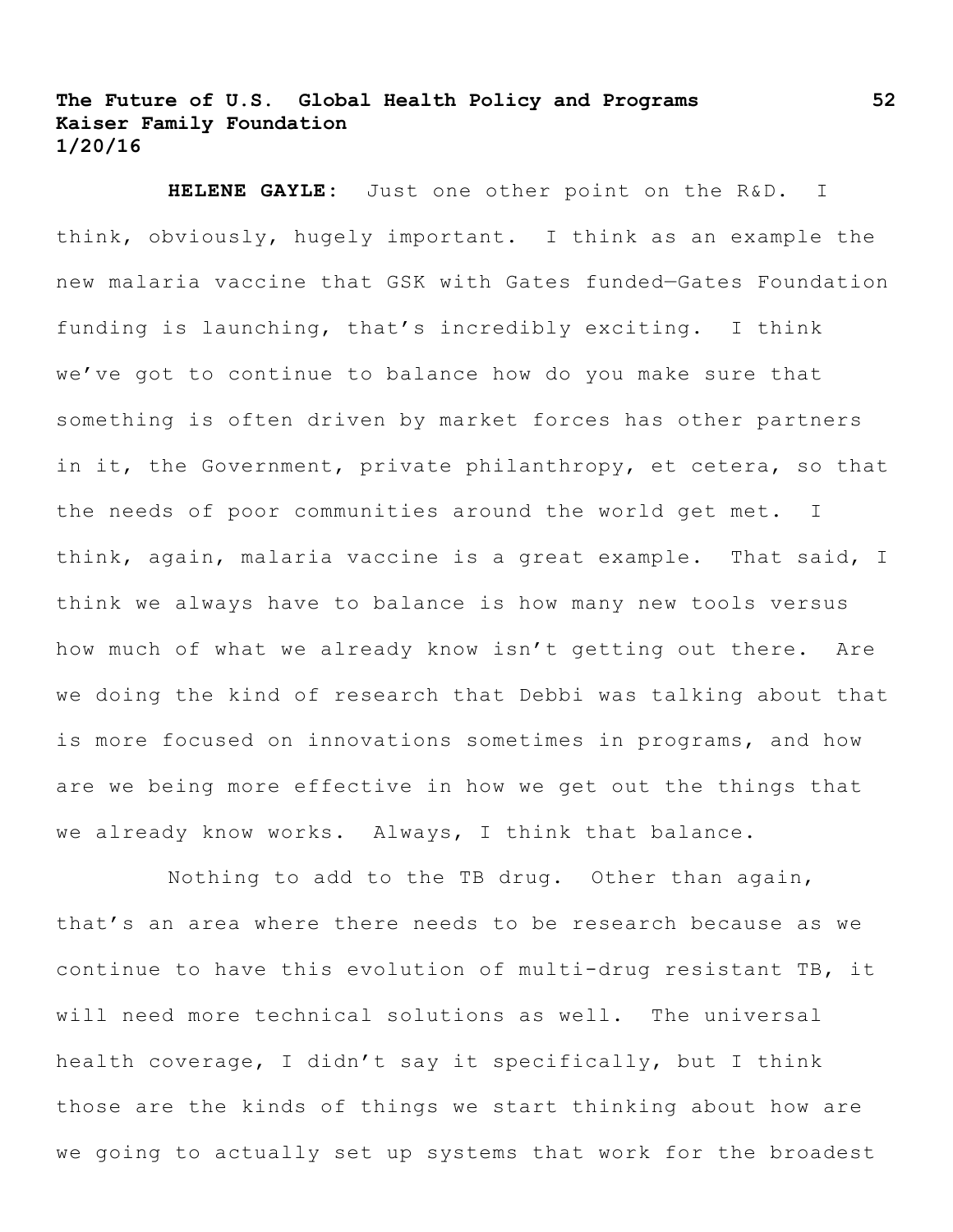**HELENE GAYLE:** Just one other point on the R&D. I think, obviously, hugely important. I think as an example the new malaria vaccine that GSK with Gates funded—Gates Foundation funding is launching, that's incredibly exciting. I think we've got to continue to balance how do you make sure that something is often driven by market forces has other partners in it, the Government, private philanthropy, et cetera, so that the needs of poor communities around the world get met. I think, again, malaria vaccine is a great example. That said, I think we always have to balance is how many new tools versus how much of what we already know isn't getting out there. Are we doing the kind of research that Debbi was talking about that is more focused on innovations sometimes in programs, and how are we being more effective in how we get out the things that we already know works. Always, I think that balance.

Nothing to add to the TB drug. Other than again, that's an area where there needs to be research because as we continue to have this evolution of multi-drug resistant TB, it will need more technical solutions as well. The universal health coverage, I didn't say it specifically, but I think those are the kinds of things we start thinking about how are we going to actually set up systems that work for the broadest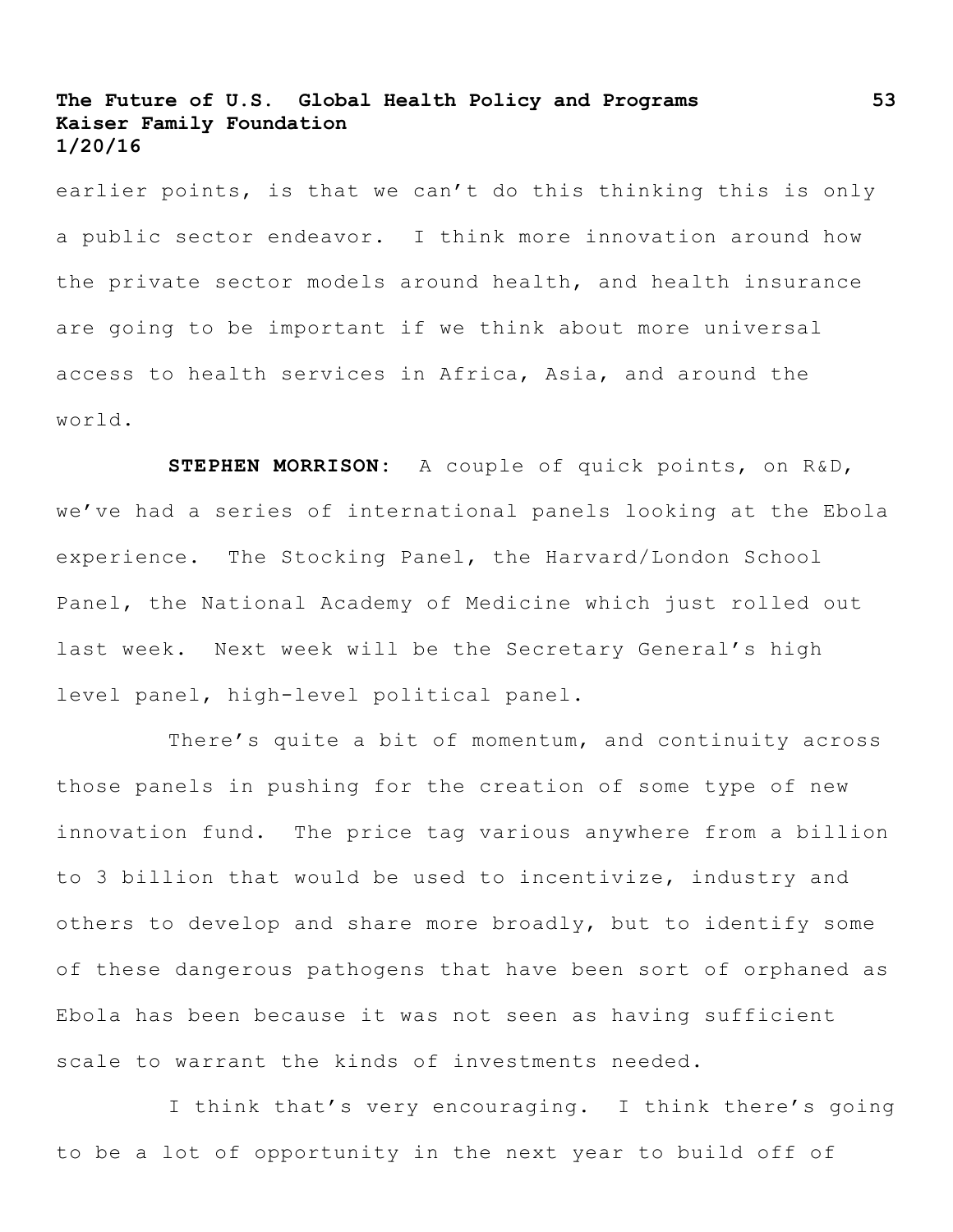earlier points, is that we can't do this thinking this is only a public sector endeavor. I think more innovation around how the private sector models around health, and health insurance are going to be important if we think about more universal access to health services in Africa, Asia, and around the world.

**STEPHEN MORRISON:** A couple of quick points, on R&D, we've had a series of international panels looking at the Ebola experience. The Stocking Panel, the Harvard/London School Panel, the National Academy of Medicine which just rolled out last week. Next week will be the Secretary General's high level panel, high-level political panel.

There's quite a bit of momentum, and continuity across those panels in pushing for the creation of some type of new innovation fund. The price tag various anywhere from a billion to 3 billion that would be used to incentivize, industry and others to develop and share more broadly, but to identify some of these dangerous pathogens that have been sort of orphaned as Ebola has been because it was not seen as having sufficient scale to warrant the kinds of investments needed.

I think that's very encouraging. I think there's going to be a lot of opportunity in the next year to build off of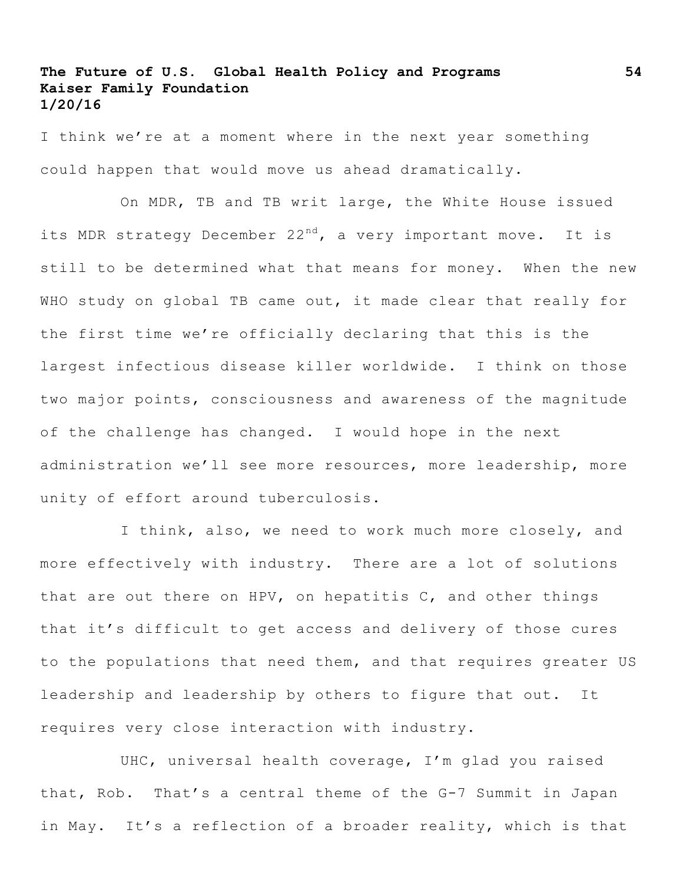I think we're at a moment where in the next year something could happen that would move us ahead dramatically.

On MDR, TB and TB writ large, the White House issued its MDR strategy December 22nd, a very important move. It is still to be determined what that means for money. When the new WHO study on global TB came out, it made clear that really for the first time we're officially declaring that this is the largest infectious disease killer worldwide. I think on those two major points, consciousness and awareness of the magnitude of the challenge has changed. I would hope in the next administration we'll see more resources, more leadership, more unity of effort around tuberculosis.

I think, also, we need to work much more closely, and more effectively with industry. There are a lot of solutions that are out there on HPV, on hepatitis C, and other things that it's difficult to get access and delivery of those cures to the populations that need them, and that requires greater US leadership and leadership by others to figure that out. It requires very close interaction with industry.

UHC, universal health coverage, I'm glad you raised that, Rob. That's a central theme of the G-7 Summit in Japan in May. It's a reflection of a broader reality, which is that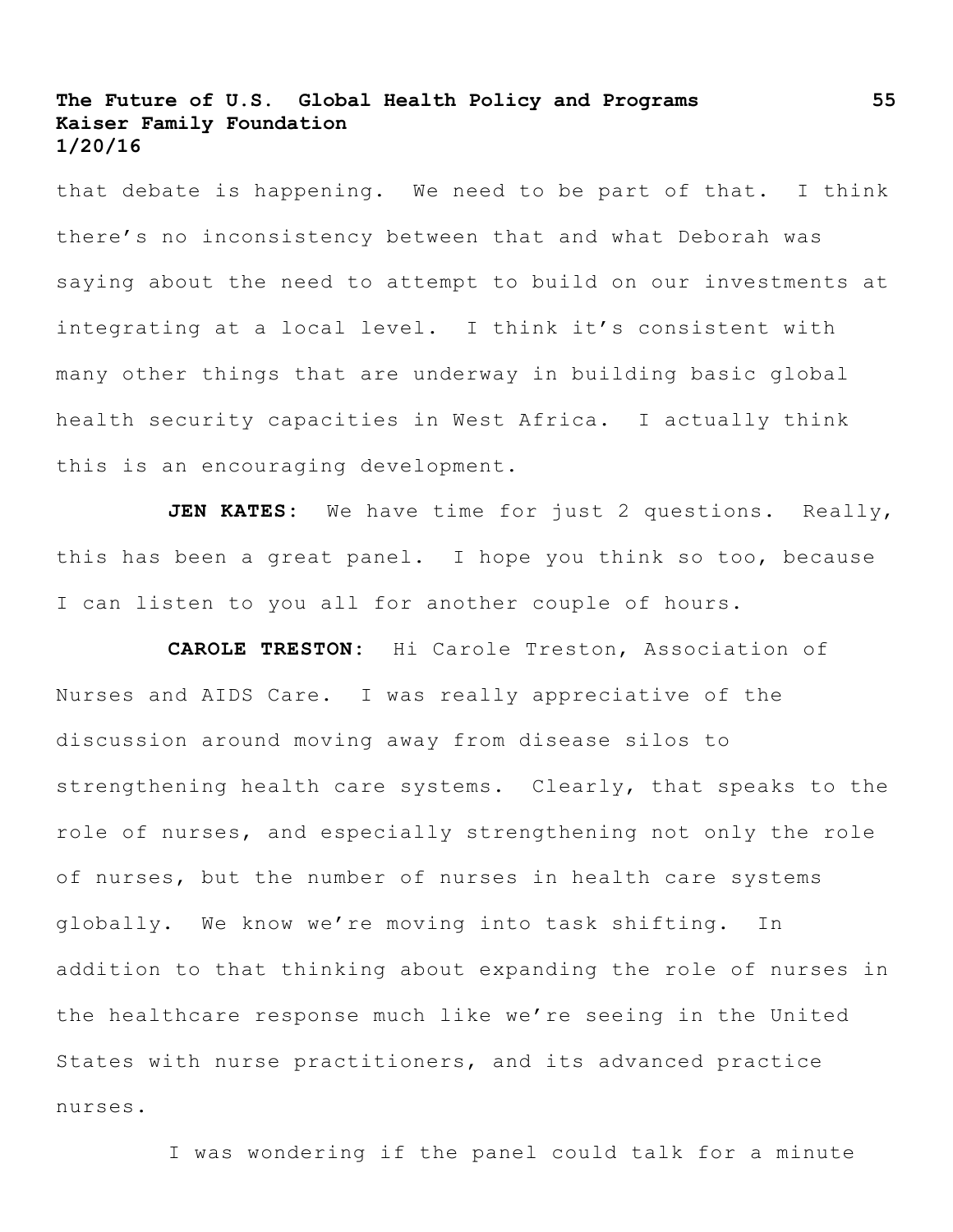that debate is happening. We need to be part of that. I think there's no inconsistency between that and what Deborah was saying about the need to attempt to build on our investments at integrating at a local level. I think it's consistent with many other things that are underway in building basic global health security capacities in West Africa. I actually think this is an encouraging development.

**JEN KATES:** We have time for just 2 questions. Really, this has been a great panel. I hope you think so too, because I can listen to you all for another couple of hours.

**CAROLE TRESTON:** Hi Carole Treston, Association of Nurses and AIDS Care. I was really appreciative of the discussion around moving away from disease silos to strengthening health care systems. Clearly, that speaks to the role of nurses, and especially strengthening not only the role of nurses, but the number of nurses in health care systems globally. We know we're moving into task shifting. In addition to that thinking about expanding the role of nurses in the healthcare response much like we're seeing in the United States with nurse practitioners, and its advanced practice nurses.

I was wondering if the panel could talk for a minute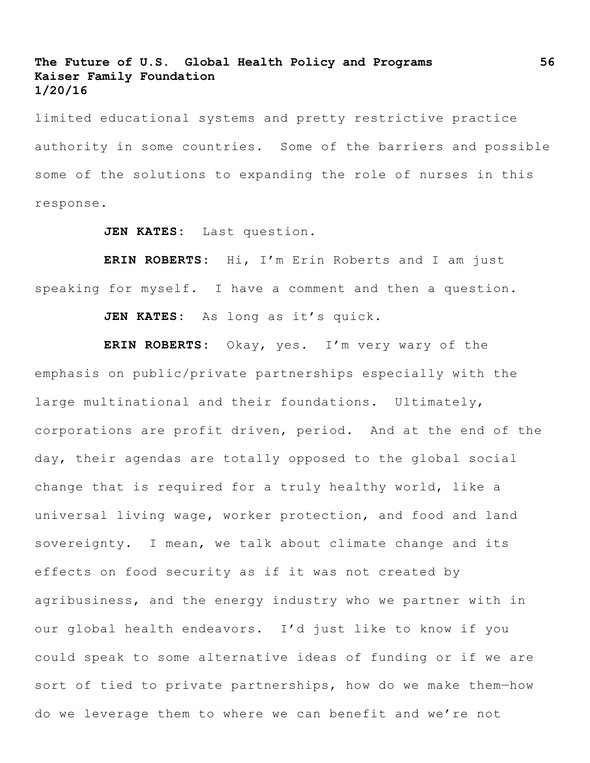limited educational systems and pretty restrictive practice authority in some countries. Some of the barriers and possible some of the solutions to expanding the role of nurses in this response.

**JEN KATES:** Last question.

**ERIN ROBERTS:** Hi, I'm Erin Roberts and I am just speaking for myself. I have a comment and then a question.

**JEN KATES:** As long as it's quick.

**ERIN ROBERTS:** Okay, yes. I'm very wary of the emphasis on public/private partnerships especially with the large multinational and their foundations. Ultimately, corporations are profit driven, period. And at the end of the day, their agendas are totally opposed to the global social change that is required for a truly healthy world, like a universal living wage, worker protection, and food and land sovereignty. I mean, we talk about climate change and its effects on food security as if it was not created by agribusiness, and the energy industry who we partner with in our global health endeavors. I'd just like to know if you could speak to some alternative ideas of funding or if we are sort of tied to private partnerships, how do we make them—how do we leverage them to where we can benefit and we're not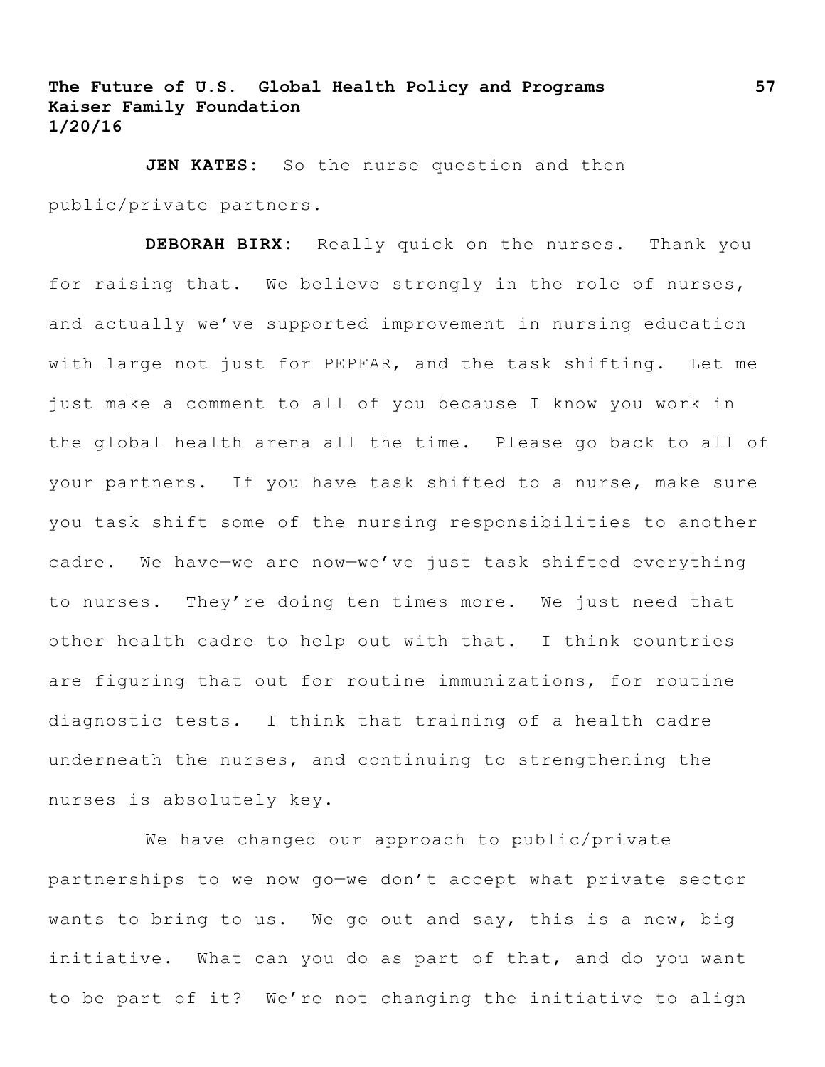**JEN KATES:** So the nurse question and then public/private partners.

**DEBORAH BIRX:** Really quick on the nurses. Thank you for raising that. We believe strongly in the role of nurses, and actually we've supported improvement in nursing education with large not just for PEPFAR, and the task shifting. Let me just make a comment to all of you because I know you work in the global health arena all the time. Please go back to all of your partners. If you have task shifted to a nurse, make sure you task shift some of the nursing responsibilities to another cadre. We have—we are now—we've just task shifted everything to nurses. They're doing ten times more. We just need that other health cadre to help out with that. I think countries are figuring that out for routine immunizations, for routine diagnostic tests. I think that training of a health cadre underneath the nurses, and continuing to strengthening the nurses is absolutely key.

We have changed our approach to public/private partnerships to we now go—we don't accept what private sector wants to bring to us. We go out and say, this is a new, big initiative. What can you do as part of that, and do you want to be part of it? We're not changing the initiative to align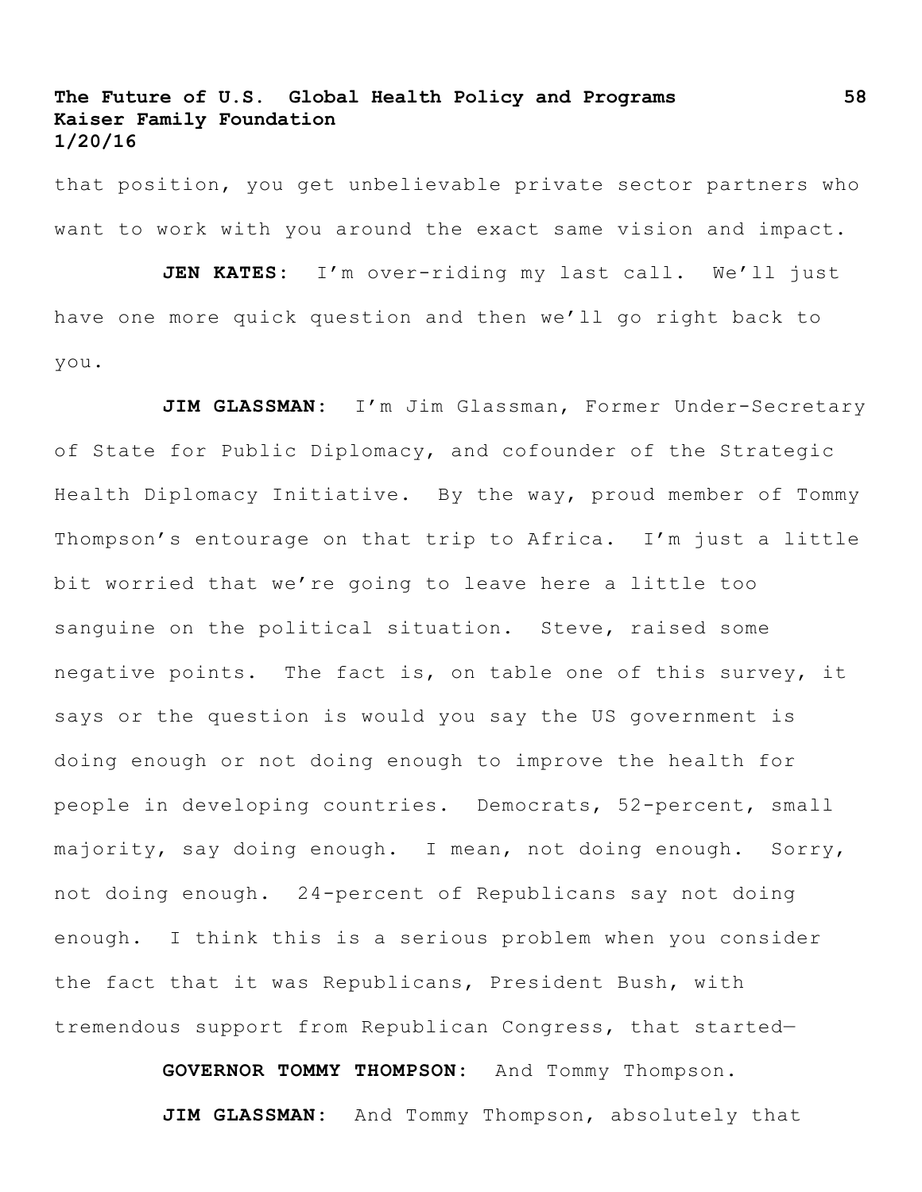that position, you get unbelievable private sector partners who want to work with you around the exact same vision and impact.

**JEN KATES:** I'm over-riding my last call. We'll just have one more quick question and then we'll go right back to you.

**JIM GLASSMAN:** I'm Jim Glassman, Former Under-Secretary of State for Public Diplomacy, and cofounder of the Strategic Health Diplomacy Initiative. By the way, proud member of Tommy Thompson's entourage on that trip to Africa. I'm just a little bit worried that we're going to leave here a little too sanguine on the political situation. Steve, raised some negative points. The fact is, on table one of this survey, it says or the question is would you say the US government is doing enough or not doing enough to improve the health for people in developing countries. Democrats, 52-percent, small majority, say doing enough. I mean, not doing enough. Sorry, not doing enough. 24-percent of Republicans say not doing enough. I think this is a serious problem when you consider the fact that it was Republicans, President Bush, with tremendous support from Republican Congress, that started—

**GOVERNOR TOMMY THOMPSON:** And Tommy Thompson.

**JIM GLASSMAN:** And Tommy Thompson, absolutely that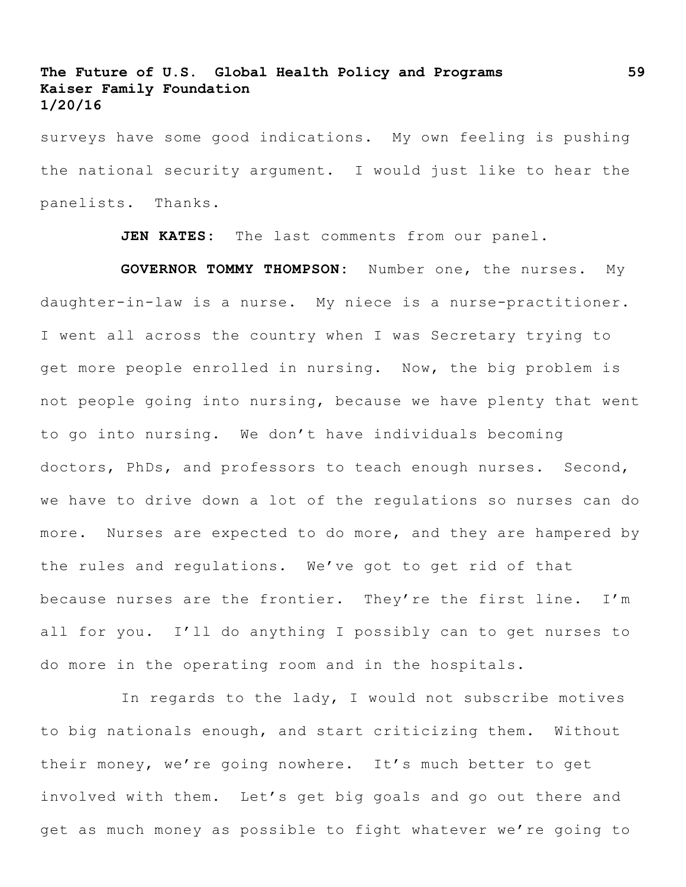surveys have some good indications. My own feeling is pushing the national security argument. I would just like to hear the panelists. Thanks.

**JEN KATES:** The last comments from our panel.

**GOVERNOR TOMMY THOMPSON:** Number one, the nurses. My daughter-in-law is a nurse. My niece is a nurse-practitioner. I went all across the country when I was Secretary trying to get more people enrolled in nursing. Now, the big problem is not people going into nursing, because we have plenty that went to go into nursing. We don't have individuals becoming doctors, PhDs, and professors to teach enough nurses. Second, we have to drive down a lot of the regulations so nurses can do more. Nurses are expected to do more, and they are hampered by the rules and regulations. We've got to get rid of that because nurses are the frontier. They're the first line. I'm all for you. I'll do anything I possibly can to get nurses to do more in the operating room and in the hospitals.

In regards to the lady, I would not subscribe motives to big nationals enough, and start criticizing them. Without their money, we're going nowhere. It's much better to get involved with them. Let's get big goals and go out there and get as much money as possible to fight whatever we're going to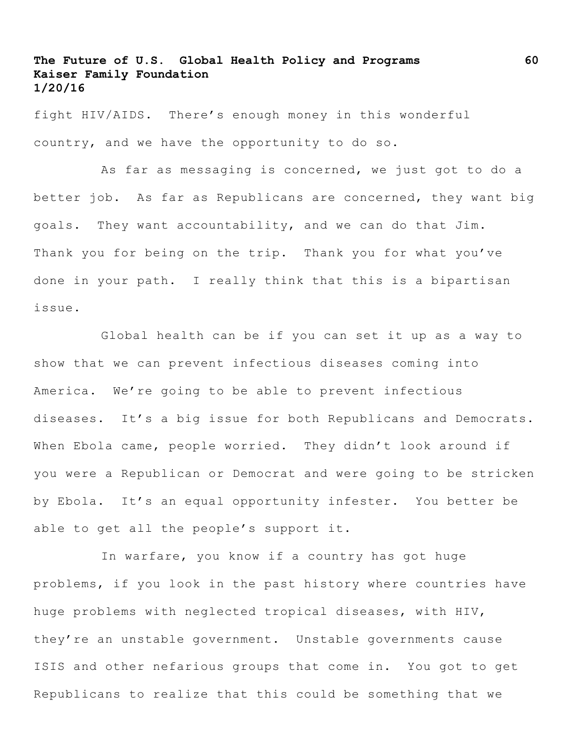fight HIV/AIDS. There's enough money in this wonderful country, and we have the opportunity to do so.

As far as messaging is concerned, we just got to do a better job. As far as Republicans are concerned, they want big goals. They want accountability, and we can do that Jim. Thank you for being on the trip. Thank you for what you've done in your path. I really think that this is a bipartisan issue.

Global health can be if you can set it up as a way to show that we can prevent infectious diseases coming into America. We're going to be able to prevent infectious diseases. It's a big issue for both Republicans and Democrats. When Ebola came, people worried. They didn't look around if you were a Republican or Democrat and were going to be stricken by Ebola. It's an equal opportunity infester. You better be able to get all the people's support it.

In warfare, you know if a country has got huge problems, if you look in the past history where countries have huge problems with neglected tropical diseases, with HIV, they're an unstable government. Unstable governments cause ISIS and other nefarious groups that come in. You got to get Republicans to realize that this could be something that we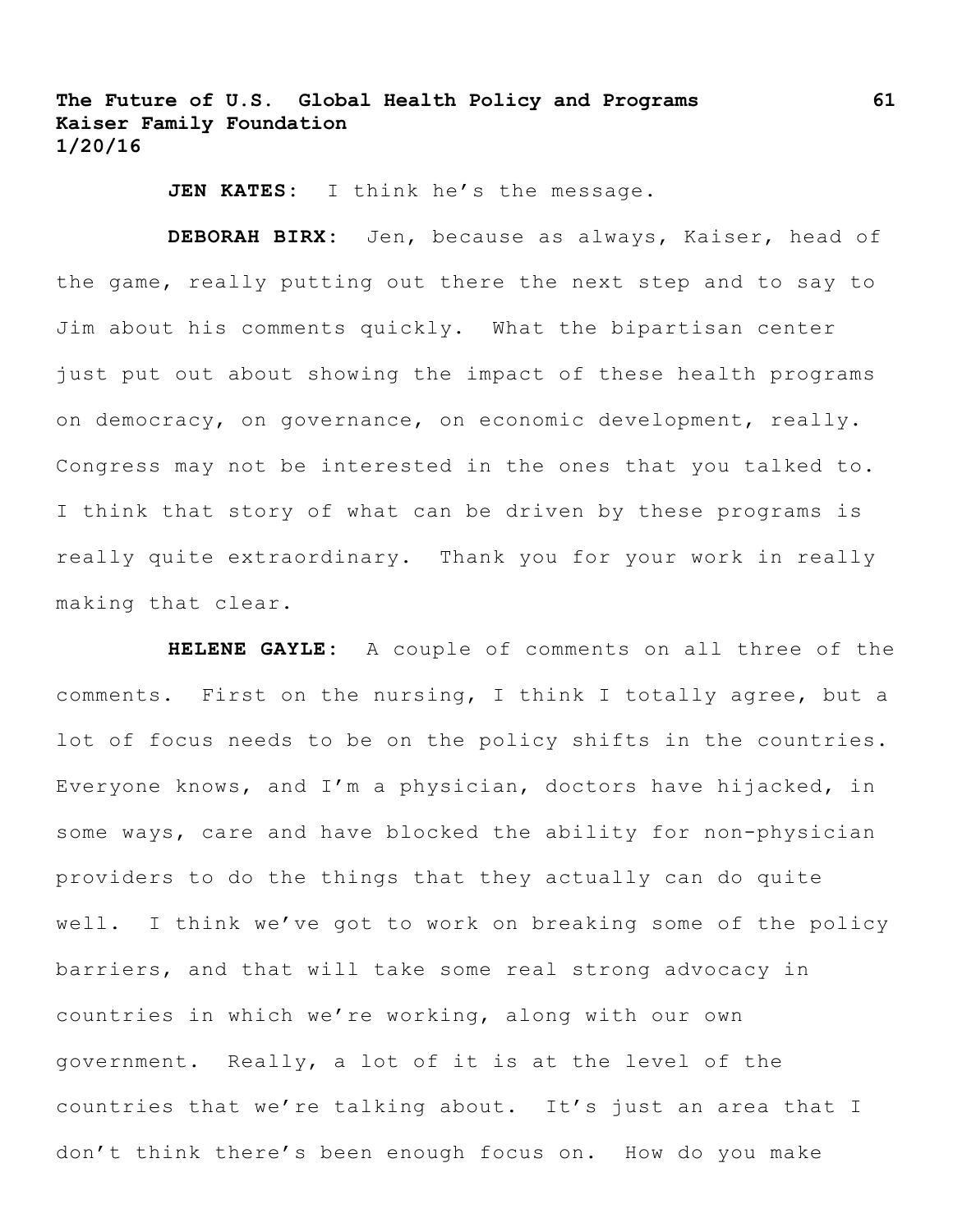**JEN KATES:** I think he's the message.

**DEBORAH BIRX:** Jen, because as always, Kaiser, head of the game, really putting out there the next step and to say to Jim about his comments quickly. What the bipartisan center just put out about showing the impact of these health programs on democracy, on governance, on economic development, really. Congress may not be interested in the ones that you talked to. I think that story of what can be driven by these programs is really quite extraordinary. Thank you for your work in really making that clear.

**HELENE GAYLE:** A couple of comments on all three of the comments. First on the nursing, I think I totally agree, but a lot of focus needs to be on the policy shifts in the countries. Everyone knows, and I'm a physician, doctors have hijacked, in some ways, care and have blocked the ability for non-physician providers to do the things that they actually can do quite well. I think we've got to work on breaking some of the policy barriers, and that will take some real strong advocacy in countries in which we're working, along with our own government. Really, a lot of it is at the level of the countries that we're talking about. It's just an area that I don't think there's been enough focus on. How do you make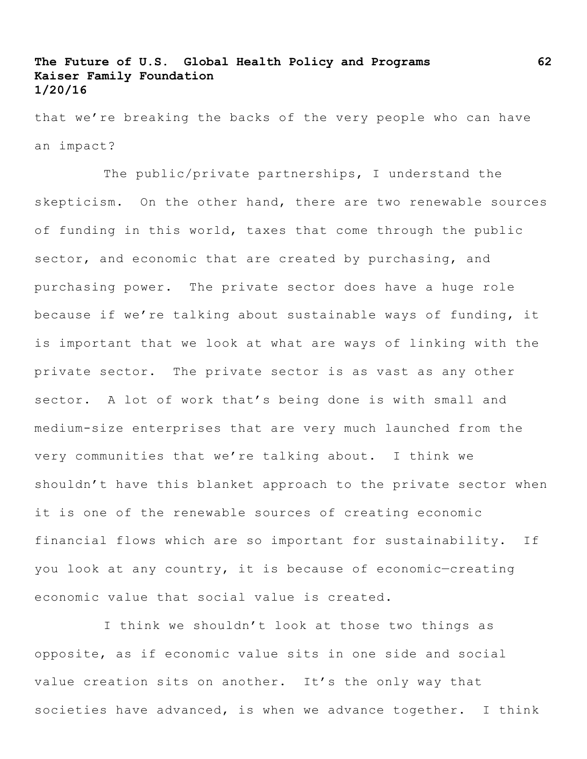that we're breaking the backs of the very people who can have an impact?

The public/private partnerships, I understand the skepticism. On the other hand, there are two renewable sources of funding in this world, taxes that come through the public sector, and economic that are created by purchasing, and purchasing power. The private sector does have a huge role because if we're talking about sustainable ways of funding, it is important that we look at what are ways of linking with the private sector. The private sector is as vast as any other sector. A lot of work that's being done is with small and medium-size enterprises that are very much launched from the very communities that we're talking about. I think we shouldn't have this blanket approach to the private sector when it is one of the renewable sources of creating economic financial flows which are so important for sustainability. If you look at any country, it is because of economic—creating economic value that social value is created.

I think we shouldn't look at those two things as opposite, as if economic value sits in one side and social value creation sits on another. It's the only way that societies have advanced, is when we advance together. I think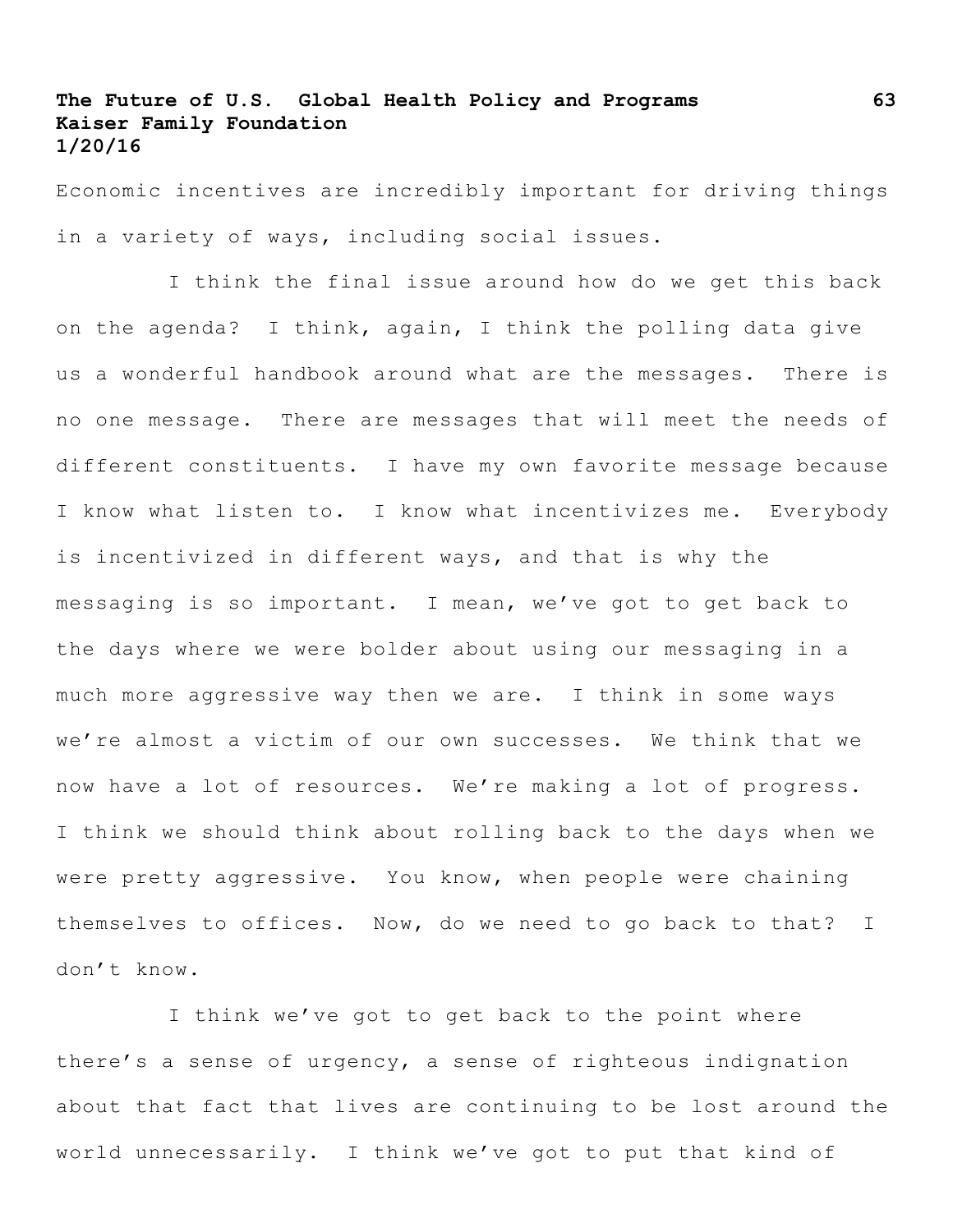Economic incentives are incredibly important for driving things in a variety of ways, including social issues.

I think the final issue around how do we get this back on the agenda? I think, again, I think the polling data give us a wonderful handbook around what are the messages. There is no one message. There are messages that will meet the needs of different constituents. I have my own favorite message because I know what listen to. I know what incentivizes me. Everybody is incentivized in different ways, and that is why the messaging is so important. I mean, we've got to get back to the days where we were bolder about using our messaging in a much more aggressive way then we are. I think in some ways we're almost a victim of our own successes. We think that we now have a lot of resources. We're making a lot of progress. I think we should think about rolling back to the days when we were pretty aggressive. You know, when people were chaining themselves to offices. Now, do we need to go back to that? I don't know.

I think we've got to get back to the point where there's a sense of urgency, a sense of righteous indignation about that fact that lives are continuing to be lost around the world unnecessarily. I think we've got to put that kind of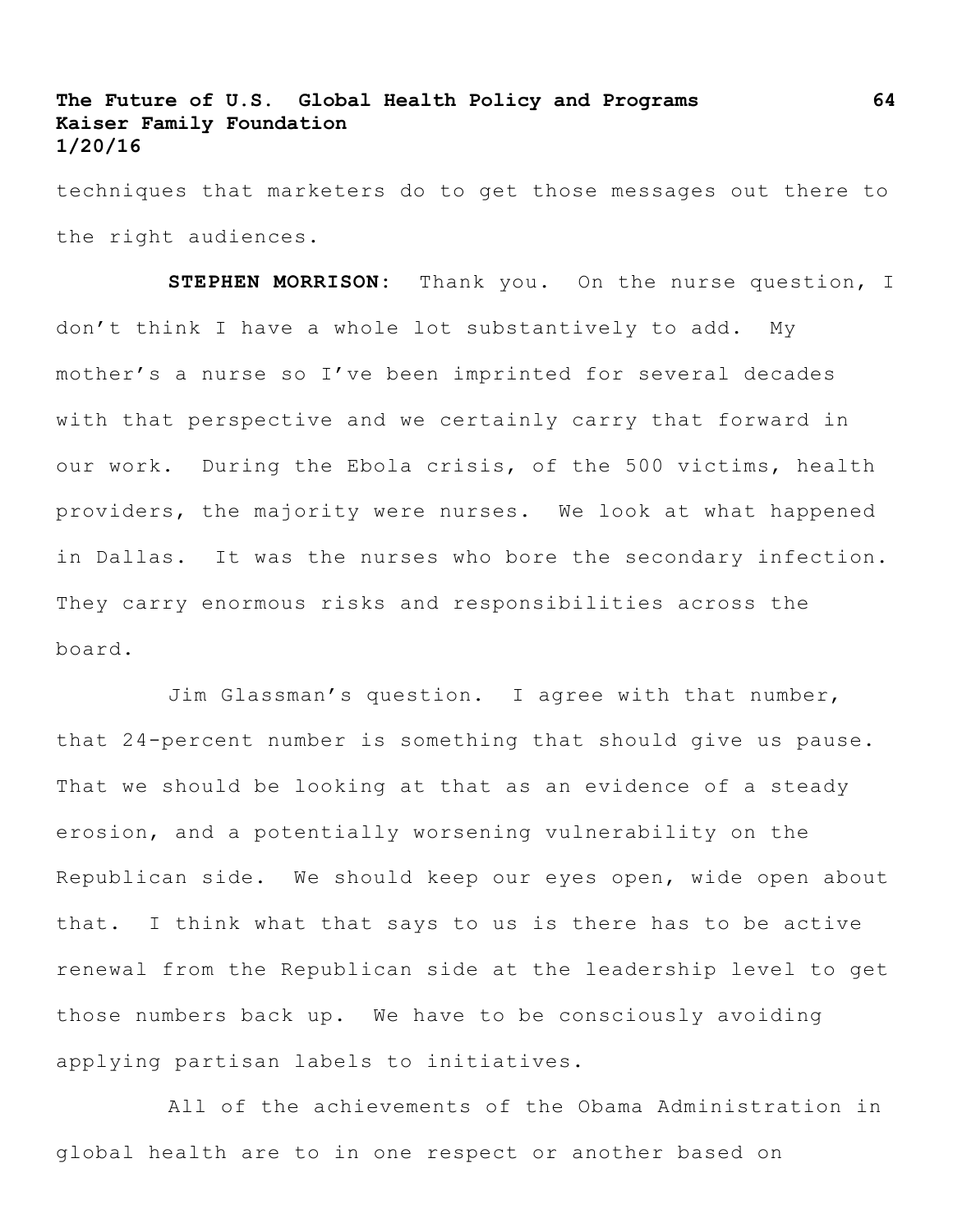techniques that marketers do to get those messages out there to the right audiences.

**STEPHEN MORRISON:** Thank you. On the nurse question, I don't think I have a whole lot substantively to add. My mother's a nurse so I've been imprinted for several decades with that perspective and we certainly carry that forward in our work. During the Ebola crisis, of the 500 victims, health providers, the majority were nurses. We look at what happened in Dallas. It was the nurses who bore the secondary infection. They carry enormous risks and responsibilities across the board.

Jim Glassman's question. I agree with that number, that 24-percent number is something that should give us pause. That we should be looking at that as an evidence of a steady erosion, and a potentially worsening vulnerability on the Republican side. We should keep our eyes open, wide open about that. I think what that says to us is there has to be active renewal from the Republican side at the leadership level to get those numbers back up. We have to be consciously avoiding applying partisan labels to initiatives.

All of the achievements of the Obama Administration in global health are to in one respect or another based on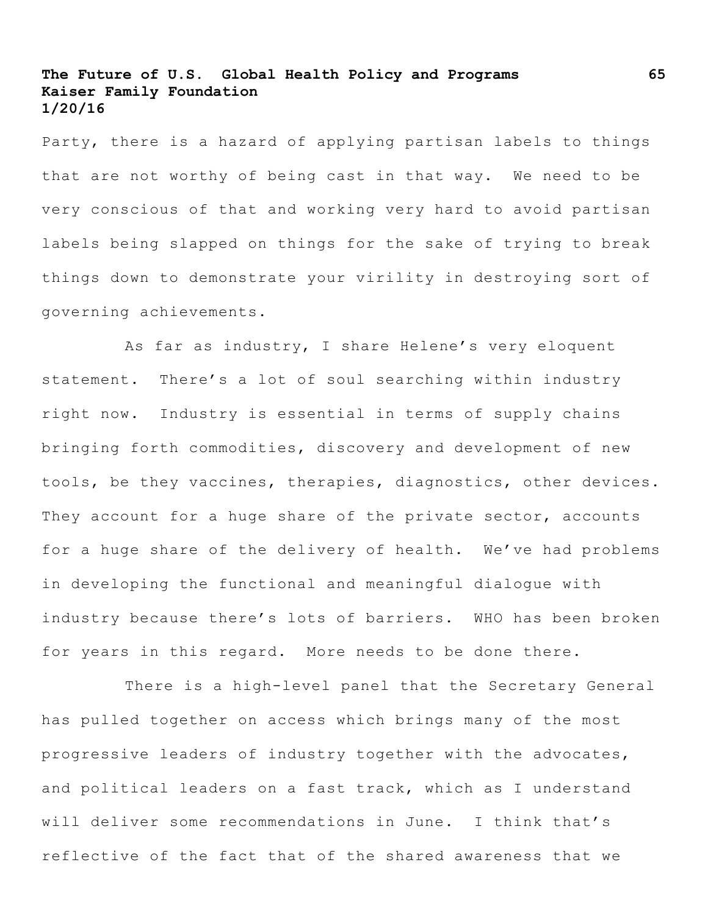Party, there is a hazard of applying partisan labels to things that are not worthy of being cast in that way. We need to be very conscious of that and working very hard to avoid partisan labels being slapped on things for the sake of trying to break things down to demonstrate your virility in destroying sort of governing achievements.

As far as industry, I share Helene's very eloquent statement. There's a lot of soul searching within industry right now. Industry is essential in terms of supply chains bringing forth commodities, discovery and development of new tools, be they vaccines, therapies, diagnostics, other devices. They account for a huge share of the private sector, accounts for a huge share of the delivery of health. We've had problems in developing the functional and meaningful dialogue with industry because there's lots of barriers. WHO has been broken for years in this regard. More needs to be done there.

There is a high-level panel that the Secretary General has pulled together on access which brings many of the most progressive leaders of industry together with the advocates, and political leaders on a fast track, which as I understand will deliver some recommendations in June. I think that's reflective of the fact that of the shared awareness that we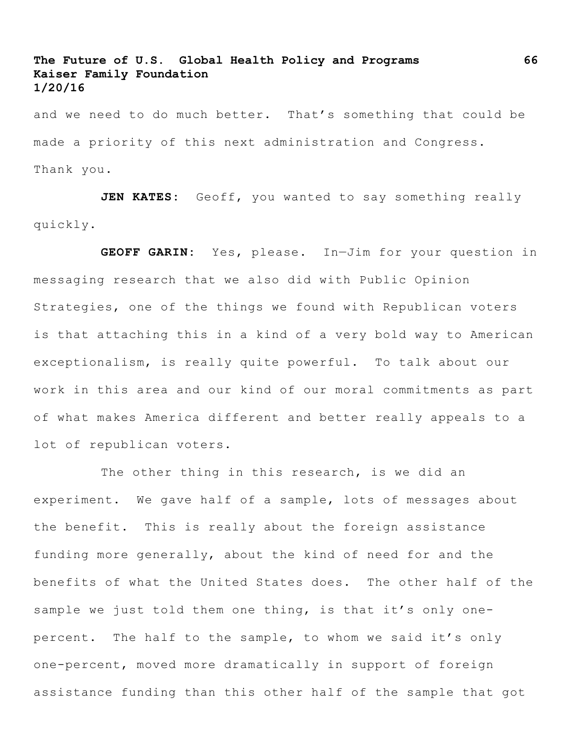and we need to do much better. That's something that could be made a priority of this next administration and Congress. Thank you.

**JEN KATES:** Geoff, you wanted to say something really quickly.

**GEOFF GARIN:** Yes, please. In—Jim for your question in messaging research that we also did with Public Opinion Strategies, one of the things we found with Republican voters is that attaching this in a kind of a very bold way to American exceptionalism, is really quite powerful. To talk about our work in this area and our kind of our moral commitments as part of what makes America different and better really appeals to a lot of republican voters.

The other thing in this research, is we did an experiment. We gave half of a sample, lots of messages about the benefit. This is really about the foreign assistance funding more generally, about the kind of need for and the benefits of what the United States does. The other half of the sample we just told them one thing, is that it's only one-percent. The half to the sample, to whom we said it's only one-percent, moved more dramatically in support of foreign assistance funding than this other half of the sample that got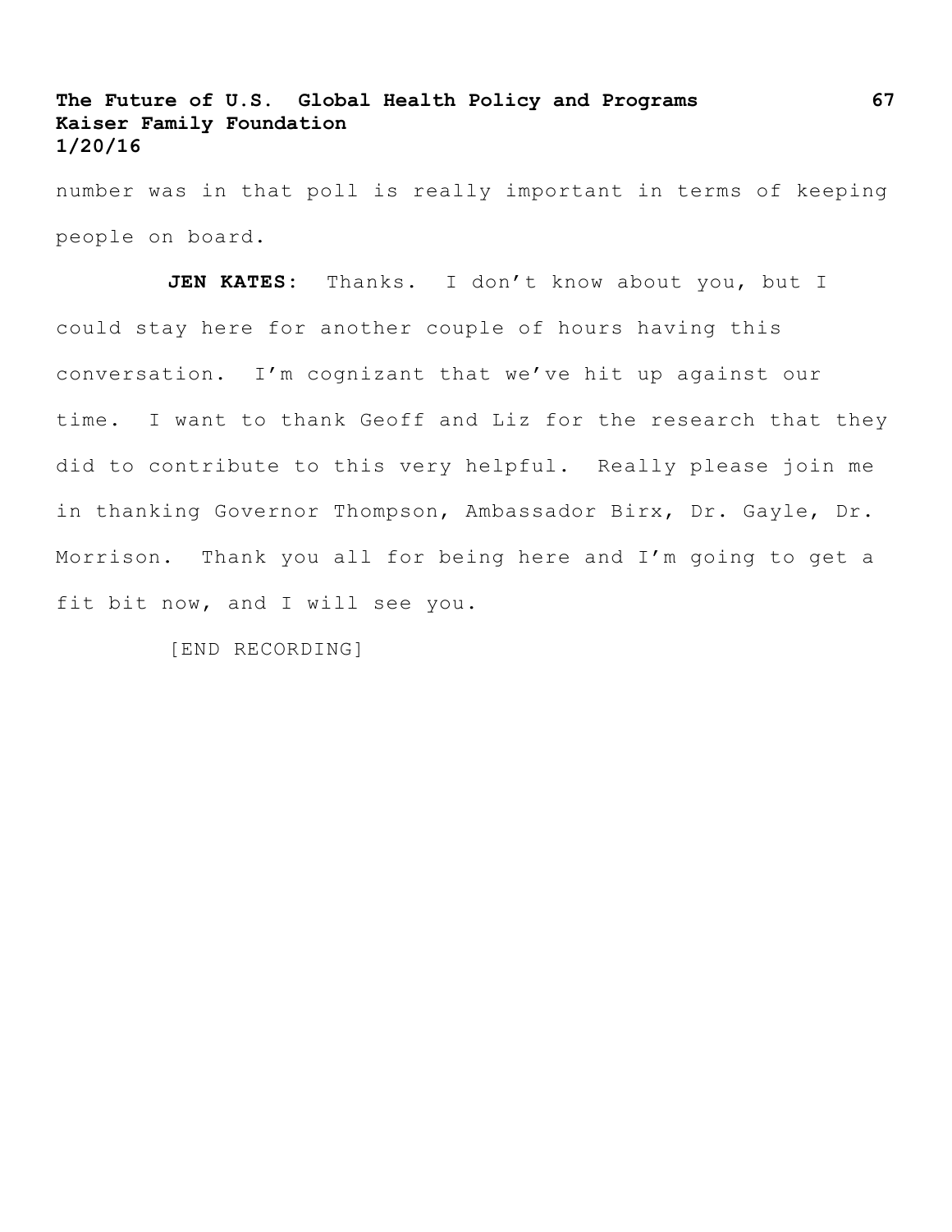number was in that poll is really important in terms of keeping people on board.

**JEN KATES:** Thanks. I don't know about you, but I could stay here for another couple of hours having this conversation. I'm cognizant that we've hit up against our time. I want to thank Geoff and Liz for the research that they did to contribute to this very helpful. Really please join me in thanking Governor Thompson, Ambassador Birx, Dr. Gayle, Dr. Morrison. Thank you all for being here and I'm going to get a fit bit now, and I will see you.

[END RECORDING]